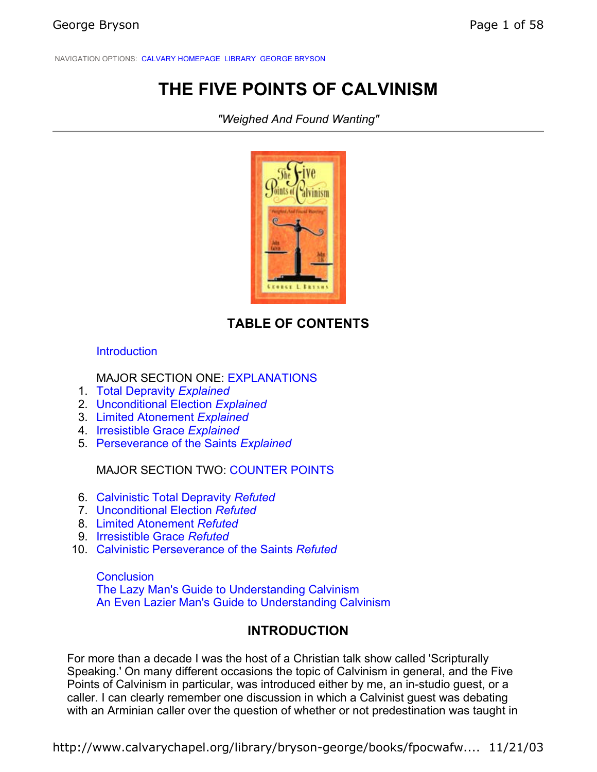NAVIGATION OPTIONS: CALVARY HOMEPAGE LIBRARY GEORGE BRYSON

# THE FIVE POINTS OF CALVINISM

*"Weighed And Found Wanting"*

## TABLE OF CONTENTS

Introduction

MAJOR SECTION ONE: EXPLANATIONS

1. Total Depravity *Explained*
2. Unconditional Election *Explained*
3. Limited Atonement *Explained*
4. Irresistible Grace *Explained*
5. Perseverance of the Saints *Explained*

MAJOR SECTION TWO: COUNTER POINTS

6. Calvinistic Total Depravity *Refuted*
7. Unconditional Election *Refuted*
8. Limited Atonement *Refuted*
9. Irresistible Grace *Refuted*
10. Calvinistic Perseverance of the Saints *Refuted*

Conclusion
The Lazy Man's Guide to Understanding Calvinism
An Even Lazier Man's Guide to Understanding Calvinism

## INTRODUCTION

For more than a decade I was the host of a Christian talk show called 'Scripturally Speaking.' On many different occasions the topic of Calvinism in general, and the Five Points of Calvinism in particular, was introduced either by me, an in-studio guest, or a caller. I can clearly remember one discussion in which a Calvinist guest was debating with an Arminian caller over the question of whether or not predestination was taught in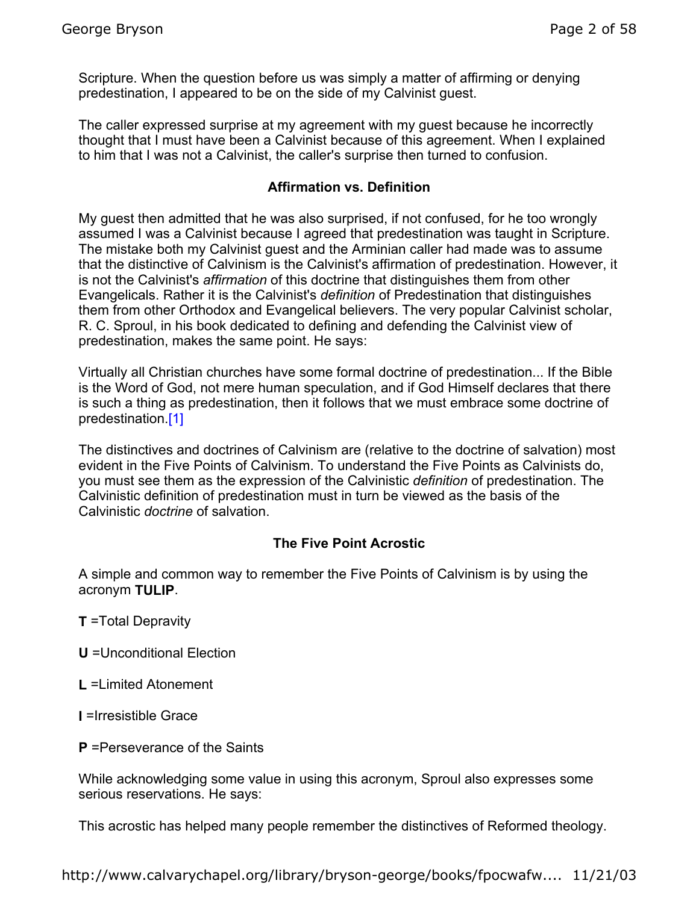Scripture. When the question before us was simply a matter of affirming or denying predestination, I appeared to be on the side of my Calvinist guest.

The caller expressed surprise at my agreement with my guest because he incorrectly thought that I must have been a Calvinist because of this agreement. When I explained to him that I was not a Calvinist, the caller's surprise then turned to confusion.

### Affirmation vs. Definition

My guest then admitted that he was also surprised, if not confused, for he too wrongly assumed I was a Calvinist because I agreed that predestination was taught in Scripture. The mistake both my Calvinist guest and the Arminian caller had made was to assume that the distinctive of Calvinism is the Calvinist's affirmation of predestination. However, it is not the Calvinist's *affirmation* of this doctrine that distinguishes them from other Evangelicals. Rather it is the Calvinist's *definition* of Predestination that distinguishes them from other Orthodox and Evangelical believers. The very popular Calvinist scholar, R. C. Sproul, in his book dedicated to defining and defending the Calvinist view of predestination, makes the same point. He says:

Virtually all Christian churches have some formal doctrine of predestination... If the Bible is the Word of God, not mere human speculation, and if God Himself declares that there is such a thing as predestination, then it follows that we must embrace some doctrine of predestination.[1]

The distinctives and doctrines of Calvinism are (relative to the doctrine of salvation) most evident in the Five Points of Calvinism. To understand the Five Points as Calvinists do, you must see them as the expression of the Calvinistic *definition* of predestination. The Calvinistic definition of predestination must in turn be viewed as the basis of the Calvinistic *doctrine* of salvation.

### The Five Point Acrostic

A simple and common way to remember the Five Points of Calvinism is by using the acronym **TULIP**.

**T** =Total Depravity

**U** =Unconditional Election

**L** =Limited Atonement

**I** =Irresistible Grace

**P** =Perseverance of the Saints

While acknowledging some value in using this acronym, Sproul also expresses some serious reservations. He says:

This acrostic has helped many people remember the distinctives of Reformed theology.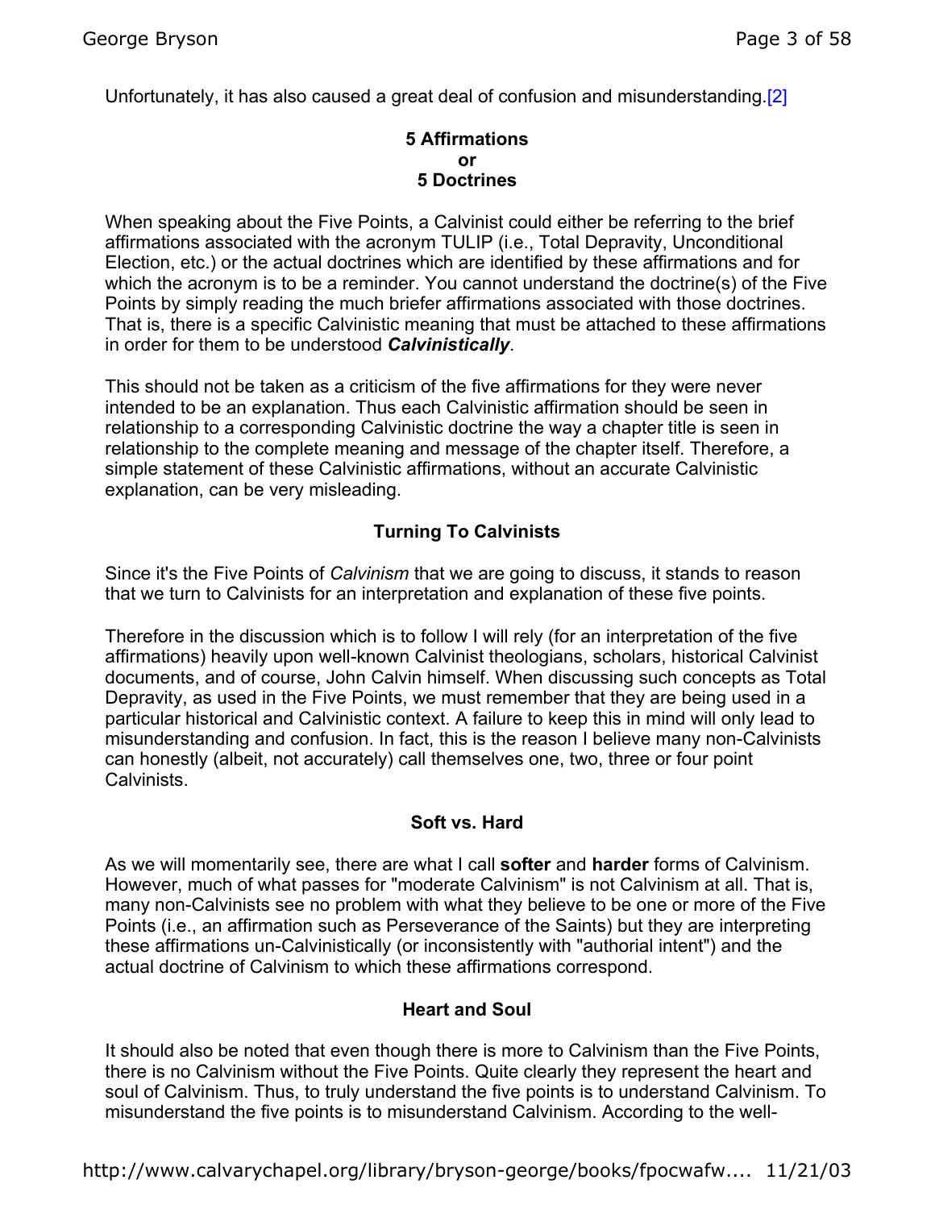Unfortunately, it has also caused a great deal of confusion and misunderstanding.[2]

**5 Affirmations**
**or**
**5 Doctrines**

When speaking about the Five Points, a Calvinist could either be referring to the brief affirmations associated with the acronym TULIP (i.e., Total Depravity, Unconditional Election, etc.) or the actual doctrines which are identified by these affirmations and for which the acronym is to be a reminder. You cannot understand the doctrine(s) of the Five Points by simply reading the much briefer affirmations associated with those doctrines. That is, there is a specific Calvinistic meaning that must be attached to these affirmations in order for them to be understood ***Calvinistically***.

This should not be taken as a criticism of the five affirmations for they were never intended to be an explanation. Thus each Calvinistic affirmation should be seen in relationship to a corresponding Calvinistic doctrine the way a chapter title is seen in relationship to the complete meaning and message of the chapter itself. Therefore, a simple statement of these Calvinistic affirmations, without an accurate Calvinistic explanation, can be very misleading.

**Turning To Calvinists**

Since it's the Five Points of *Calvinism* that we are going to discuss, it stands to reason that we turn to Calvinists for an interpretation and explanation of these five points.

Therefore in the discussion which is to follow I will rely (for an interpretation of the five affirmations) heavily upon well-known Calvinist theologians, scholars, historical Calvinist documents, and of course, John Calvin himself. When discussing such concepts as Total Depravity, as used in the Five Points, we must remember that they are being used in a particular historical and Calvinistic context. A failure to keep this in mind will only lead to misunderstanding and confusion. In fact, this is the reason I believe many non-Calvinists can honestly (albeit, not accurately) call themselves one, two, three or four point Calvinists.

**Soft vs. Hard**

As we will momentarily see, there are what I call **softer** and **harder** forms of Calvinism. However, much of what passes for "moderate Calvinism" is not Calvinism at all. That is, many non-Calvinists see no problem with what they believe to be one or more of the Five Points (i.e., an affirmation such as Perseverance of the Saints) but they are interpreting these affirmations un-Calvinistically (or inconsistently with "authorial intent") and the actual doctrine of Calvinism to which these affirmations correspond.

**Heart and Soul**

It should also be noted that even though there is more to Calvinism than the Five Points, there is no Calvinism without the Five Points. Quite clearly they represent the heart and soul of Calvinism. Thus, to truly understand the five points is to understand Calvinism. To misunderstand the five points is to misunderstand Calvinism. According to the well-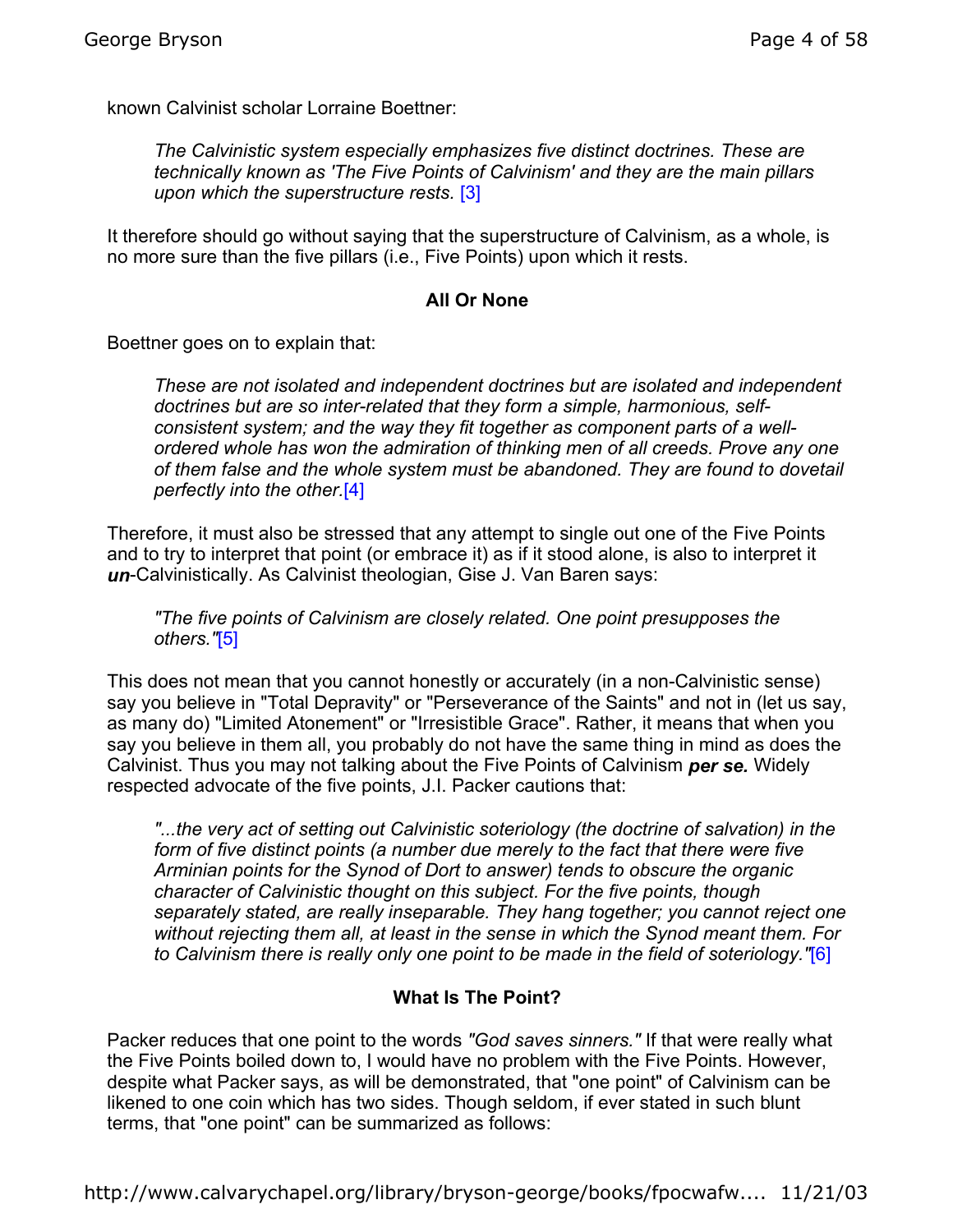known Calvinist scholar Lorraine Boettner:

> *The Calvinistic system especially emphasizes five distinct doctrines. These are technically known as 'The Five Points of Calvinism' and they are the main pillars upon which the superstructure rests.* [3]

It therefore should go without saying that the superstructure of Calvinism, as a whole, is no more sure than the five pillars (i.e., Five Points) upon which it rests.

### All Or None

Boettner goes on to explain that:

> *These are not isolated and independent doctrines but are isolated and independent doctrines but are so inter-related that they form a simple, harmonious, self-consistent system; and the way they fit together as component parts of a well-ordered whole has won the admiration of thinking men of all creeds. Prove any one of them false and the whole system must be abandoned. They are found to dovetail perfectly into the other.*[4]

Therefore, it must also be stressed that any attempt to single out one of the Five Points and to try to interpret that point (or embrace it) as if it stood alone, is also to interpret it ***un***-Calvinistically. As Calvinist theologian, Gise J. Van Baren says:

> *"The five points of Calvinism are closely related. One point presupposes the others."*[5]

This does not mean that you cannot honestly or accurately (in a non-Calvinistic sense) say you believe in "Total Depravity" or "Perseverance of the Saints" and not in (let us say, as many do) "Limited Atonement" or "Irresistible Grace". Rather, it means that when you say you believe in them all, you probably do not have the same thing in mind as does the Calvinist. Thus you may not talking about the Five Points of Calvinism ***per se.*** Widely respected advocate of the five points, J.I. Packer cautions that:

> *"...the very act of setting out Calvinistic soteriology (the doctrine of salvation) in the form of five distinct points (a number due merely to the fact that there were five Arminian points for the Synod of Dort to answer) tends to obscure the organic character of Calvinistic thought on this subject. For the five points, though separately stated, are really inseparable. They hang together; you cannot reject one without rejecting them all, at least in the sense in which the Synod meant them. For to Calvinism there is really only one point to be made in the field of soteriology."*[6]

### What Is The Point?

Packer reduces that one point to the words *"God saves sinners."* If that were really what the Five Points boiled down to, I would have no problem with the Five Points. However, despite what Packer says, as will be demonstrated, that "one point" of Calvinism can be likened to one coin which has two sides. Though seldom, if ever stated in such blunt terms, that "one point" can be summarized as follows: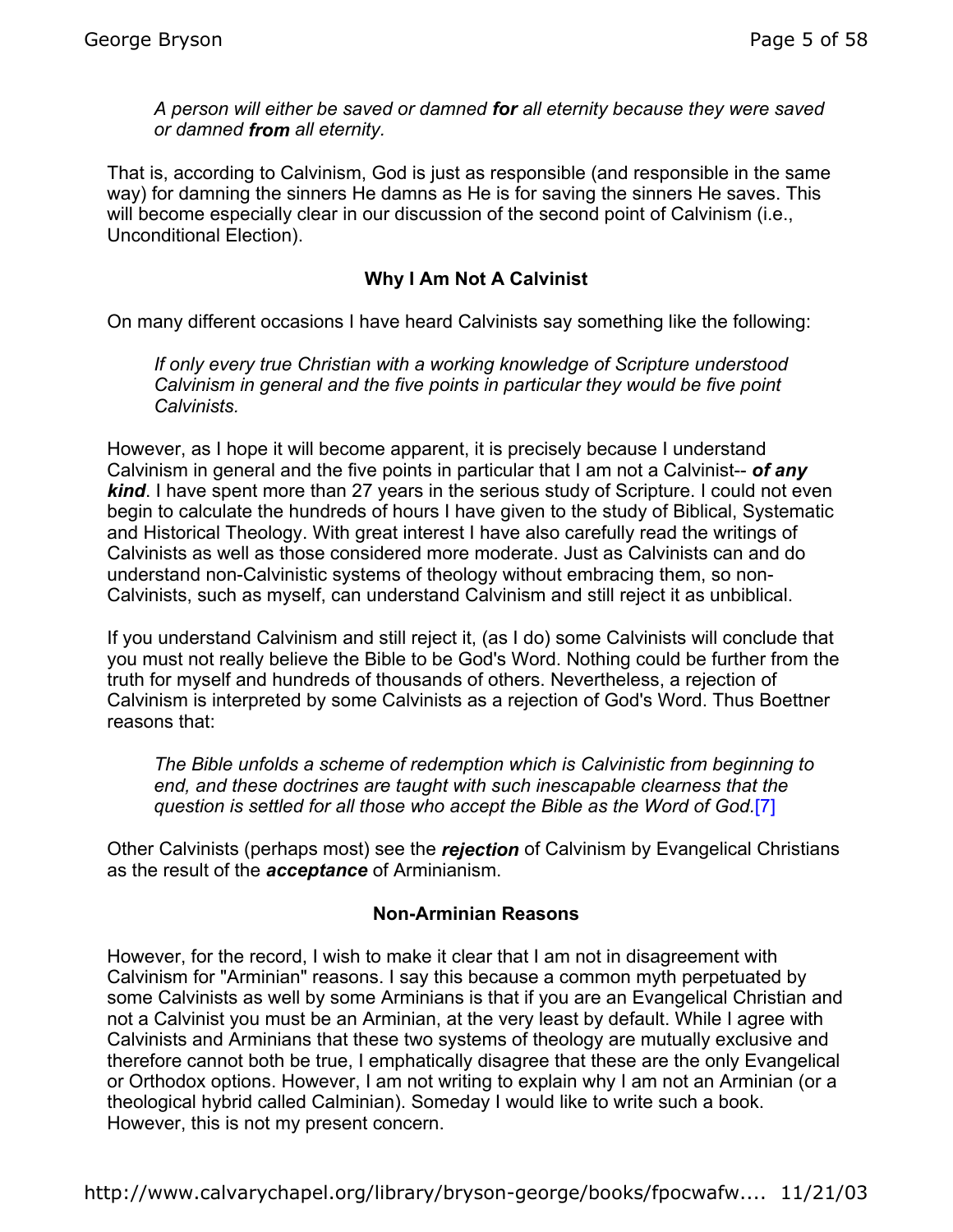> *A person will either be saved or damned **for** all eternity because they were saved or damned **from** all eternity.*

That is, according to Calvinism, God is just as responsible (and responsible in the same way) for damning the sinners He damns as He is for saving the sinners He saves. This will become especially clear in our discussion of the second point of Calvinism (i.e., Unconditional Election).

### Why I Am Not A Calvinist

On many different occasions I have heard Calvinists say something like the following:

> *If only every true Christian with a working knowledge of Scripture understood Calvinism in general and the five points in particular they would be five point Calvinists.*

However, as I hope it will become apparent, it is precisely because I understand Calvinism in general and the five points in particular that I am not a Calvinist-- ***of any kind***. I have spent more than 27 years in the serious study of Scripture. I could not even begin to calculate the hundreds of hours I have given to the study of Biblical, Systematic and Historical Theology. With great interest I have also carefully read the writings of Calvinists as well as those considered more moderate. Just as Calvinists can and do understand non-Calvinistic systems of theology without embracing them, so non-Calvinists, such as myself, can understand Calvinism and still reject it as unbiblical.

If you understand Calvinism and still reject it, (as I do) some Calvinists will conclude that you must not really believe the Bible to be God's Word. Nothing could be further from the truth for myself and hundreds of thousands of others. Nevertheless, a rejection of Calvinism is interpreted by some Calvinists as a rejection of God's Word. Thus Boettner reasons that:

> *The Bible unfolds a scheme of redemption which is Calvinistic from beginning to end, and these doctrines are taught with such inescapable clearness that the question is settled for all those who accept the Bible as the Word of God.*[7]

Other Calvinists (perhaps most) see the ***rejection*** of Calvinism by Evangelical Christians as the result of the ***acceptance*** of Arminianism.

### Non-Arminian Reasons

However, for the record, I wish to make it clear that I am not in disagreement with Calvinism for "Arminian" reasons. I say this because a common myth perpetuated by some Calvinists as well by some Arminians is that if you are an Evangelical Christian and not a Calvinist you must be an Arminian, at the very least by default. While I agree with Calvinists and Arminians that these two systems of theology are mutually exclusive and therefore cannot both be true, I emphatically disagree that these are the only Evangelical or Orthodox options. However, I am not writing to explain why I am not an Arminian (or a theological hybrid called Calminian). Someday I would like to write such a book. However, this is not my present concern.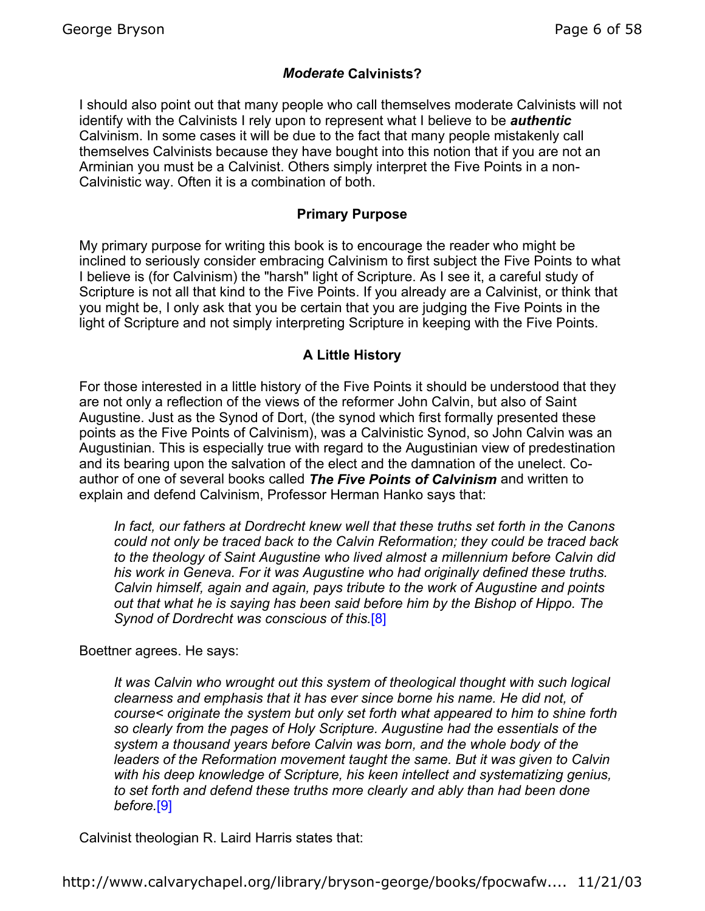### *Moderate* Calvinists?

I should also point out that many people who call themselves moderate Calvinists will not identify with the Calvinists I rely upon to represent what I believe to be ***authentic*** Calvinism. In some cases it will be due to the fact that many people mistakenly call themselves Calvinists because they have bought into this notion that if you are not an Arminian you must be a Calvinist. Others simply interpret the Five Points in a non-Calvinistic way. Often it is a combination of both.

### Primary Purpose

My primary purpose for writing this book is to encourage the reader who might be inclined to seriously consider embracing Calvinism to first subject the Five Points to what I believe is (for Calvinism) the "harsh" light of Scripture. As I see it, a careful study of Scripture is not all that kind to the Five Points. If you already are a Calvinist, or think that you might be, I only ask that you be certain that you are judging the Five Points in the light of Scripture and not simply interpreting Scripture in keeping with the Five Points.

### A Little History

For those interested in a little history of the Five Points it should be understood that they are not only a reflection of the views of the reformer John Calvin, but also of Saint Augustine. Just as the Synod of Dort, (the synod which first formally presented these points as the Five Points of Calvinism), was a Calvinistic Synod, so John Calvin was an Augustinian. This is especially true with regard to the Augustinian view of predestination and its bearing upon the salvation of the elect and the damnation of the unelect. Co-author of one of several books called ***The Five Points of Calvinism*** and written to explain and defend Calvinism, Professor Herman Hanko says that:

> *In fact, our fathers at Dordrecht knew well that these truths set forth in the Canons could not only be traced back to the Calvin Reformation; they could be traced back to the theology of Saint Augustine who lived almost a millennium before Calvin did his work in Geneva. For it was Augustine who had originally defined these truths. Calvin himself, again and again, pays tribute to the work of Augustine and points out that what he is saying has been said before him by the Bishop of Hippo. The Synod of Dordrecht was conscious of this.*[8]

Boettner agrees. He says:

> *It was Calvin who wrought out this system of theological thought with such logical clearness and emphasis that it has ever since borne his name. He did not, of course< originate the system but only set forth what appeared to him to shine forth so clearly from the pages of Holy Scripture. Augustine had the essentials of the system a thousand years before Calvin was born, and the whole body of the leaders of the Reformation movement taught the same. But it was given to Calvin with his deep knowledge of Scripture, his keen intellect and systematizing genius, to set forth and defend these truths more clearly and ably than had been done before.*[9]

Calvinist theologian R. Laird Harris states that: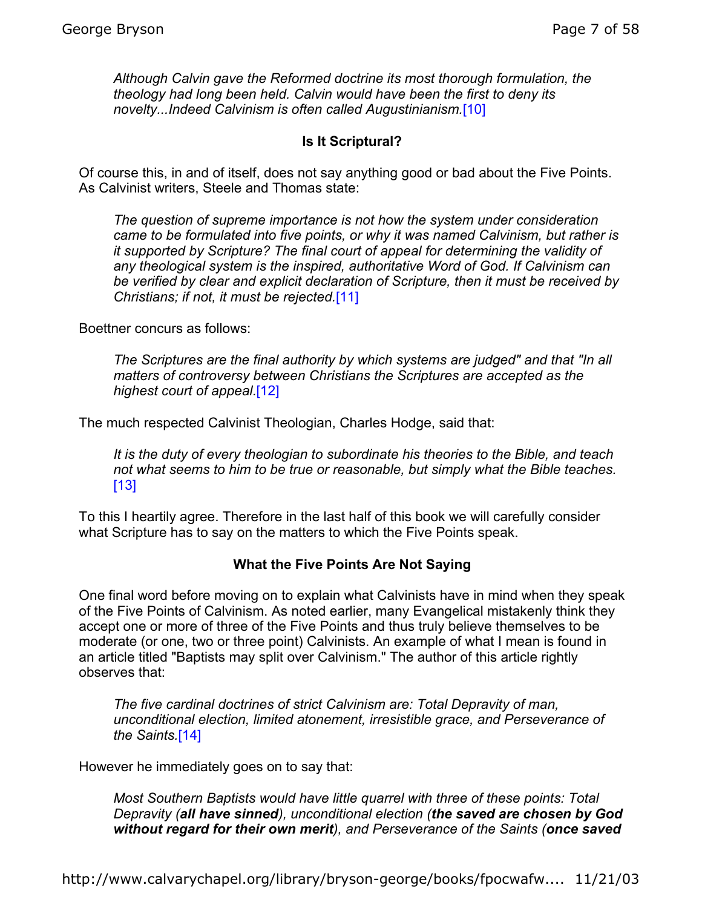*Although Calvin gave the Reformed doctrine its most thorough formulation, the theology had long been held. Calvin would have been the first to deny its novelty...Indeed Calvinism is often called Augustinianism.*[10]

### Is It Scriptural?

Of course this, in and of itself, does not say anything good or bad about the Five Points. As Calvinist writers, Steele and Thomas state:

> *The question of supreme importance is not how the system under consideration came to be formulated into five points, or why it was named Calvinism, but rather is it supported by Scripture? The final court of appeal for determining the validity of any theological system is the inspired, authoritative Word of God. If Calvinism can be verified by clear and explicit declaration of Scripture, then it must be received by Christians; if not, it must be rejected.*[11]

Boettner concurs as follows:

> *The Scriptures are the final authority by which systems are judged" and that "In all matters of controversy between Christians the Scriptures are accepted as the highest court of appeal.*[12]

The much respected Calvinist Theologian, Charles Hodge, said that:

> *It is the duty of every theologian to subordinate his theories to the Bible, and teach not what seems to him to be true or reasonable, but simply what the Bible teaches.* [13]

To this I heartily agree. Therefore in the last half of this book we will carefully consider what Scripture has to say on the matters to which the Five Points speak.

### What the Five Points Are Not Saying

One final word before moving on to explain what Calvinists have in mind when they speak of the Five Points of Calvinism. As noted earlier, many Evangelical mistakenly think they accept one or more of three of the Five Points and thus truly believe themselves to be moderate (or one, two or three point) Calvinists. An example of what I mean is found in an article titled "Baptists may split over Calvinism." The author of this article rightly observes that:

> *The five cardinal doctrines of strict Calvinism are: Total Depravity of man, unconditional election, limited atonement, irresistible grace, and Perseverance of the Saints.*[14]

However he immediately goes on to say that:

> *Most Southern Baptists would have little quarrel with three of these points: Total Depravity (**all have sinned**), unconditional election (**the saved are chosen by God without regard for their own merit**), and Perseverance of the Saints (**once saved**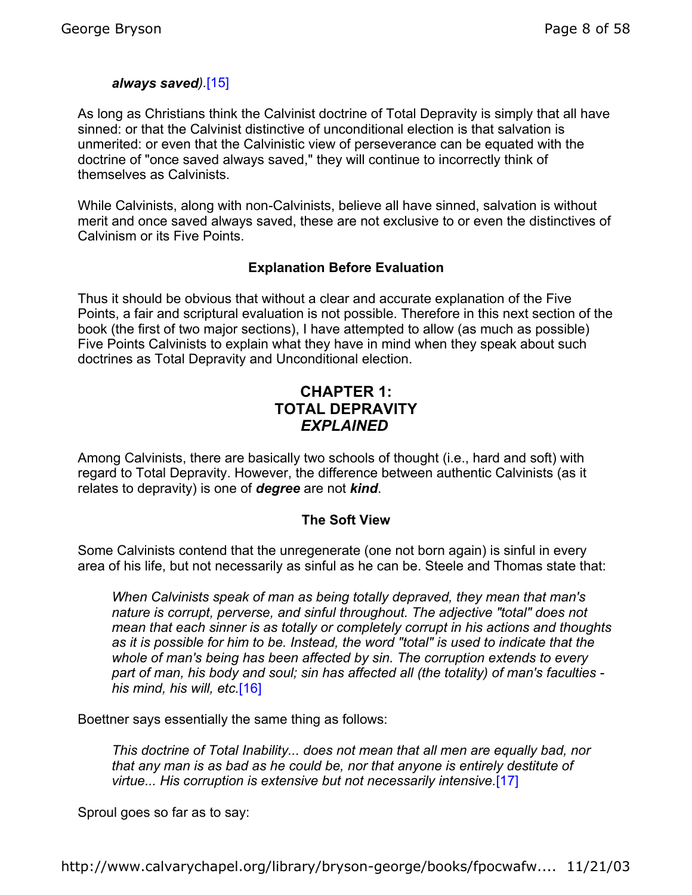***always saved)***.[15]

As long as Christians think the Calvinist doctrine of Total Depravity is simply that all have sinned: or that the Calvinist distinctive of unconditional election is that salvation is unmerited: or even that the Calvinistic view of perseverance can be equated with the doctrine of "once saved always saved," they will continue to incorrectly think of themselves as Calvinists.

While Calvinists, along with non-Calvinists, believe all have sinned, salvation is without merit and once saved always saved, these are not exclusive to or even the distinctives of Calvinism or its Five Points.

### Explanation Before Evaluation

Thus it should be obvious that without a clear and accurate explanation of the Five Points, a fair and scriptural evaluation is not possible. Therefore in this next section of the book (the first of two major sections), I have attempted to allow (as much as possible) Five Points Calvinists to explain what they have in mind when they speak about such doctrines as Total Depravity and Unconditional election.

## CHAPTER 1: TOTAL DEPRAVITY *EXPLAINED*

Among Calvinists, there are basically two schools of thought (i.e., hard and soft) with regard to Total Depravity. However, the difference between authentic Calvinists (as it relates to depravity) is one of ***degree*** are not ***kind***.

### The Soft View

Some Calvinists contend that the unregenerate (one not born again) is sinful in every area of his life, but not necessarily as sinful as he can be. Steele and Thomas state that:

> *When Calvinists speak of man as being totally depraved, they mean that man's nature is corrupt, perverse, and sinful throughout. The adjective "total" does not mean that each sinner is as totally or completely corrupt in his actions and thoughts as it is possible for him to be. Instead, the word "total" is used to indicate that the whole of man's being has been affected by sin. The corruption extends to every part of man, his body and soul; sin has affected all (the totality) of man's faculties - his mind, his will, etc.*[16]

Boettner says essentially the same thing as follows:

> *This doctrine of Total Inability... does not mean that all men are equally bad, nor that any man is as bad as he could be, nor that anyone is entirely destitute of virtue... His corruption is extensive but not necessarily intensive.*[17]

Sproul goes so far as to say: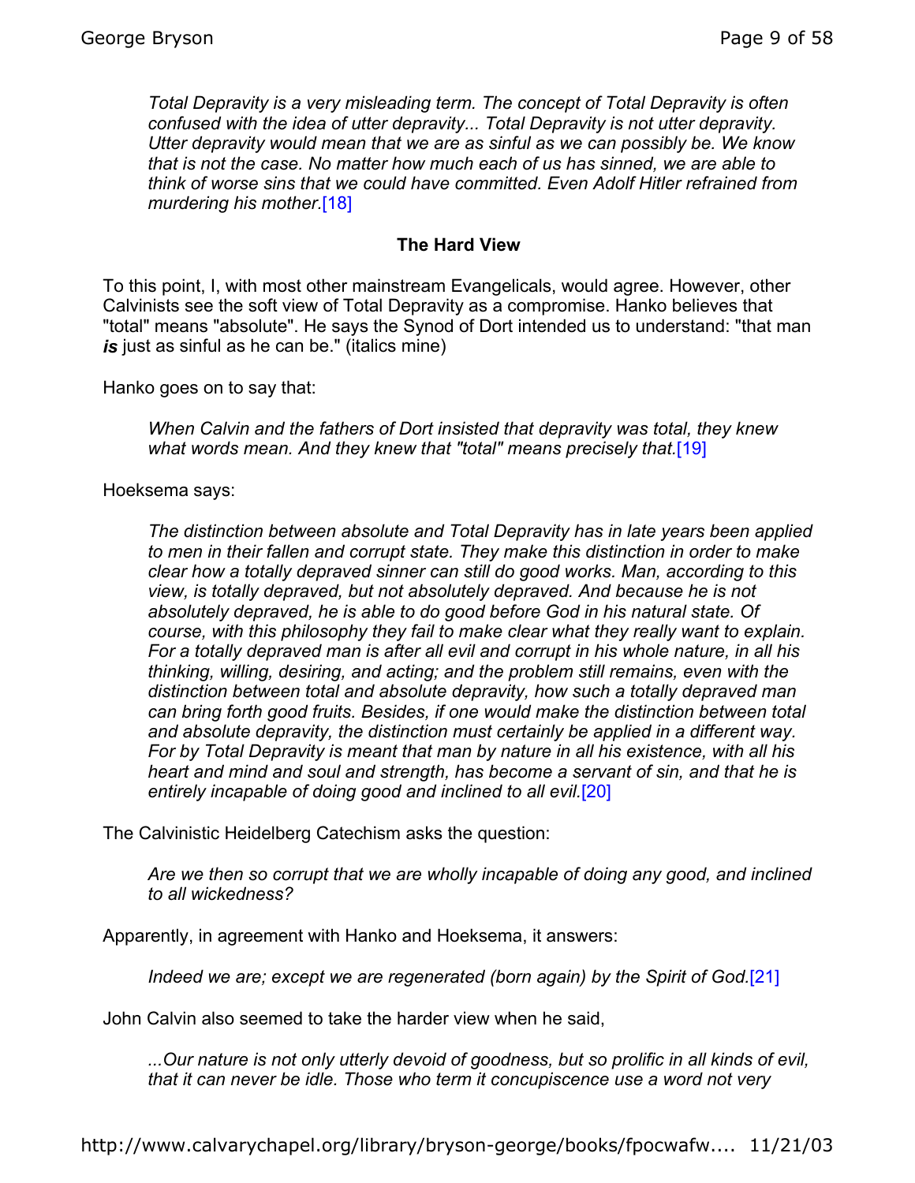*Total Depravity is a very misleading term. The concept of Total Depravity is often confused with the idea of utter depravity... Total Depravity is not utter depravity. Utter depravity would mean that we are as sinful as we can possibly be. We know that is not the case. No matter how much each of us has sinned, we are able to think of worse sins that we could have committed. Even Adolf Hitler refrained from murdering his mother.*[18]

### The Hard View

To this point, I, with most other mainstream Evangelicals, would agree. However, other Calvinists see the soft view of Total Depravity as a compromise. Hanko believes that "total" means "absolute". He says the Synod of Dort intended us to understand: "that man ***is*** just as sinful as he can be." (italics mine)

Hanko goes on to say that:

*When Calvin and the fathers of Dort insisted that depravity was total, they knew what words mean. And they knew that "total" means precisely that.*[19]

Hoeksema says:

*The distinction between absolute and Total Depravity has in late years been applied to men in their fallen and corrupt state. They make this distinction in order to make clear how a totally depraved sinner can still do good works. Man, according to this view, is totally depraved, but not absolutely depraved. And because he is not absolutely depraved, he is able to do good before God in his natural state. Of course, with this philosophy they fail to make clear what they really want to explain. For a totally depraved man is after all evil and corrupt in his whole nature, in all his thinking, willing, desiring, and acting; and the problem still remains, even with the distinction between total and absolute depravity, how such a totally depraved man can bring forth good fruits. Besides, if one would make the distinction between total and absolute depravity, the distinction must certainly be applied in a different way. For by Total Depravity is meant that man by nature in all his existence, with all his heart and mind and soul and strength, has become a servant of sin, and that he is entirely incapable of doing good and inclined to all evil.*[20]

The Calvinistic Heidelberg Catechism asks the question:

*Are we then so corrupt that we are wholly incapable of doing any good, and inclined to all wickedness?*

Apparently, in agreement with Hanko and Hoeksema, it answers:

*Indeed we are; except we are regenerated (born again) by the Spirit of God.*[21]

John Calvin also seemed to take the harder view when he said,

*...Our nature is not only utterly devoid of goodness, but so prolific in all kinds of evil, that it can never be idle. Those who term it concupiscence use a word not very*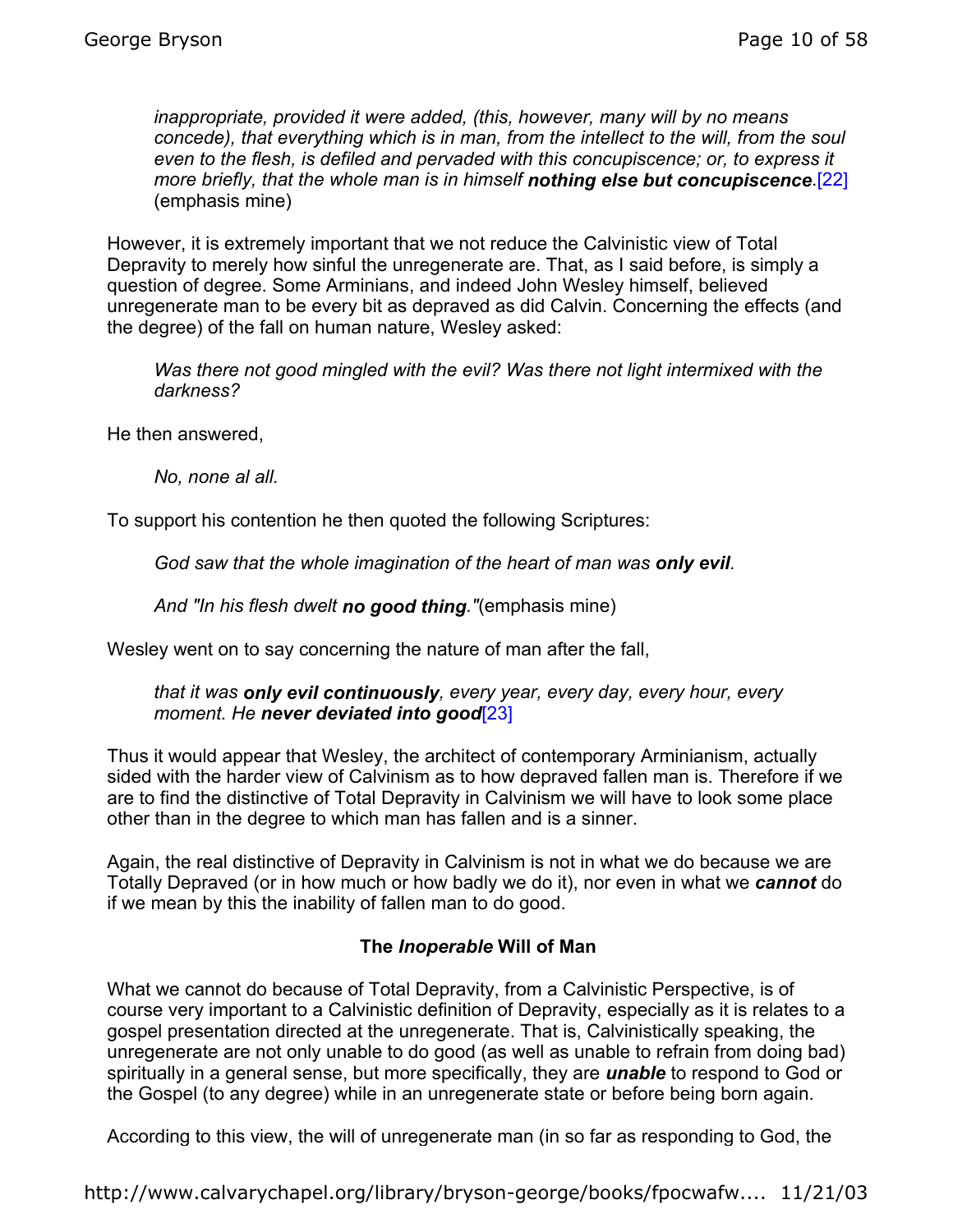> *inappropriate, provided it were added, (this, however, many will by no means concede), that everything which is in man, from the intellect to the will, from the soul even to the flesh, is defiled and pervaded with this concupiscence; or, to express it more briefly, that the whole man is in himself* ***nothing else but concupiscence***.[22] (emphasis mine)

However, it is extremely important that we not reduce the Calvinistic view of Total Depravity to merely how sinful the unregenerate are. That, as I said before, is simply a question of degree. Some Arminians, and indeed John Wesley himself, believed unregenerate man to be every bit as depraved as did Calvin. Concerning the effects (and the degree) of the fall on human nature, Wesley asked:

> *Was there not good mingled with the evil? Was there not light intermixed with the darkness?*

He then answered,

> *No, none al all.*

To support his contention he then quoted the following Scriptures:

> *God saw that the whole imagination of the heart of man was* ***only evil****.*

> *And "In his flesh dwelt* ***no good thing****."*(emphasis mine)

Wesley went on to say concerning the nature of man after the fall,

> *that it was* ***only evil continuously****, every year, every day, every hour, every moment. He* ***never deviated into good***[23]

Thus it would appear that Wesley, the architect of contemporary Arminianism, actually sided with the harder view of Calvinism as to how depraved fallen man is. Therefore if we are to find the distinctive of Total Depravity in Calvinism we will have to look some place other than in the degree to which man has fallen and is a sinner.

Again, the real distinctive of Depravity in Calvinism is not in what we do because we are Totally Depraved (or in how much or how badly we do it), nor even in what we ***cannot*** do if we mean by this the inability of fallen man to do good.

### The *Inoperable* Will of Man

What we cannot do because of Total Depravity, from a Calvinistic Perspective, is of course very important to a Calvinistic definition of Depravity, especially as it is relates to a gospel presentation directed at the unregenerate. That is, Calvinistically speaking, the unregenerate are not only unable to do good (as well as unable to refrain from doing bad) spiritually in a general sense, but more specifically, they are ***unable*** to respond to God or the Gospel (to any degree) while in an unregenerate state or before being born again.

According to this view, the will of unregenerate man (in so far as responding to God, the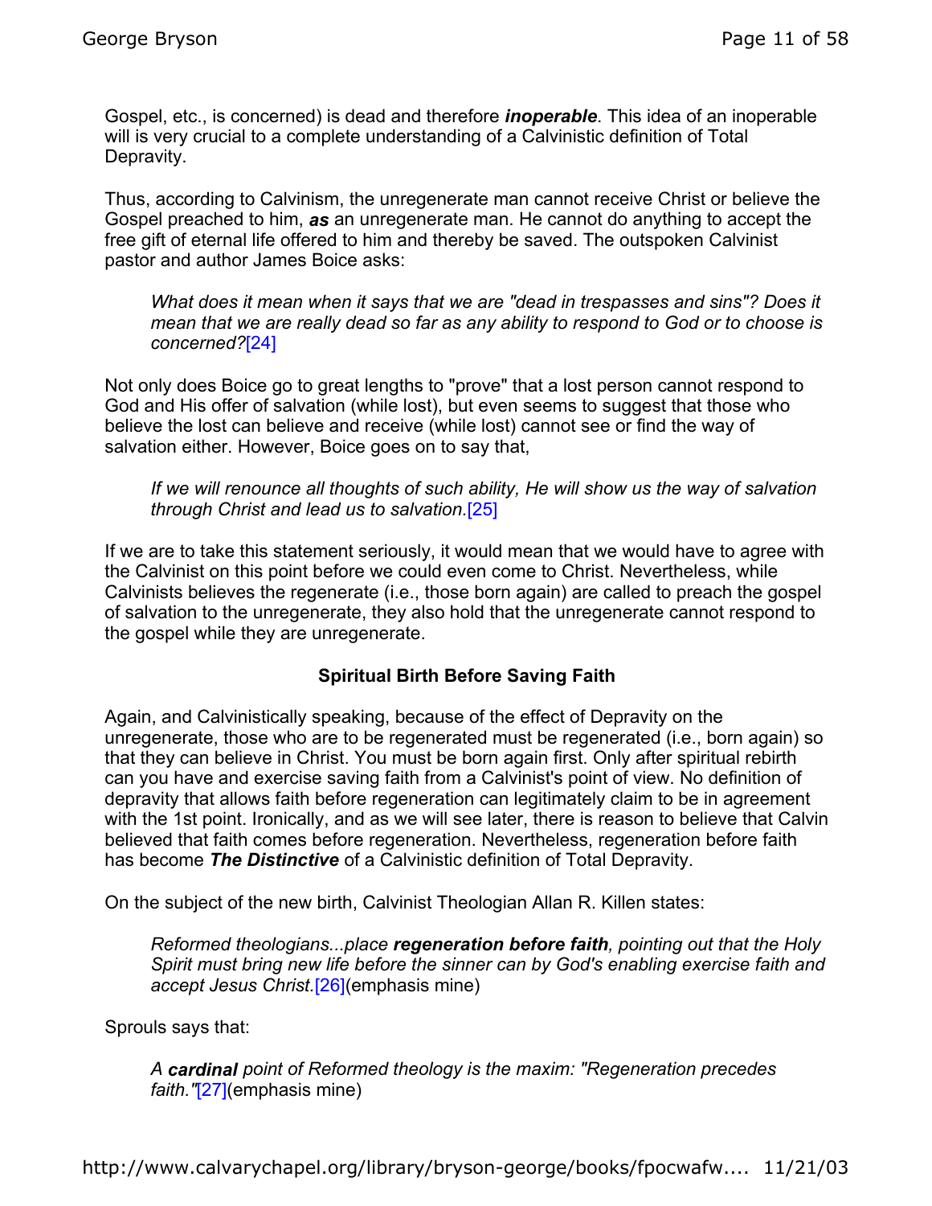Gospel, etc., is concerned) is dead and therefore ***inoperable***. This idea of an inoperable will is very crucial to a complete understanding of a Calvinistic definition of Total Depravity.

Thus, according to Calvinism, the unregenerate man cannot receive Christ or believe the Gospel preached to him, ***as*** an unregenerate man. He cannot do anything to accept the free gift of eternal life offered to him and thereby be saved. The outspoken Calvinist pastor and author James Boice asks:

> *What does it mean when it says that we are "dead in trespasses and sins"? Does it mean that we are really dead so far as any ability to respond to God or to choose is concerned?*[24]

Not only does Boice go to great lengths to "prove" that a lost person cannot respond to God and His offer of salvation (while lost), but even seems to suggest that those who believe the lost can believe and receive (while lost) cannot see or find the way of salvation either. However, Boice goes on to say that,

> *If we will renounce all thoughts of such ability, He will show us the way of salvation through Christ and lead us to salvation.*[25]

If we are to take this statement seriously, it would mean that we would have to agree with the Calvinist on this point before we could even come to Christ. Nevertheless, while Calvinists believes the regenerate (i.e., those born again) are called to preach the gospel of salvation to the unregenerate, they also hold that the unregenerate cannot respond to the gospel while they are unregenerate.

### Spiritual Birth Before Saving Faith

Again, and Calvinistically speaking, because of the effect of Depravity on the unregenerate, those who are to be regenerated must be regenerated (i.e., born again) so that they can believe in Christ. You must be born again first. Only after spiritual rebirth can you have and exercise saving faith from a Calvinist's point of view. No definition of depravity that allows faith before regeneration can legitimately claim to be in agreement with the 1st point. Ironically, and as we will see later, there is reason to believe that Calvin believed that faith comes before regeneration. Nevertheless, regeneration before faith has become ***The Distinctive*** of a Calvinistic definition of Total Depravity.

On the subject of the new birth, Calvinist Theologian Allan R. Killen states:

> *Reformed theologians...place **regeneration before faith**, pointing out that the Holy Spirit must bring new life before the sinner can by God's enabling exercise faith and accept Jesus Christ.*[26](emphasis mine)

Sprouls says that:

> *A **cardinal** point of Reformed theology is the maxim: "Regeneration precedes faith."*[27](emphasis mine)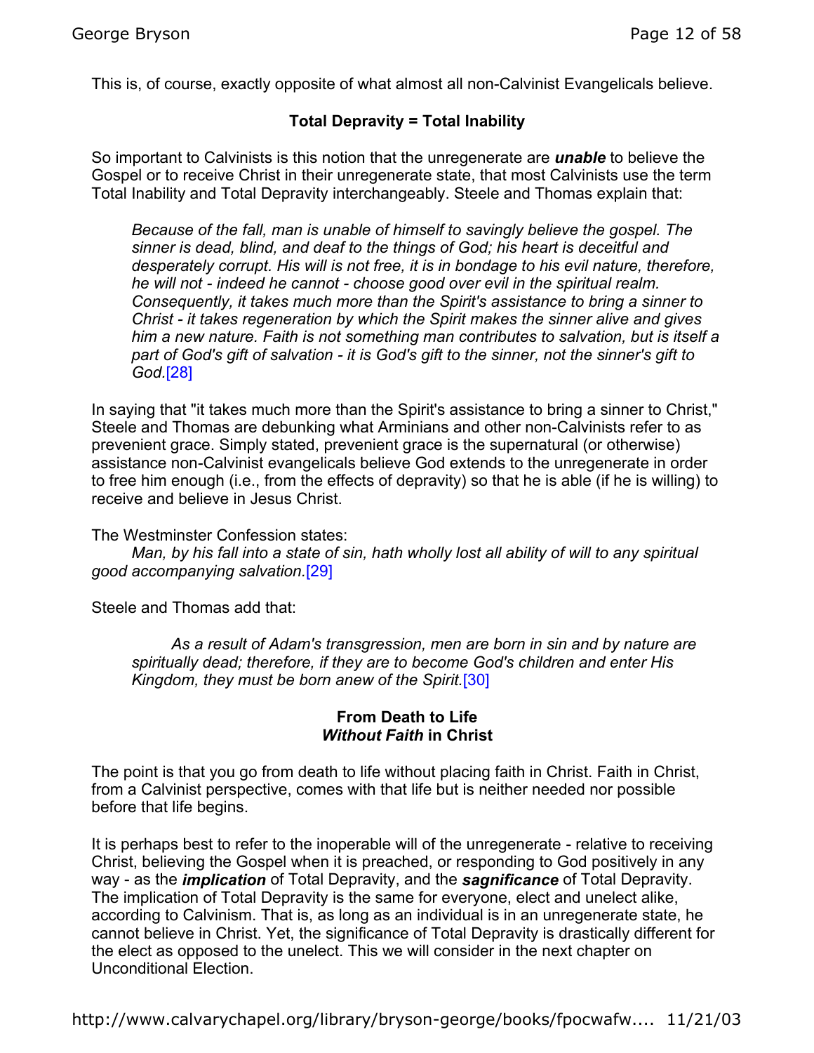This is, of course, exactly opposite of what almost all non-Calvinist Evangelicals believe.

### Total Depravity = Total Inability

So important to Calvinists is this notion that the unregenerate are ***unable*** to believe the Gospel or to receive Christ in their unregenerate state, that most Calvinists use the term Total Inability and Total Depravity interchangeably. Steele and Thomas explain that:

> *Because of the fall, man is unable of himself to savingly believe the gospel. The sinner is dead, blind, and deaf to the things of God; his heart is deceitful and desperately corrupt. His will is not free, it is in bondage to his evil nature, therefore, he will not - indeed he cannot - choose good over evil in the spiritual realm. Consequently, it takes much more than the Spirit's assistance to bring a sinner to Christ - it takes regeneration by which the Spirit makes the sinner alive and gives him a new nature. Faith is not something man contributes to salvation, but is itself a part of God's gift of salvation - it is God's gift to the sinner, not the sinner's gift to God.*[28]

In saying that "it takes much more than the Spirit's assistance to bring a sinner to Christ," Steele and Thomas are debunking what Arminians and other non-Calvinists refer to as prevenient grace. Simply stated, prevenient grace is the supernatural (or otherwise) assistance non-Calvinist evangelicals believe God extends to the unregenerate in order to free him enough (i.e., from the effects of depravity) so that he is able (if he is willing) to receive and believe in Jesus Christ.

The Westminster Confession states:

*Man, by his fall into a state of sin, hath wholly lost all ability of will to any spiritual good accompanying salvation.*[29]

Steele and Thomas add that:

> *As a result of Adam's transgression, men are born in sin and by nature are spiritually dead; therefore, if they are to become God's children and enter His Kingdom, they must be born anew of the Spirit.*[30]

### From Death to Life ***Without Faith*** in Christ

The point is that you go from death to life without placing faith in Christ. Faith in Christ, from a Calvinist perspective, comes with that life but is neither needed nor possible before that life begins.

It is perhaps best to refer to the inoperable will of the unregenerate - relative to receiving Christ, believing the Gospel when it is preached, or responding to God positively in any way - as the ***implication*** of Total Depravity, and the ***significance*** of Total Depravity. The implication of Total Depravity is the same for everyone, elect and unelect alike, according to Calvinism. That is, as long as an individual is in an unregenerate state, he cannot believe in Christ. Yet, the significance of Total Depravity is drastically different for the elect as opposed to the unelect. This we will consider in the next chapter on Unconditional Election.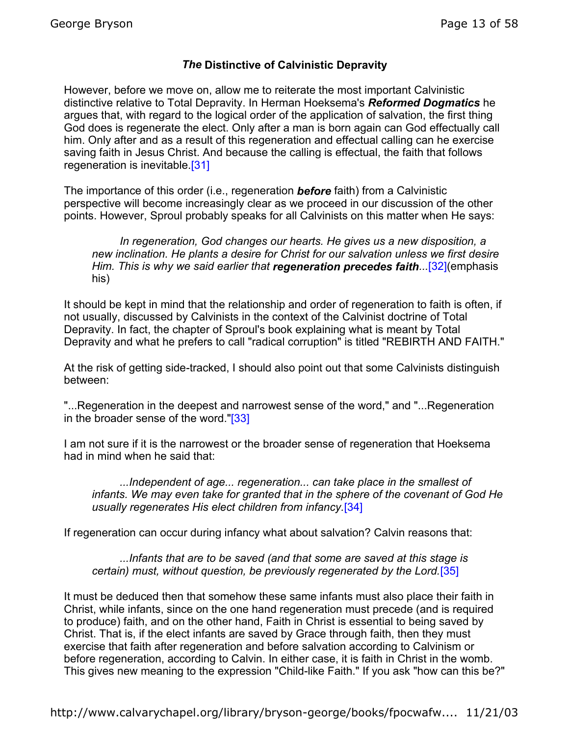### ***The*** **Distinctive of Calvinistic Depravity**

However, before we move on, allow me to reiterate the most important Calvinistic distinctive relative to Total Depravity. In Herman Hoeksema's ***Reformed Dogmatics*** he argues that, with regard to the logical order of the application of salvation, the first thing God does is regenerate the elect. Only after a man is born again can God effectually call him. Only after and as a result of this regeneration and effectual calling can he exercise saving faith in Jesus Christ. And because the calling is effectual, the faith that follows regeneration is inevitable.[31]

The importance of this order (i.e., regeneration ***before*** faith) from a Calvinistic perspective will become increasingly clear as we proceed in our discussion of the other points. However, Sproul probably speaks for all Calvinists on this matter when He says:

> *In regeneration, God changes our hearts. He gives us a new disposition, a new inclination. He plants a desire for Christ for our salvation unless we first desire Him. This is why we said earlier that* ***regeneration precedes faith****...*[32](emphasis his)

It should be kept in mind that the relationship and order of regeneration to faith is often, if not usually, discussed by Calvinists in the context of the Calvinist doctrine of Total Depravity. In fact, the chapter of Sproul's book explaining what is meant by Total Depravity and what he prefers to call "radical corruption" is titled "REBIRTH AND FAITH."

At the risk of getting side-tracked, I should also point out that some Calvinists distinguish between:

"...Regeneration in the deepest and narrowest sense of the word," and "...Regeneration in the broader sense of the word."[33]

I am not sure if it is the narrowest or the broader sense of regeneration that Hoeksema had in mind when he said that:

> *...Independent of age... regeneration... can take place in the smallest of infants. We may even take for granted that in the sphere of the covenant of God He usually regenerates His elect children from infancy.*[34]

If regeneration can occur during infancy what about salvation? Calvin reasons that:

> *...Infants that are to be saved (and that some are saved at this stage is certain) must, without question, be previously regenerated by the Lord.*[35]

It must be deduced then that somehow these same infants must also place their faith in Christ, while infants, since on the one hand regeneration must precede (and is required to produce) faith, and on the other hand, Faith in Christ is essential to being saved by Christ. That is, if the elect infants are saved by Grace through faith, then they must exercise that faith after regeneration and before salvation according to Calvinism or before regeneration, according to Calvin. In either case, it is faith in Christ in the womb. This gives new meaning to the expression "Child-like Faith." If you ask "how can this be?"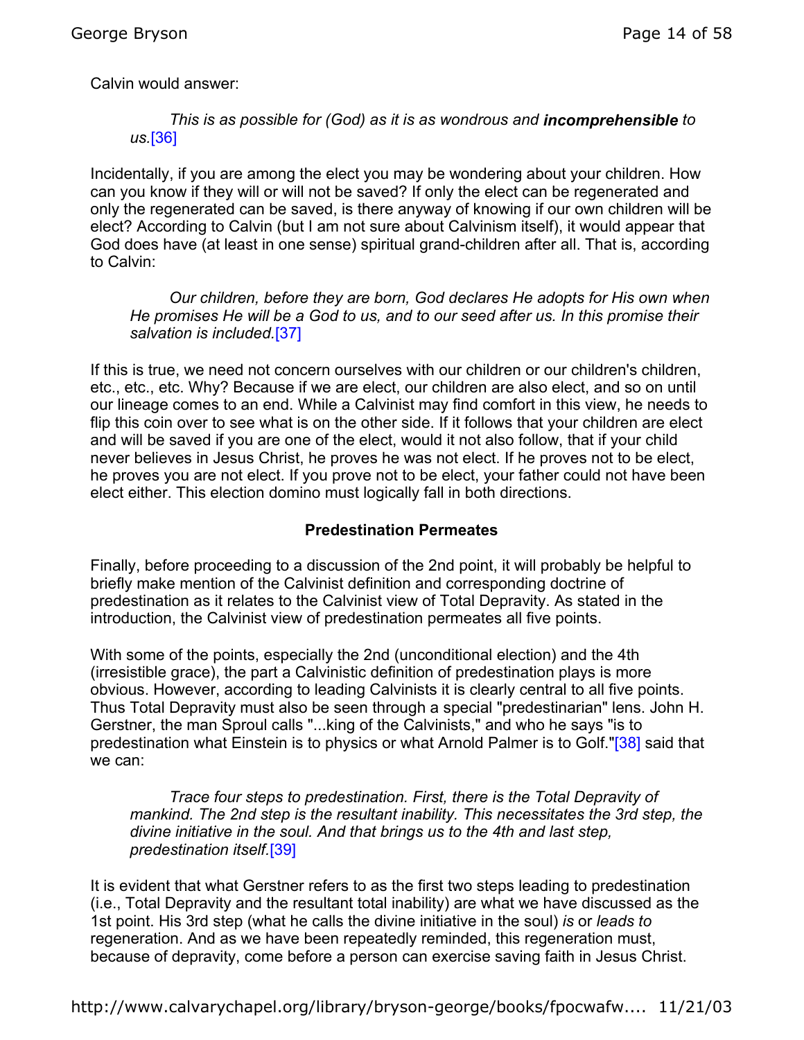Calvin would answer:

> *This is as possible for (God) as it is as wondrous and **incomprehensible** to us.*[36]

Incidentally, if you are among the elect you may be wondering about your children. How can you know if they will or will not be saved? If only the elect can be regenerated and only the regenerated can be saved, is there anyway of knowing if our own children will be elect? According to Calvin (but I am not sure about Calvinism itself), it would appear that God does have (at least in one sense) spiritual grand-children after all. That is, according to Calvin:

> *Our children, before they are born, God declares He adopts for His own when He promises He will be a God to us, and to our seed after us. In this promise their salvation is included.*[37]

If this is true, we need not concern ourselves with our children or our children's children, etc., etc., etc. Why? Because if we are elect, our children are also elect, and so on until our lineage comes to an end. While a Calvinist may find comfort in this view, he needs to flip this coin over to see what is on the other side. If it follows that your children are elect and will be saved if you are one of the elect, would it not also follow, that if your child never believes in Jesus Christ, he proves he was not elect. If he proves not to be elect, he proves you are not elect. If you prove not to be elect, your father could not have been elect either. This election domino must logically fall in both directions.

### Predestination Permeates

Finally, before proceeding to a discussion of the 2nd point, it will probably be helpful to briefly make mention of the Calvinist definition and corresponding doctrine of predestination as it relates to the Calvinist view of Total Depravity. As stated in the introduction, the Calvinist view of predestination permeates all five points.

With some of the points, especially the 2nd (unconditional election) and the 4th (irresistible grace), the part a Calvinistic definition of predestination plays is more obvious. However, according to leading Calvinists it is clearly central to all five points. Thus Total Depravity must also be seen through a special "predestinarian" lens. John H. Gerstner, the man Sproul calls "...king of the Calvinists," and who he says "is to predestination what Einstein is to physics or what Arnold Palmer is to Golf."[38] said that we can:

> *Trace four steps to predestination. First, there is the Total Depravity of mankind. The 2nd step is the resultant inability. This necessitates the 3rd step, the divine initiative in the soul. And that brings us to the 4th and last step, predestination itself.*[39]

It is evident that what Gerstner refers to as the first two steps leading to predestination (i.e., Total Depravity and the resultant total inability) are what we have discussed as the 1st point. His 3rd step (what he calls the divine initiative in the soul) *is* or *leads to* regeneration. And as we have been repeatedly reminded, this regeneration must, because of depravity, come before a person can exercise saving faith in Jesus Christ.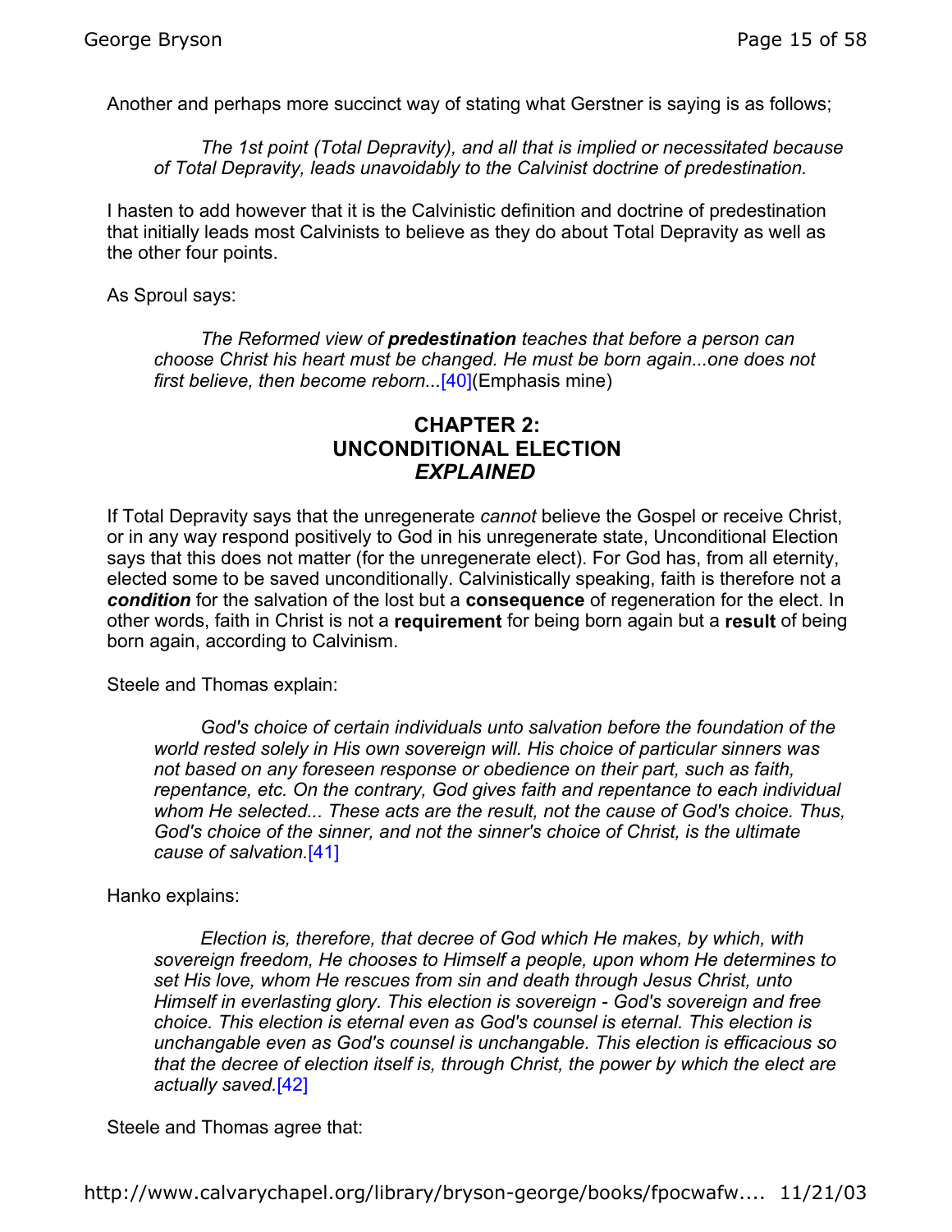Another and perhaps more succinct way of stating what Gerstner is saying is as follows;

> *The 1st point (Total Depravity), and all that is implied or necessitated because of Total Depravity, leads unavoidably to the Calvinist doctrine of predestination.*

I hasten to add however that it is the Calvinistic definition and doctrine of predestination that initially leads most Calvinists to believe as they do about Total Depravity as well as the other four points.

As Sproul says:

> *The Reformed view of **predestination** teaches that before a person can choose Christ his heart must be changed. He must be born again...one does not first believe, then become reborn...*[40](Emphasis mine)

## CHAPTER 2: UNCONDITIONAL ELECTION *EXPLAINED*

If Total Depravity says that the unregenerate *cannot* believe the Gospel or receive Christ, or in any way respond positively to God in his unregenerate state, Unconditional Election says that this does not matter (for the unregenerate elect). For God has, from all eternity, elected some to be saved unconditionally. Calvinistically speaking, faith is therefore not a ***condition*** for the salvation of the lost but a **consequence** of regeneration for the elect. In other words, faith in Christ is not a **requirement** for being born again but a **result** of being born again, according to Calvinism.

Steele and Thomas explain:

> *God's choice of certain individuals unto salvation before the foundation of the world rested solely in His own sovereign will. His choice of particular sinners was not based on any foreseen response or obedience on their part, such as faith, repentance, etc. On the contrary, God gives faith and repentance to each individual whom He selected... These acts are the result, not the cause of God's choice. Thus, God's choice of the sinner, and not the sinner's choice of Christ, is the ultimate cause of salvation.*[41]

Hanko explains:

> *Election is, therefore, that decree of God which He makes, by which, with sovereign freedom, He chooses to Himself a people, upon whom He determines to set His love, whom He rescues from sin and death through Jesus Christ, unto Himself in everlasting glory. This election is sovereign - God's sovereign and free choice. This election is eternal even as God's counsel is eternal. This election is unchangable even as God's counsel is unchangable. This election is efficacious so that the decree of election itself is, through Christ, the power by which the elect are actually saved.*[42]

Steele and Thomas agree that: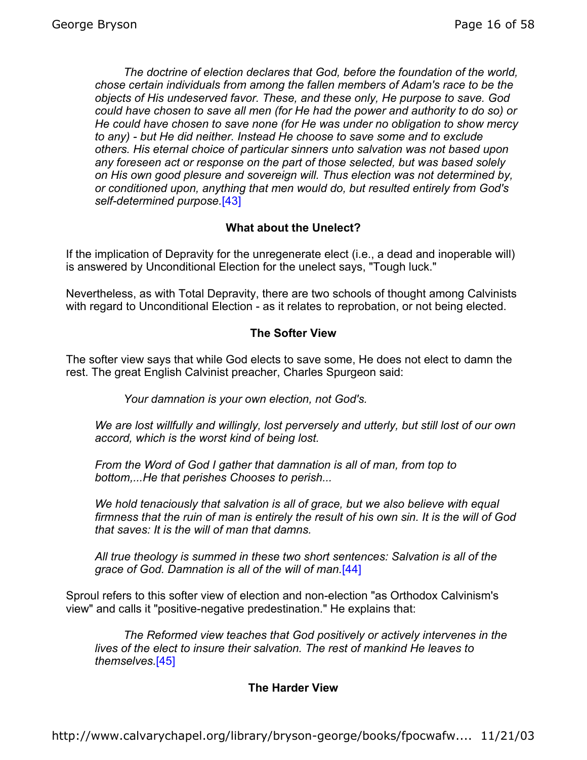> The doctrine of election declares that God, before the foundation of the world, chose certain individuals from among the fallen members of Adam's race to be the objects of His undeserved favor. These, and these only, He purpose to save. God could have chosen to save all men (for He had the power and authority to do so) or He could have chosen to save none (for He was under no obligation to show mercy to any) - but He did neither. Instead He choose to save some and to exclude others. His eternal choice of particular sinners unto salvation was not based upon any foreseen act or response on the part of those selected, but was based solely on His own good plesure and sovereign will. Thus election was not determined by, or conditioned upon, anything that men would do, but resulted entirely from God's self-determined purpose.[43]

### What about the Unelect?

If the implication of Depravity for the unregenerate elect (i.e., a dead and inoperable will) is answered by Unconditional Election for the unelect says, "Tough luck."

Nevertheless, as with Total Depravity, there are two schools of thought among Calvinists with regard to Unconditional Election - as it relates to reprobation, or not being elected.

### The Softer View

The softer view says that while God elects to save some, He does not elect to damn the rest. The great English Calvinist preacher, Charles Spurgeon said:

> *Your damnation is your own election, not God's.*
>
> *We are lost willfully and willingly, lost perversely and utterly, but still lost of our own accord, which is the worst kind of being lost.*
>
> *From the Word of God I gather that damnation is all of man, from top to bottom,...He that perishes Chooses to perish...*
>
> *We hold tenaciously that salvation is all of grace, but we also believe with equal firmness that the ruin of man is entirely the result of his own sin. It is the will of God that saves: It is the will of man that damns.*
>
> *All true theology is summed in these two short sentences: Salvation is all of the grace of God. Damnation is all of the will of man.*[44]

Sproul refers to this softer view of election and non-election "as Orthodox Calvinism's view" and calls it "positive-negative predestination." He explains that:

> *The Reformed view teaches that God positively or actively intervenes in the lives of the elect to insure their salvation. The rest of mankind He leaves to themselves.*[45]

### The Harder View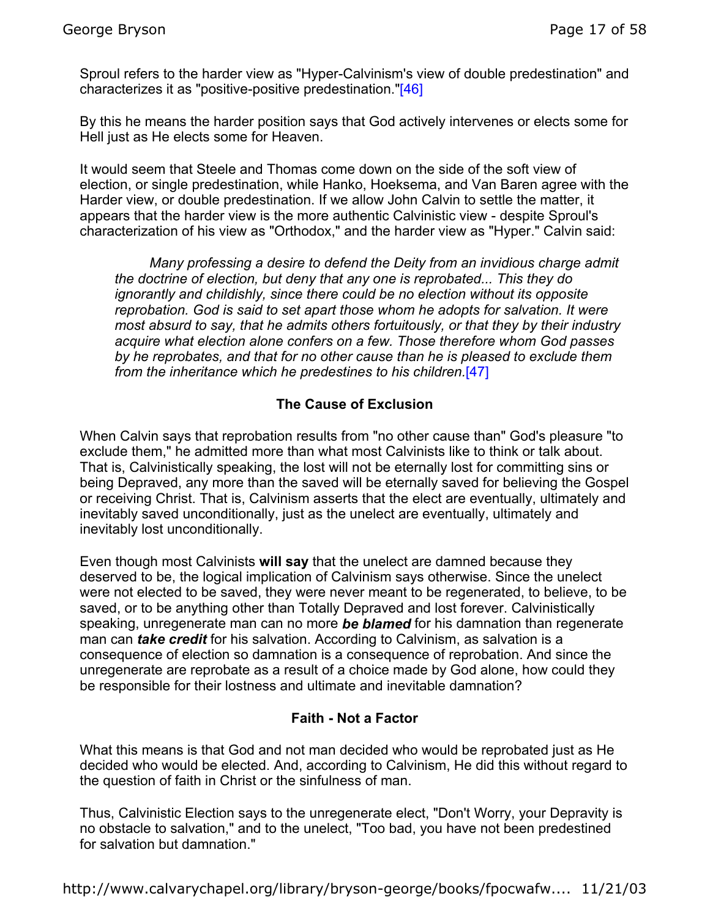Sproul refers to the harder view as "Hyper-Calvinism's view of double predestination" and characterizes it as "positive-positive predestination."[46]

By this he means the harder position says that God actively intervenes or elects some for Hell just as He elects some for Heaven.

It would seem that Steele and Thomas come down on the side of the soft view of election, or single predestination, while Hanko, Hoeksema, and Van Baren agree with the Harder view, or double predestination. If we allow John Calvin to settle the matter, it appears that the harder view is the more authentic Calvinistic view - despite Sproul's characterization of his view as "Orthodox," and the harder view as "Hyper." Calvin said:

> *Many professing a desire to defend the Deity from an invidious charge admit the doctrine of election, but deny that any one is reprobated... This they do ignorantly and childishly, since there could be no election without its opposite reprobation. God is said to set apart those whom he adopts for salvation. It were most absurd to say, that he admits others fortuitously, or that they by their industry acquire what election alone confers on a few. Those therefore whom God passes by he reprobates, and that for no other cause than he is pleased to exclude them from the inheritance which he predestines to his children.*[47]

### The Cause of Exclusion

When Calvin says that reprobation results from "no other cause than" God's pleasure "to exclude them," he admitted more than what most Calvinists like to think or talk about. That is, Calvinistically speaking, the lost will not be eternally lost for committing sins or being Depraved, any more than the saved will be eternally saved for believing the Gospel or receiving Christ. That is, Calvinism asserts that the elect are eventually, ultimately and inevitably saved unconditionally, just as the unelect are eventually, ultimately and inevitably lost unconditionally.

Even though most Calvinists **will say** that the unelect are damned because they deserved to be, the logical implication of Calvinism says otherwise. Since the unelect were not elected to be saved, they were never meant to be regenerated, to believe, to be saved, or to be anything other than Totally Depraved and lost forever. Calvinistically speaking, unregenerate man can no more ***be blamed*** for his damnation than regenerate man can ***take credit*** for his salvation. According to Calvinism, as salvation is a consequence of election so damnation is a consequence of reprobation. And since the unregenerate are reprobate as a result of a choice made by God alone, how could they be responsible for their lostness and ultimate and inevitable damnation?

### Faith - Not a Factor

What this means is that God and not man decided who would be reprobated just as He decided who would be elected. And, according to Calvinism, He did this without regard to the question of faith in Christ or the sinfulness of man.

Thus, Calvinistic Election says to the unregenerate elect, "Don't Worry, your Depravity is no obstacle to salvation," and to the unelect, "Too bad, you have not been predestined for salvation but damnation."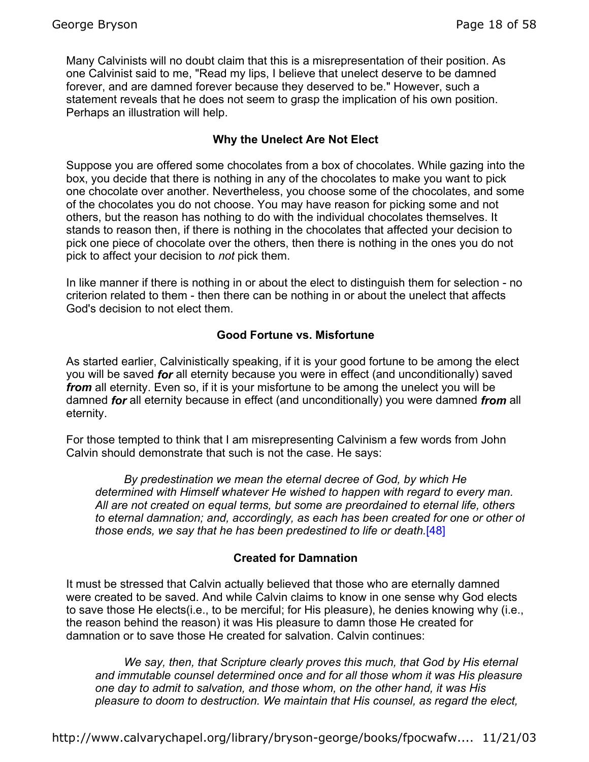Many Calvinists will no doubt claim that this is a misrepresentation of their position. As one Calvinist said to me, "Read my lips, I believe that unelect deserve to be damned forever, and are damned forever because they deserved to be." However, such a statement reveals that he does not seem to grasp the implication of his own position. Perhaps an illustration will help.

### Why the Unelect Are Not Elect

Suppose you are offered some chocolates from a box of chocolates. While gazing into the box, you decide that there is nothing in any of the chocolates to make you want to pick one chocolate over another. Nevertheless, you choose some of the chocolates, and some of the chocolates you do not choose. You may have reason for picking some and not others, but the reason has nothing to do with the individual chocolates themselves. It stands to reason then, if there is nothing in the chocolates that affected your decision to pick one piece of chocolate over the others, then there is nothing in the ones you do not pick to affect your decision to *not* pick them.

In like manner if there is nothing in or about the elect to distinguish them for selection - no criterion related to them - then there can be nothing in or about the unelect that affects God's decision to not elect them.

### Good Fortune vs. Misfortune

As started earlier, Calvinistically speaking, if it is your good fortune to be among the elect you will be saved ***for*** all eternity because you were in effect (and unconditionally) saved ***from*** all eternity. Even so, if it is your misfortune to be among the unelect you will be damned ***for*** all eternity because in effect (and unconditionally) you were damned ***from*** all eternity.

For those tempted to think that I am misrepresenting Calvinism a few words from John Calvin should demonstrate that such is not the case. He says:

> *By predestination we mean the eternal decree of God, by which He determined with Himself whatever He wished to happen with regard to every man. All are not created on equal terms, but some are preordained to eternal life, others to eternal damnation; and, accordingly, as each has been created for one or other of those ends, we say that he has been predestined to life or death.*[48]

### Created for Damnation

It must be stressed that Calvin actually believed that those who are eternally damned were created to be saved. And while Calvin claims to know in one sense why God elects to save those He elects(i.e., to be merciful; for His pleasure), he denies knowing why (i.e., the reason behind the reason) it was His pleasure to damn those He created for damnation or to save those He created for salvation. Calvin continues:

> *We say, then, that Scripture clearly proves this much, that God by His eternal and immutable counsel determined once and for all those whom it was His pleasure one day to admit to salvation, and those whom, on the other hand, it was His pleasure to doom to destruction. We maintain that His counsel, as regard the elect,*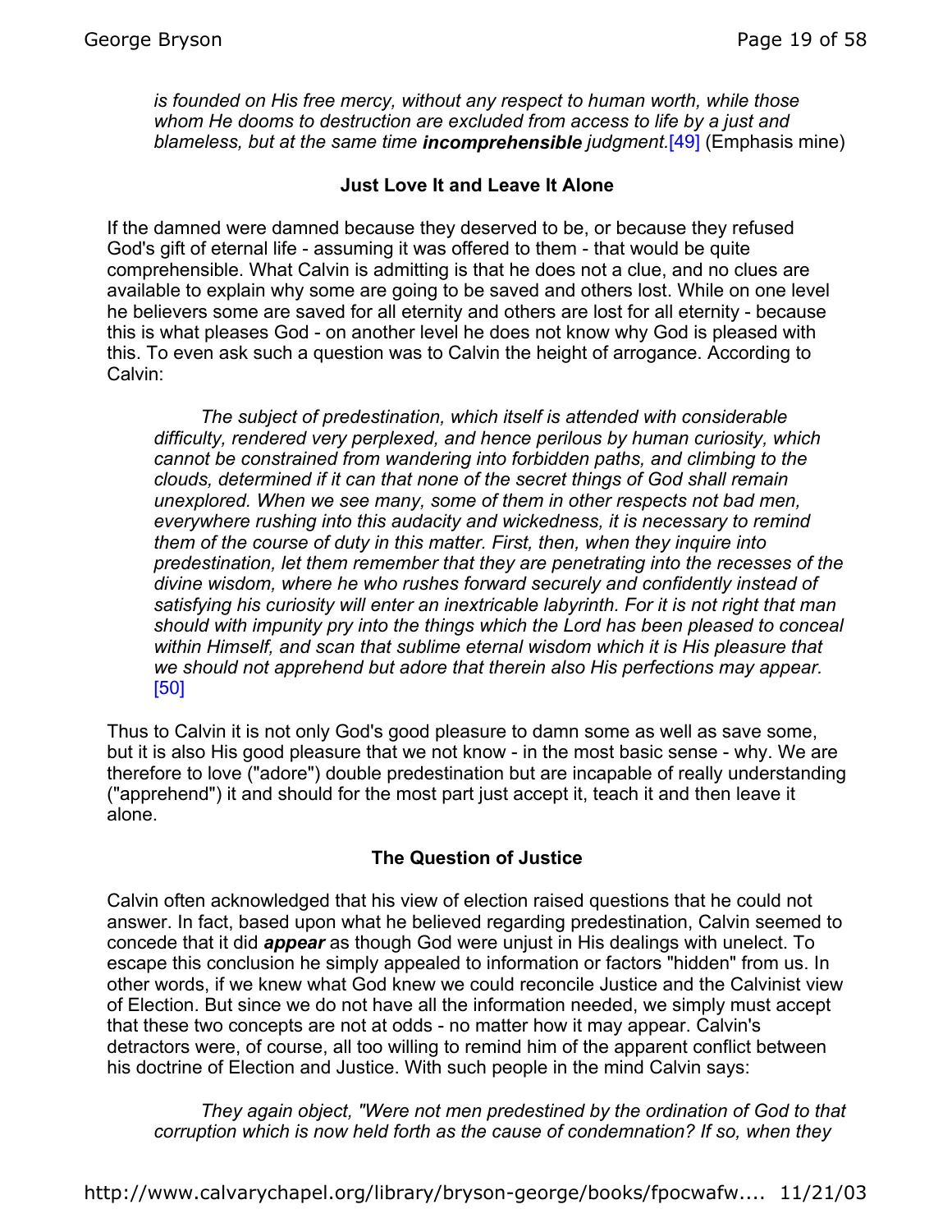> *is founded on His free mercy, without any respect to human worth, while those whom He dooms to destruction are excluded from access to life by a just and blameless, but at the same time **incomprehensible** judgment.*[49] (Emphasis mine)

### Just Love It and Leave It Alone

If the damned were damned because they deserved to be, or because they refused God's gift of eternal life - assuming it was offered to them - that would be quite comprehensible. What Calvin is admitting is that he does not a clue, and no clues are available to explain why some are going to be saved and others lost. While on one level he believers some are saved for all eternity and others are lost for all eternity - because this is what pleases God - on another level he does not know why God is pleased with this. To even ask such a question was to Calvin the height of arrogance. According to Calvin:

> *The subject of predestination, which itself is attended with considerable difficulty, rendered very perplexed, and hence perilous by human curiosity, which cannot be constrained from wandering into forbidden paths, and climbing to the clouds, determined if it can that none of the secret things of God shall remain unexplored. When we see many, some of them in other respects not bad men, everywhere rushing into this audacity and wickedness, it is necessary to remind them of the course of duty in this matter. First, then, when they inquire into predestination, let them remember that they are penetrating into the recesses of the divine wisdom, where he who rushes forward securely and confidently instead of satisfying his curiosity will enter an inextricable labyrinth. For it is not right that man should with impunity pry into the things which the Lord has been pleased to conceal within Himself, and scan that sublime eternal wisdom which it is His pleasure that we should not apprehend but adore that therein also His perfections may appear.* [50]

Thus to Calvin it is not only God's good pleasure to damn some as well as save some, but it is also His good pleasure that we not know - in the most basic sense - why. We are therefore to love ("adore") double predestination but are incapable of really understanding ("apprehend") it and should for the most part just accept it, teach it and then leave it alone.

### The Question of Justice

Calvin often acknowledged that his view of election raised questions that he could not answer. In fact, based upon what he believed regarding predestination, Calvin seemed to concede that it did ***appear*** as though God were unjust in His dealings with unelect. To escape this conclusion he simply appealed to information or factors "hidden" from us. In other words, if we knew what God knew we could reconcile Justice and the Calvinist view of Election. But since we do not have all the information needed, we simply must accept that these two concepts are not at odds - no matter how it may appear. Calvin's detractors were, of course, all too willing to remind him of the apparent conflict between his doctrine of Election and Justice. With such people in the mind Calvin says:

> *They again object, "Were not men predestined by the ordination of God to that corruption which is now held forth as the cause of condemnation? If so, when they*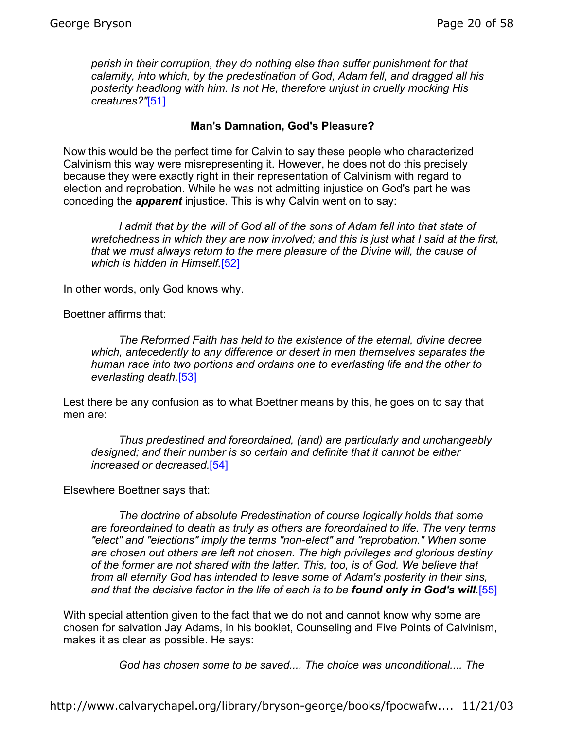> *perish in their corruption, they do nothing else than suffer punishment for that calamity, into which, by the predestination of God, Adam fell, and dragged all his posterity headlong with him. Is not He, therefore unjust in cruelly mocking His creatures?"*[51]

### Man's Damnation, God's Pleasure?

Now this would be the perfect time for Calvin to say these people who characterized Calvinism this way were misrepresenting it. However, he does not do this precisely because they were exactly right in their representation of Calvinism with regard to election and reprobation. While he was not admitting injustice on God's part he was conceding the ***apparent*** injustice. This is why Calvin went on to say:

> *I admit that by the will of God all of the sons of Adam fell into that state of wretchedness in which they are now involved; and this is just what I said at the first, that we must always return to the mere pleasure of the Divine will, the cause of which is hidden in Himself.*[52]

In other words, only God knows why.

Boettner affirms that:

> *The Reformed Faith has held to the existence of the eternal, divine decree which, antecedently to any difference or desert in men themselves separates the human race into two portions and ordains one to everlasting life and the other to everlasting death.*[53]

Lest there be any confusion as to what Boettner means by this, he goes on to say that men are:

> *Thus predestined and foreordained, (and) are particularly and unchangeably designed; and their number is so certain and definite that it cannot be either increased or decreased.*[54]

Elsewhere Boettner says that:

> *The doctrine of absolute Predestination of course logically holds that some are foreordained to death as truly as others are foreordained to life. The very terms "elect" and "elections" imply the terms "non-elect" and "reprobation." When some are chosen out others are left not chosen. The high privileges and glorious destiny of the former are not shared with the latter. This, too, is of God. We believe that from all eternity God has intended to leave some of Adam's posterity in their sins, and that the decisive factor in the life of each is to be* ***found only in God's will****.*[55]

With special attention given to the fact that we do not and cannot know why some are chosen for salvation Jay Adams, in his booklet, Counseling and Five Points of Calvinism, makes it as clear as possible. He says:

> *God has chosen some to be saved.... The choice was unconditional.... The*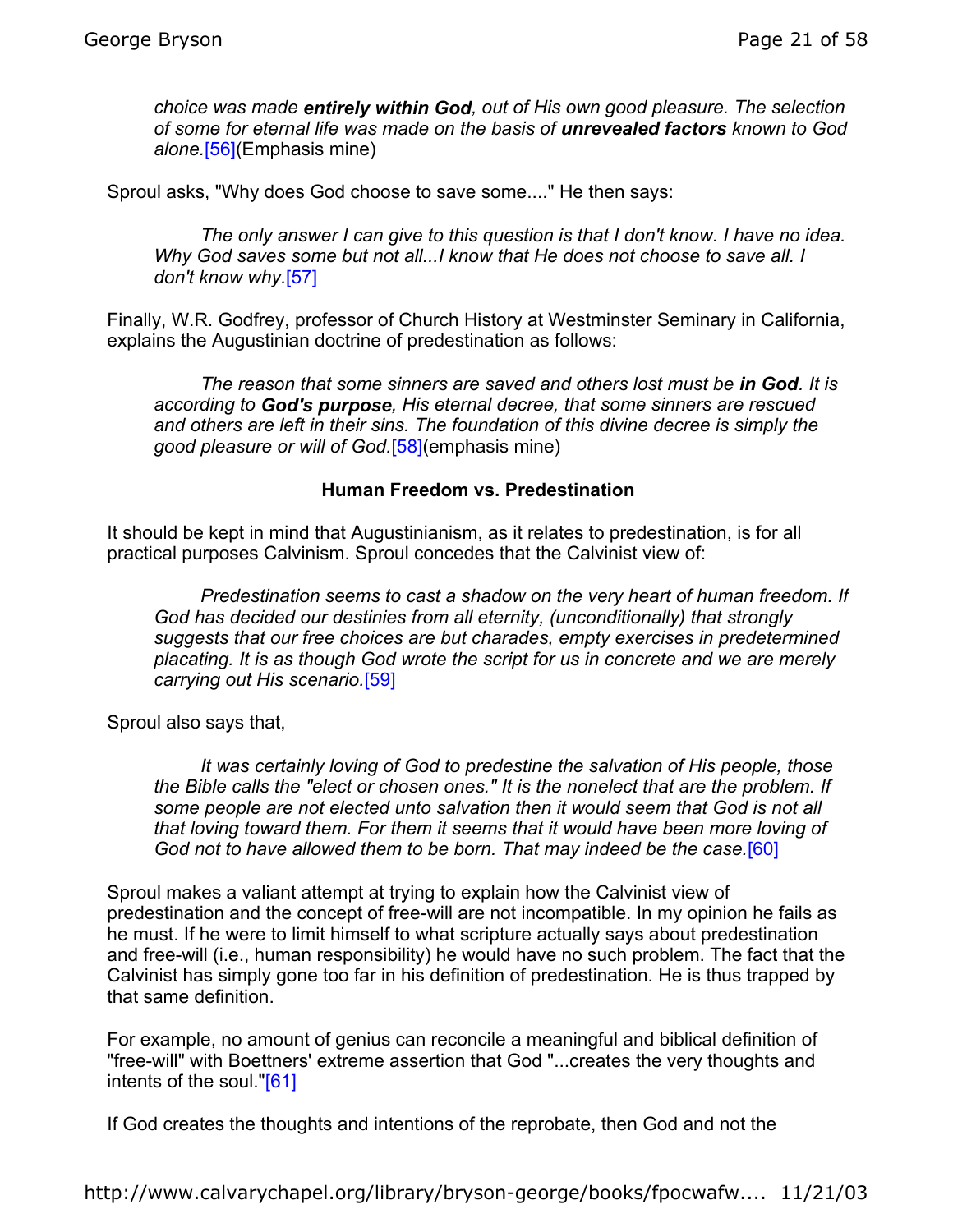> *choice was made **entirely within God**, out of His own good pleasure. The selection of some for eternal life was made on the basis of **unrevealed factors** known to God alone.*[56](Emphasis mine)

Sproul asks, "Why does God choose to save some...." He then says:

> *The only answer I can give to this question is that I don't know. I have no idea. Why God saves some but not all...I know that He does not choose to save all. I don't know why.*[57]

Finally, W.R. Godfrey, professor of Church History at Westminster Seminary in California, explains the Augustinian doctrine of predestination as follows:

> *The reason that some sinners are saved and others lost must be **in God**. It is according to **God's purpose**, His eternal decree, that some sinners are rescued and others are left in their sins. The foundation of this divine decree is simply the good pleasure or will of God.*[58](emphasis mine)

### Human Freedom vs. Predestination

It should be kept in mind that Augustinianism, as it relates to predestination, is for all practical purposes Calvinism. Sproul concedes that the Calvinist view of:

> *Predestination seems to cast a shadow on the very heart of human freedom. If God has decided our destinies from all eternity, (unconditionally) that strongly suggests that our free choices are but charades, empty exercises in predetermined placating. It is as though God wrote the script for us in concrete and we are merely carrying out His scenario.*[59]

Sproul also says that,

> *It was certainly loving of God to predestine the salvation of His people, those the Bible calls the "elect or chosen ones." It is the nonelect that are the problem. If some people are not elected unto salvation then it would seem that God is not all that loving toward them. For them it seems that it would have been more loving of God not to have allowed them to be born. That may indeed be the case.*[60]

Sproul makes a valiant attempt at trying to explain how the Calvinist view of predestination and the concept of free-will are not incompatible. In my opinion he fails as he must. If he were to limit himself to what scripture actually says about predestination and free-will (i.e., human responsibility) he would have no such problem. The fact that the Calvinist has simply gone too far in his definition of predestination. He is thus trapped by that same definition.

For example, no amount of genius can reconcile a meaningful and biblical definition of "free-will" with Boettners' extreme assertion that God "...creates the very thoughts and intents of the soul."[61]

If God creates the thoughts and intentions of the reprobate, then God and not the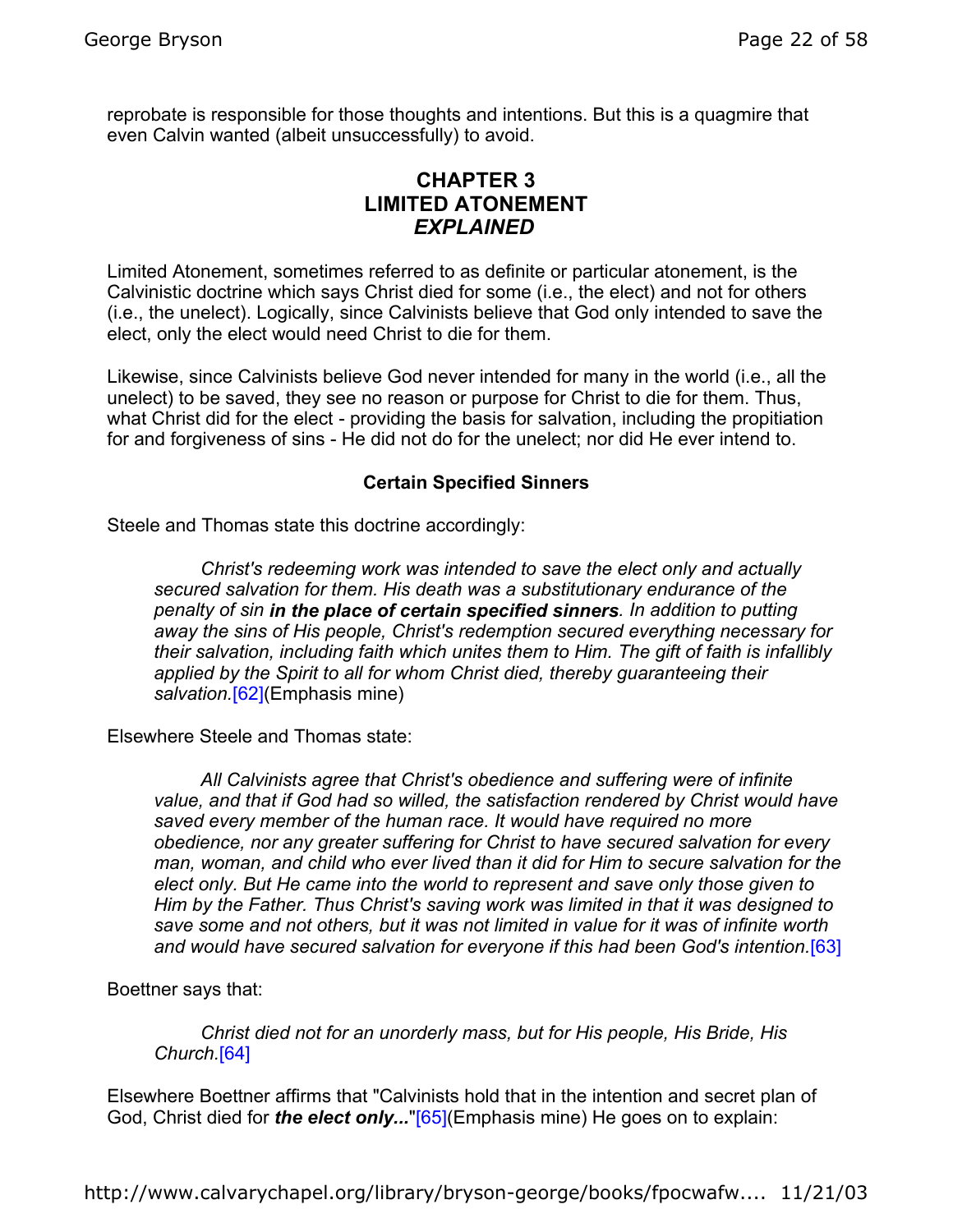reprobate is responsible for those thoughts and intentions. But this is a quagmire that even Calvin wanted (albeit unsuccessfully) to avoid.

## CHAPTER 3
## LIMITED ATONEMENT
## *EXPLAINED*

Limited Atonement, sometimes referred to as definite or particular atonement, is the Calvinistic doctrine which says Christ died for some (i.e., the elect) and not for others (i.e., the unelect). Logically, since Calvinists believe that God only intended to save the elect, only the elect would need Christ to die for them.

Likewise, since Calvinists believe God never intended for many in the world (i.e., all the unelect) to be saved, they see no reason or purpose for Christ to die for them. Thus, what Christ did for the elect - providing the basis for salvation, including the propitiation for and forgiveness of sins - He did not do for the unelect; nor did He ever intend to.

### Certain Specified Sinners

Steele and Thomas state this doctrine accordingly:

> *Christ's redeeming work was intended to save the elect only and actually secured salvation for them. His death was a substitutionary endurance of the penalty of sin* ***in the place of certain specified sinners****. In addition to putting away the sins of His people, Christ's redemption secured everything necessary for their salvation, including faith which unites them to Him. The gift of faith is infallibly applied by the Spirit to all for whom Christ died, thereby guaranteeing their salvation.*[62](Emphasis mine)

Elsewhere Steele and Thomas state:

> *All Calvinists agree that Christ's obedience and suffering were of infinite value, and that if God had so willed, the satisfaction rendered by Christ would have saved every member of the human race. It would have required no more obedience, nor any greater suffering for Christ to have secured salvation for every man, woman, and child who ever lived than it did for Him to secure salvation for the elect only. But He came into the world to represent and save only those given to Him by the Father. Thus Christ's saving work was limited in that it was designed to save some and not others, but it was not limited in value for it was of infinite worth and would have secured salvation for everyone if this had been God's intention.*[63]

Boettner says that:

> *Christ died not for an unorderly mass, but for His people, His Bride, His Church.*[64]

Elsewhere Boettner affirms that "Calvinists hold that in the intention and secret plan of God, Christ died for ***the elect only...***"[65](Emphasis mine) He goes on to explain: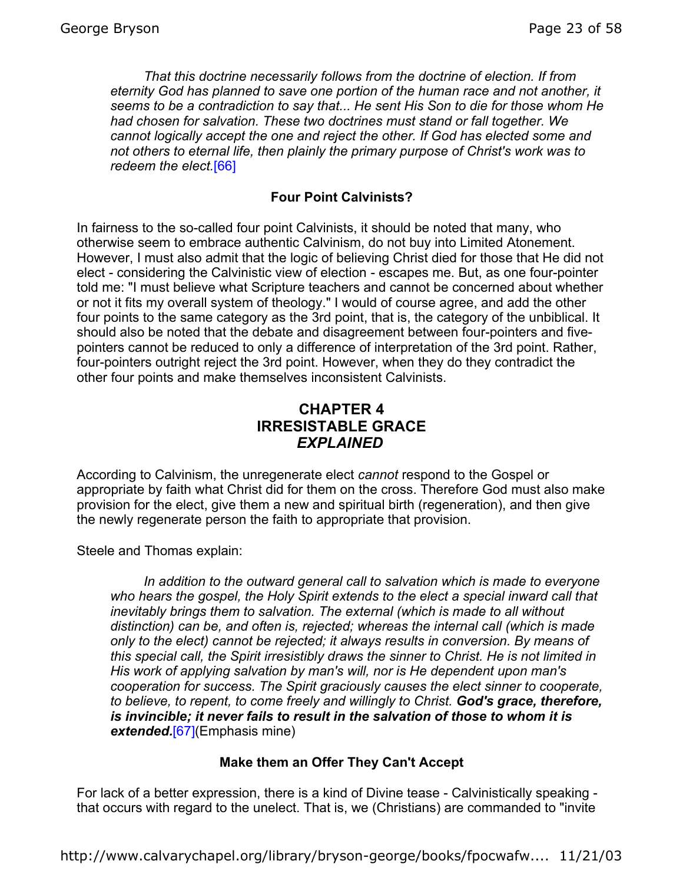*That this doctrine necessarily follows from the doctrine of election. If from eternity God has planned to save one portion of the human race and not another, it seems to be a contradiction to say that... He sent His Son to die for those whom He had chosen for salvation. These two doctrines must stand or fall together. We cannot logically accept the one and reject the other. If God has elected some and not others to eternal life, then plainly the primary purpose of Christ's work was to redeem the elect.*[66]

### Four Point Calvinists?

In fairness to the so-called four point Calvinists, it should be noted that many, who otherwise seem to embrace authentic Calvinism, do not buy into Limited Atonement. However, I must also admit that the logic of believing Christ died for those that He did not elect - considering the Calvinistic view of election - escapes me. But, as one four-pointer told me: "I must believe what Scripture teachers and cannot be concerned about whether or not it fits my overall system of theology." I would of course agree, and add the other four points to the same category as the 3rd point, that is, the category of the unbiblical. It should also be noted that the debate and disagreement between four-pointers and five-pointers cannot be reduced to only a difference of interpretation of the 3rd point. Rather, four-pointers outright reject the 3rd point. However, when they do they contradict the other four points and make themselves inconsistent Calvinists.

## CHAPTER 4
## IRRESISTABLE GRACE
## *EXPLAINED*

According to Calvinism, the unregenerate elect *cannot* respond to the Gospel or appropriate by faith what Christ did for them on the cross. Therefore God must also make provision for the elect, give them a new and spiritual birth (regeneration), and then give the newly regenerate person the faith to appropriate that provision.

Steele and Thomas explain:

*In addition to the outward general call to salvation which is made to everyone who hears the gospel, the Holy Spirit extends to the elect a special inward call that inevitably brings them to salvation. The external (which is made to all without distinction) can be, and often is, rejected; whereas the internal call (which is made only to the elect) cannot be rejected; it always results in conversion. By means of this special call, the Spirit irresistibly draws the sinner to Christ. He is not limited in His work of applying salvation by man's will, nor is He dependent upon man's cooperation for success. The Spirit graciously causes the elect sinner to cooperate, to believe, to repent, to come freely and willingly to Christ.* ***God's grace, therefore, is invincible; it never fails to result in the salvation of those to whom it is extended.***[67](Emphasis mine)

### Make them an Offer They Can't Accept

For lack of a better expression, there is a kind of Divine tease - Calvinistically speaking - that occurs with regard to the unelect. That is, we (Christians) are commanded to "invite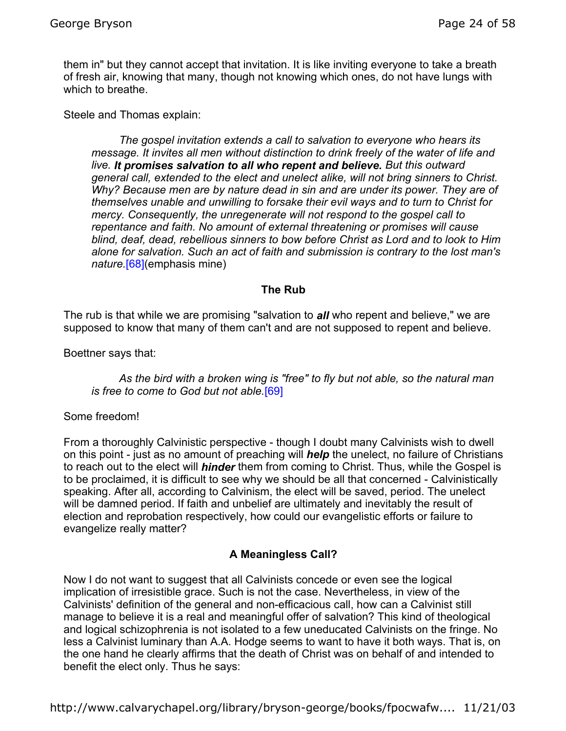them in" but they cannot accept that invitation. It is like inviting everyone to take a breath of fresh air, knowing that many, though not knowing which ones, do not have lungs with which to breathe.

Steele and Thomas explain:

> *The gospel invitation extends a call to salvation to everyone who hears its message. It invites all men without distinction to drink freely of the water of life and live.* ***It promises salvation to all who repent and believe.*** *But this outward general call, extended to the elect and unelect alike, will not bring sinners to Christ. Why? Because men are by nature dead in sin and are under its power. They are of themselves unable and unwilling to forsake their evil ways and to turn to Christ for mercy. Consequently, the unregenerate will not respond to the gospel call to repentance and faith. No amount of external threatening or promises will cause blind, deaf, dead, rebellious sinners to bow before Christ as Lord and to look to Him alone for salvation. Such an act of faith and submission is contrary to the lost man's nature.*[68](emphasis mine)

### The Rub

The rub is that while we are promising "salvation to ***all*** who repent and believe," we are supposed to know that many of them can't and are not supposed to repent and believe.

Boettner says that:

> *As the bird with a broken wing is "free" to fly but not able, so the natural man is free to come to God but not able.*[69]

Some freedom!

From a thoroughly Calvinistic perspective - though I doubt many Calvinists wish to dwell on this point - just as no amount of preaching will ***help*** the unelect, no failure of Christians to reach out to the elect will ***hinder*** them from coming to Christ. Thus, while the Gospel is to be proclaimed, it is difficult to see why we should be all that concerned - Calvinistically speaking. After all, according to Calvinism, the elect will be saved, period. The unelect will be damned period. If faith and unbelief are ultimately and inevitably the result of election and reprobation respectively, how could our evangelistic efforts or failure to evangelize really matter?

### A Meaningless Call?

Now I do not want to suggest that all Calvinists concede or even see the logical implication of irresistible grace. Such is not the case. Nevertheless, in view of the Calvinists' definition of the general and non-efficacious call, how can a Calvinist still manage to believe it is a real and meaningful offer of salvation? This kind of theological and logical schizophrenia is not isolated to a few uneducated Calvinists on the fringe. No less a Calvinist luminary than A.A. Hodge seems to want to have it both ways. That is, on the one hand he clearly affirms that the death of Christ was on behalf of and intended to benefit the elect only. Thus he says: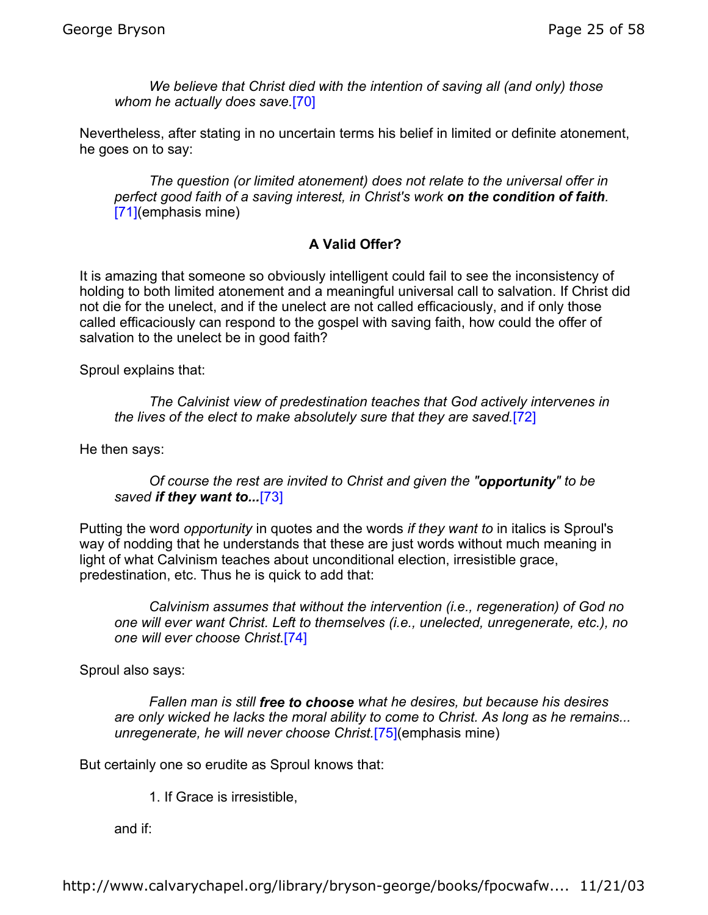> *We believe that Christ died with the intention of saving all (and only) those whom he actually does save.*[70]

Nevertheless, after stating in no uncertain terms his belief in limited or definite atonement, he goes on to say:

> *The question (or limited atonement) does not relate to the universal offer in perfect good faith of a saving interest, in Christ's work* ***on the condition of faith****.* [71](emphasis mine)

**A Valid Offer?**

It is amazing that someone so obviously intelligent could fail to see the inconsistency of holding to both limited atonement and a meaningful universal call to salvation. If Christ did not die for the unelect, and if the unelect are not called efficaciously, and if only those called efficaciously can respond to the gospel with saving faith, how could the offer of salvation to the unelect be in good faith?

Sproul explains that:

> *The Calvinist view of predestination teaches that God actively intervenes in the lives of the elect to make absolutely sure that they are saved.*[72]

He then says:

> *Of course the rest are invited to Christ and given the "****opportunity****" to be saved* ***if they want to...***[73]

Putting the word *opportunity* in quotes and the words *if they want to* in italics is Sproul's way of nodding that he understands that these are just words without much meaning in light of what Calvinism teaches about unconditional election, irresistible grace, predestination, etc. Thus he is quick to add that:

> *Calvinism assumes that without the intervention (i.e., regeneration) of God no one will ever want Christ. Left to themselves (i.e., unelected, unregenerate, etc.), no one will ever choose Christ.*[74]

Sproul also says:

> *Fallen man is still* ***free to choose*** *what he desires, but because his desires are only wicked he lacks the moral ability to come to Christ. As long as he remains... unregenerate, he will never choose Christ.*[75](emphasis mine)

But certainly one so erudite as Sproul knows that:

1. If Grace is irresistible,

and if: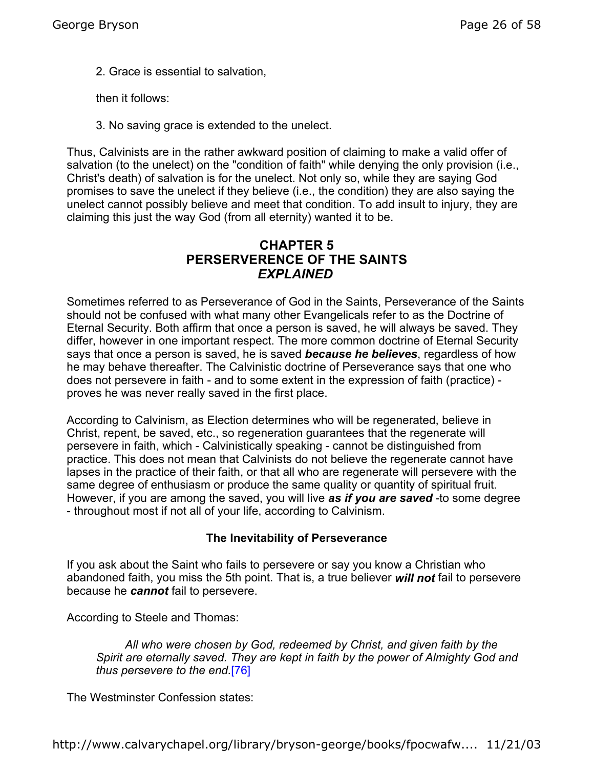2. Grace is essential to salvation,

then it follows:

3. No saving grace is extended to the unelect.

Thus, Calvinists are in the rather awkward position of claiming to make a valid offer of salvation (to the unelect) on the "condition of faith" while denying the only provision (i.e., Christ's death) of salvation is for the unelect. Not only so, while they are saying God promises to save the unelect if they believe (i.e., the condition) they are also saying the unelect cannot possibly believe and meet that condition. To add insult to injury, they are claiming this just the way God (from all eternity) wanted it to be.

## CHAPTER 5
## PERSERVERENCE OF THE SAINTS
## *EXPLAINED*

Sometimes referred to as Perseverance of God in the Saints, Perseverance of the Saints should not be confused with what many other Evangelicals refer to as the Doctrine of Eternal Security. Both affirm that once a person is saved, he will always be saved. They differ, however in one important respect. The more common doctrine of Eternal Security says that once a person is saved, he is saved ***because he believes***, regardless of how he may behave thereafter. The Calvinistic doctrine of Perseverance says that one who does not persevere in faith - and to some extent in the expression of faith (practice) - proves he was never really saved in the first place.

According to Calvinism, as Election determines who will be regenerated, believe in Christ, repent, be saved, etc., so regeneration guarantees that the regenerate will persevere in faith, which - Calvinistically speaking - cannot be distinguished from practice. This does not mean that Calvinists do not believe the regenerate cannot have lapses in the practice of their faith, or that all who are regenerate will persevere with the same degree of enthusiasm or produce the same quality or quantity of spiritual fruit. However, if you are among the saved, you will live ***as if you are saved*** -to some degree - throughout most if not all of your life, according to Calvinism.

### The Inevitability of Perseverance

If you ask about the Saint who fails to persevere or say you know a Christian who abandoned faith, you miss the 5th point. That is, a true believer ***will not*** fail to persevere because he ***cannot*** fail to persevere.

According to Steele and Thomas:

> *All who were chosen by God, redeemed by Christ, and given faith by the Spirit are eternally saved. They are kept in faith by the power of Almighty God and thus persevere to the end.*[76]

The Westminster Confession states: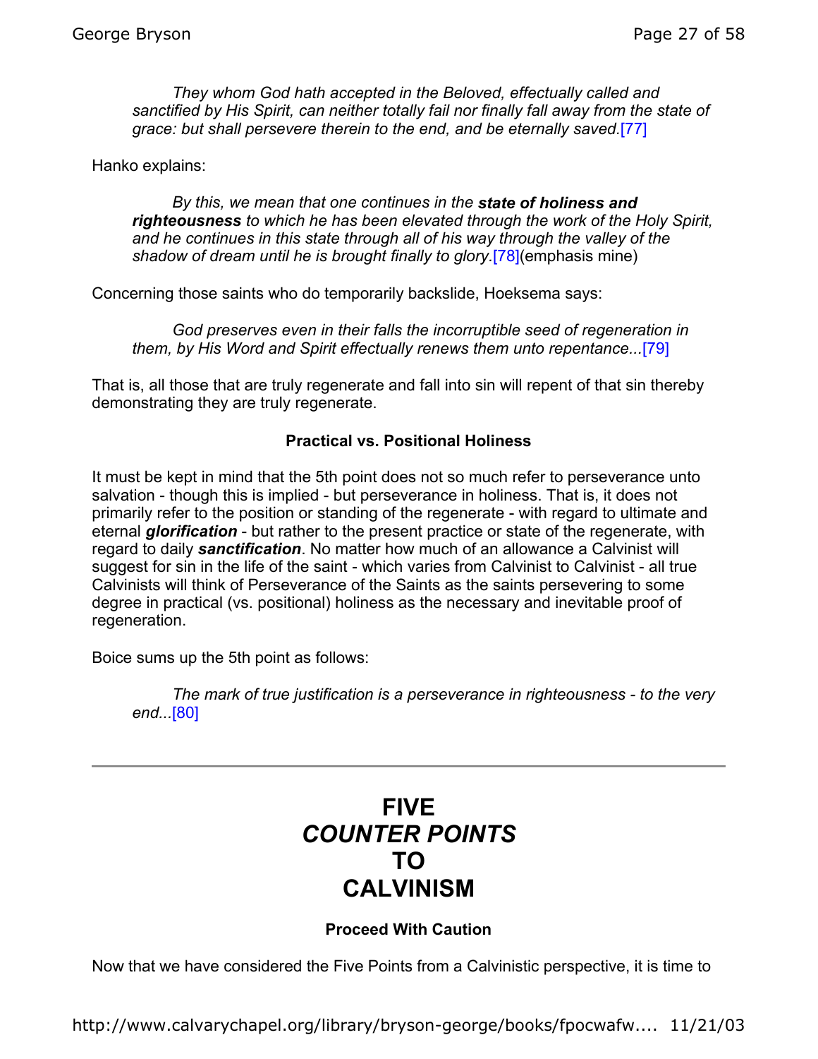> *They whom God hath accepted in the Beloved, effectually called and sanctified by His Spirit, can neither totally fail nor finally fall away from the state of grace: but shall persevere therein to the end, and be eternally saved.*[77]

Hanko explains:

> *By this, we mean that one continues in the **state of holiness and righteousness** to which he has been elevated through the work of the Holy Spirit, and he continues in this state through all of his way through the valley of the shadow of dream until he is brought finally to glory.*[78](emphasis mine)

Concerning those saints who do temporarily backslide, Hoeksema says:

> *God preserves even in their falls the incorruptible seed of regeneration in them, by His Word and Spirit effectually renews them unto repentance...*[79]

That is, all those that are truly regenerate and fall into sin will repent of that sin thereby demonstrating they are truly regenerate.

### Practical vs. Positional Holiness

It must be kept in mind that the 5th point does not so much refer to perseverance unto salvation - though this is implied - but perseverance in holiness. That is, it does not primarily refer to the position or standing of the regenerate - with regard to ultimate and eternal ***glorification*** - but rather to the present practice or state of the regenerate, with regard to daily ***sanctification***. No matter how much of an allowance a Calvinist will suggest for sin in the life of the saint - which varies from Calvinist to Calvinist - all true Calvinists will think of Perseverance of the Saints as the saints persevering to some degree in practical (vs. positional) holiness as the necessary and inevitable proof of regeneration.

Boice sums up the 5th point as follows:

> *The mark of true justification is a perseverance in righteousness - to the very end...*[80]

---

# FIVE *COUNTER POINTS* TO CALVINISM

### Proceed With Caution

Now that we have considered the Five Points from a Calvinistic perspective, it is time to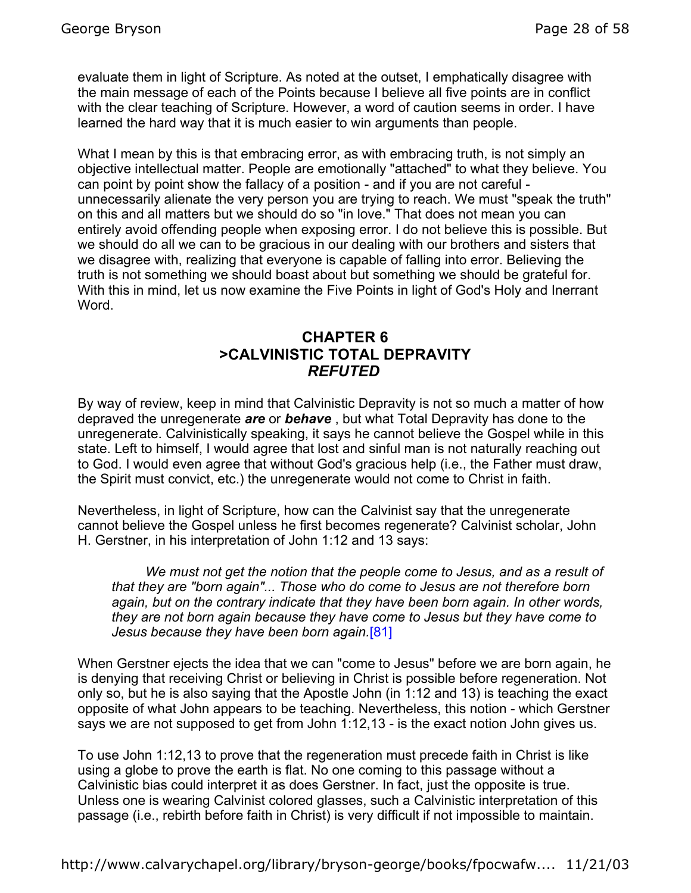evaluate them in light of Scripture. As noted at the outset, I emphatically disagree with the main message of each of the Points because I believe all five points are in conflict with the clear teaching of Scripture. However, a word of caution seems in order. I have learned the hard way that it is much easier to win arguments than people.

What I mean by this is that embracing error, as with embracing truth, is not simply an objective intellectual matter. People are emotionally "attached" to what they believe. You can point by point show the fallacy of a position - and if you are not careful - unnecessarily alienate the very person you are trying to reach. We must "speak the truth" on this and all matters but we should do so "in love." That does not mean you can entirely avoid offending people when exposing error. I do not believe this is possible. But we should do all we can to be gracious in our dealing with our brothers and sisters that we disagree with, realizing that everyone is capable of falling into error. Believing the truth is not something we should boast about but something we should be grateful for. With this in mind, let us now examine the Five Points in light of God's Holy and Inerrant Word.

## CHAPTER 6
## >CALVINISTIC TOTAL DEPRAVITY *REFUTED*

By way of review, keep in mind that Calvinistic Depravity is not so much a matter of how depraved the unregenerate ***are*** or ***behave*** , but what Total Depravity has done to the unregenerate. Calvinistically speaking, it says he cannot believe the Gospel while in this state. Left to himself, I would agree that lost and sinful man is not naturally reaching out to God. I would even agree that without God's gracious help (i.e., the Father must draw, the Spirit must convict, etc.) the unregenerate would not come to Christ in faith.

Nevertheless, in light of Scripture, how can the Calvinist say that the unregenerate cannot believe the Gospel unless he first becomes regenerate? Calvinist scholar, John H. Gerstner, in his interpretation of John 1:12 and 13 says:

> *We must not get the notion that the people come to Jesus, and as a result of that they are "born again"... Those who do come to Jesus are not therefore born again, but on the contrary indicate that they have been born again. In other words, they are not born again because they have come to Jesus but they have come to Jesus because they have been born again.*[81]

When Gerstner ejects the idea that we can "come to Jesus" before we are born again, he is denying that receiving Christ or believing in Christ is possible before regeneration. Not only so, but he is also saying that the Apostle John (in 1:12 and 13) is teaching the exact opposite of what John appears to be teaching. Nevertheless, this notion - which Gerstner says we are not supposed to get from John 1:12,13 - is the exact notion John gives us.

To use John 1:12,13 to prove that the regeneration must precede faith in Christ is like using a globe to prove the earth is flat. No one coming to this passage without a Calvinistic bias could interpret it as does Gerstner. In fact, just the opposite is true. Unless one is wearing Calvinist colored glasses, such a Calvinistic interpretation of this passage (i.e., rebirth before faith in Christ) is very difficult if not impossible to maintain.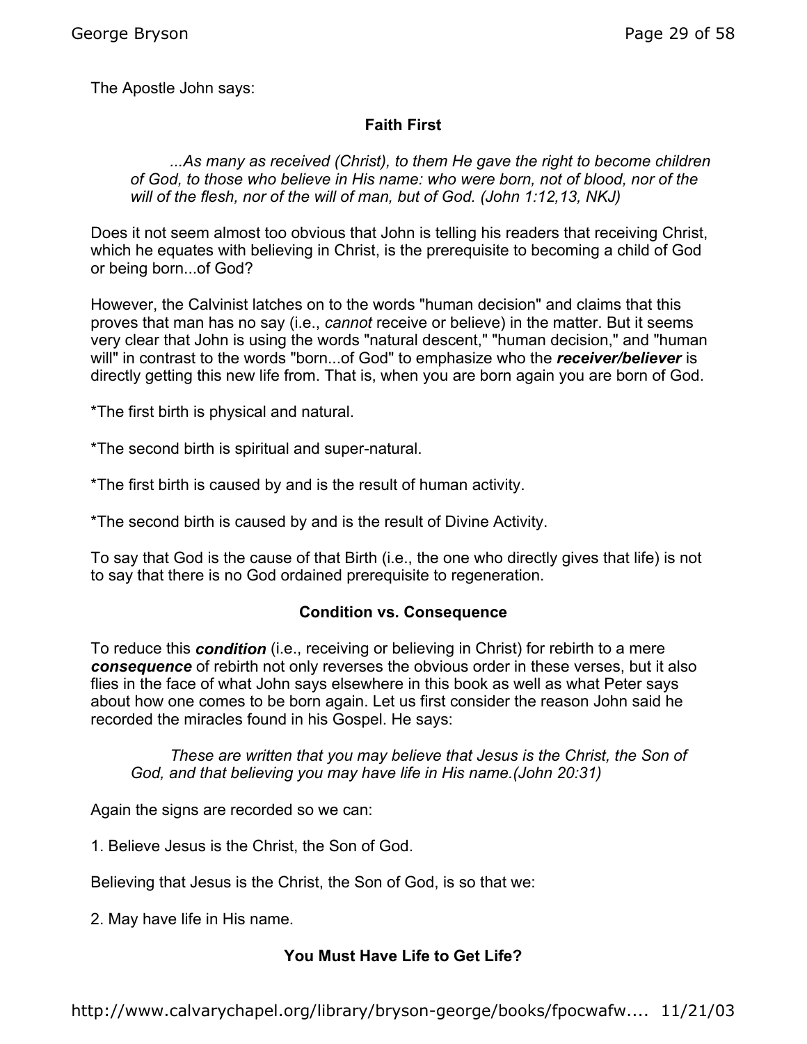The Apostle John says:

### Faith First

> *...As many as received (Christ), to them He gave the right to become children of God, to those who believe in His name: who were born, not of blood, nor of the will of the flesh, nor of the will of man, but of God. (John 1:12,13, NKJ)*

Does it not seem almost too obvious that John is telling his readers that receiving Christ, which he equates with believing in Christ, is the prerequisite to becoming a child of God or being born...of God?

However, the Calvinist latches on to the words "human decision" and claims that this proves that man has no say (i.e., *cannot* receive or believe) in the matter. But it seems very clear that John is using the words "natural descent," "human decision," and "human will" in contrast to the words "born...of God" to emphasize who the ***receiver/believer*** is directly getting this new life from. That is, when you are born again you are born of God.

*The first birth is physical and natural.

*The second birth is spiritual and super-natural.

*The first birth is caused by and is the result of human activity.

*The second birth is caused by and is the result of Divine Activity.

To say that God is the cause of that Birth (i.e., the one who directly gives that life) is not to say that there is no God ordained prerequisite to regeneration.

### Condition vs. Consequence

To reduce this ***condition*** (i.e., receiving or believing in Christ) for rebirth to a mere ***consequence*** of rebirth not only reverses the obvious order in these verses, but it also flies in the face of what John says elsewhere in this book as well as what Peter says about how one comes to be born again. Let us first consider the reason John said he recorded the miracles found in his Gospel. He says:

> *These are written that you may believe that Jesus is the Christ, the Son of God, and that believing you may have life in His name.(John 20:31)*

Again the signs are recorded so we can:

1. Believe Jesus is the Christ, the Son of God.

Believing that Jesus is the Christ, the Son of God, is so that we:

2. May have life in His name.

### You Must Have Life to Get Life?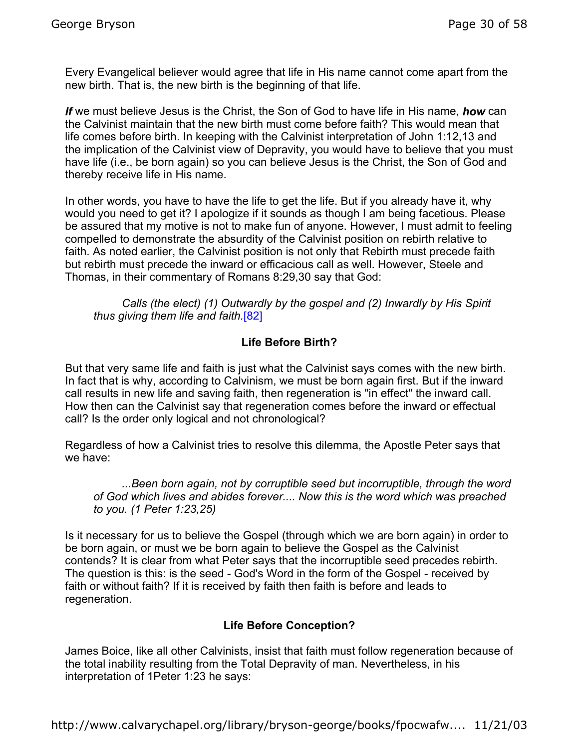Every Evangelical believer would agree that life in His name cannot come apart from the new birth. That is, the new birth is the beginning of that life.

***If*** we must believe Jesus is the Christ, the Son of God to have life in His name, ***how*** can the Calvinist maintain that the new birth must come before faith? This would mean that life comes before birth. In keeping with the Calvinist interpretation of John 1:12,13 and the implication of the Calvinist view of Depravity, you would have to believe that you must have life (i.e., be born again) so you can believe Jesus is the Christ, the Son of God and thereby receive life in His name.

In other words, you have to have the life to get the life. But if you already have it, why would you need to get it? I apologize if it sounds as though I am being facetious. Please be assured that my motive is not to make fun of anyone. However, I must admit to feeling compelled to demonstrate the absurdity of the Calvinist position on rebirth relative to faith. As noted earlier, the Calvinist position is not only that Rebirth must precede faith but rebirth must precede the inward or efficacious call as well. However, Steele and Thomas, in their commentary of Romans 8:29,30 say that God:

> *Calls (the elect) (1) Outwardly by the gospel and (2) Inwardly by His Spirit thus giving them life and faith.*[82]

**Life Before Birth?**

But that very same life and faith is just what the Calvinist says comes with the new birth. In fact that is why, according to Calvinism, we must be born again first. But if the inward call results in new life and saving faith, then regeneration is "in effect" the inward call. How then can the Calvinist say that regeneration comes before the inward or effectual call? Is the order only logical and not chronological?

Regardless of how a Calvinist tries to resolve this dilemma, the Apostle Peter says that we have:

> *...Been born again, not by corruptible seed but incorruptible, through the word of God which lives and abides forever.... Now this is the word which was preached to you. (1 Peter 1:23,25)*

Is it necessary for us to believe the Gospel (through which we are born again) in order to be born again, or must we be born again to believe the Gospel as the Calvinist contends? It is clear from what Peter says that the incorruptible seed precedes rebirth. The question is this: is the seed - God's Word in the form of the Gospel - received by faith or without faith? If it is received by faith then faith is before and leads to regeneration.

**Life Before Conception?**

James Boice, like all other Calvinists, insist that faith must follow regeneration because of the total inability resulting from the Total Depravity of man. Nevertheless, in his interpretation of 1Peter 1:23 he says: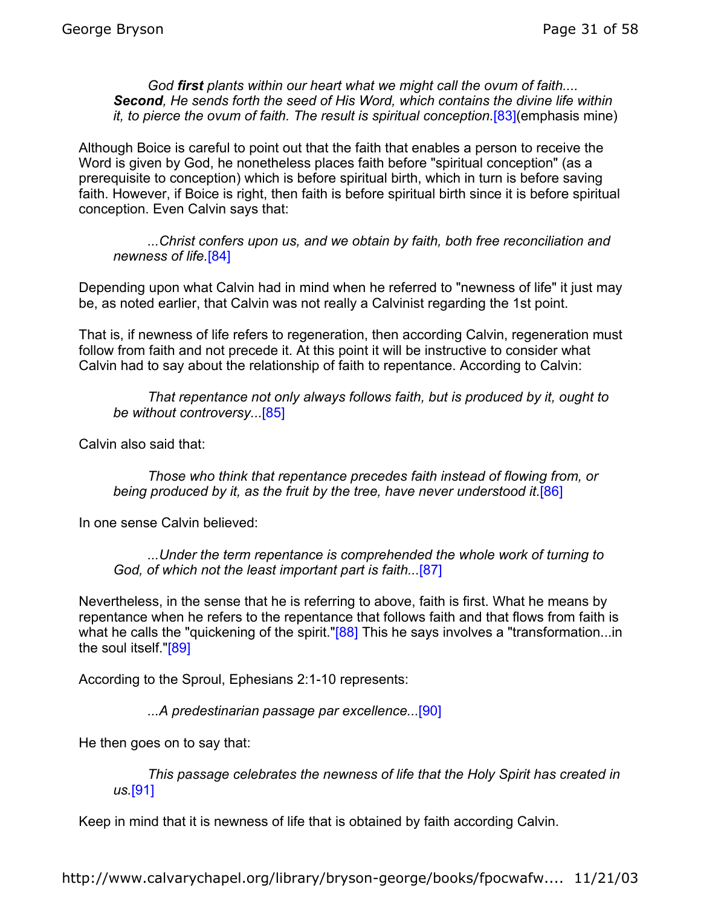> *God* ***first*** *plants within our heart what we might call the ovum of faith....* ***Second****, He sends forth the seed of His Word, which contains the divine life within it, to pierce the ovum of faith. The result is spiritual conception.*[83](emphasis mine)

Although Boice is careful to point out that the faith that enables a person to receive the Word is given by God, he nonetheless places faith before "spiritual conception" (as a prerequisite to conception) which is before spiritual birth, which in turn is before saving faith. However, if Boice is right, then faith is before spiritual birth since it is before spiritual conception. Even Calvin says that:

> *...Christ confers upon us, and we obtain by faith, both free reconciliation and newness of life.*[84]

Depending upon what Calvin had in mind when he referred to "newness of life" it just may be, as noted earlier, that Calvin was not really a Calvinist regarding the 1st point.

That is, if newness of life refers to regeneration, then according Calvin, regeneration must follow from faith and not precede it. At this point it will be instructive to consider what Calvin had to say about the relationship of faith to repentance. According to Calvin:

> *That repentance not only always follows faith, but is produced by it, ought to be without controversy...*[85]

Calvin also said that:

> *Those who think that repentance precedes faith instead of flowing from, or being produced by it, as the fruit by the tree, have never understood it.*[86]

In one sense Calvin believed:

> *...Under the term repentance is comprehended the whole work of turning to God, of which not the least important part is faith...*[87]

Nevertheless, in the sense that he is referring to above, faith is first. What he means by repentance when he refers to the repentance that follows faith and that flows from faith is what he calls the "quickening of the spirit."[88] This he says involves a "transformation...in the soul itself."[89]

According to the Sproul, Ephesians 2:1-10 represents:

> *...A predestinarian passage par excellence...*[90]

He then goes on to say that:

> *This passage celebrates the newness of life that the Holy Spirit has created in us.*[91]

Keep in mind that it is newness of life that is obtained by faith according Calvin.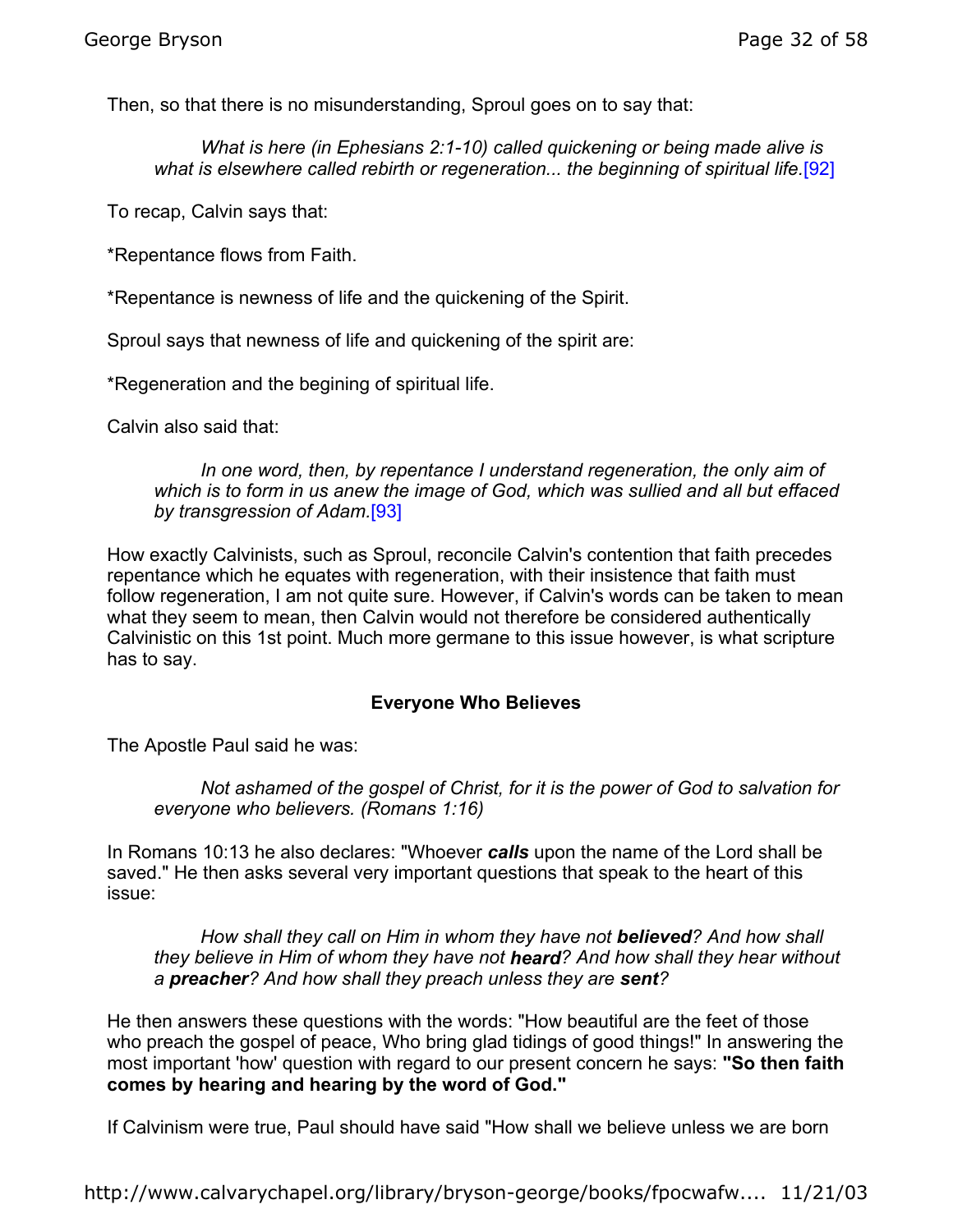Then, so that there is no misunderstanding, Sproul goes on to say that:

> *What is here (in Ephesians 2:1-10) called quickening or being made alive is what is elsewhere called rebirth or regeneration... the beginning of spiritual life.*[92]

To recap, Calvin says that:

*Repentance flows from Faith.

*Repentance is newness of life and the quickening of the Spirit.

Sproul says that newness of life and quickening of the spirit are:

*Regeneration and the begining of spiritual life.

Calvin also said that:

> *In one word, then, by repentance I understand regeneration, the only aim of which is to form in us anew the image of God, which was sullied and all but effaced by transgression of Adam.*[93]

How exactly Calvinists, such as Sproul, reconcile Calvin's contention that faith precedes repentance which he equates with regeneration, with their insistence that faith must follow regeneration, I am not quite sure. However, if Calvin's words can be taken to mean what they seem to mean, then Calvin would not therefore be considered authentically Calvinistic on this 1st point. Much more germane to this issue however, is what scripture has to say.

### Everyone Who Believes

The Apostle Paul said he was:

> *Not ashamed of the gospel of Christ, for it is the power of God to salvation for everyone who believers. (Romans 1:16)*

In Romans 10:13 he also declares: "Whoever ***calls*** upon the name of the Lord shall be saved." He then asks several very important questions that speak to the heart of this issue:

> *How shall they call on Him in whom they have not **believed**? And how shall they believe in Him of whom they have not **heard**? And how shall they hear without a **preacher**? And how shall they preach unless they are **sent**?*

He then answers these questions with the words: "How beautiful are the feet of those who preach the gospel of peace, Who bring glad tidings of good things!" In answering the most important 'how' question with regard to our present concern he says: **"So then faith comes by hearing and hearing by the word of God."**

If Calvinism were true, Paul should have said "How shall we believe unless we are born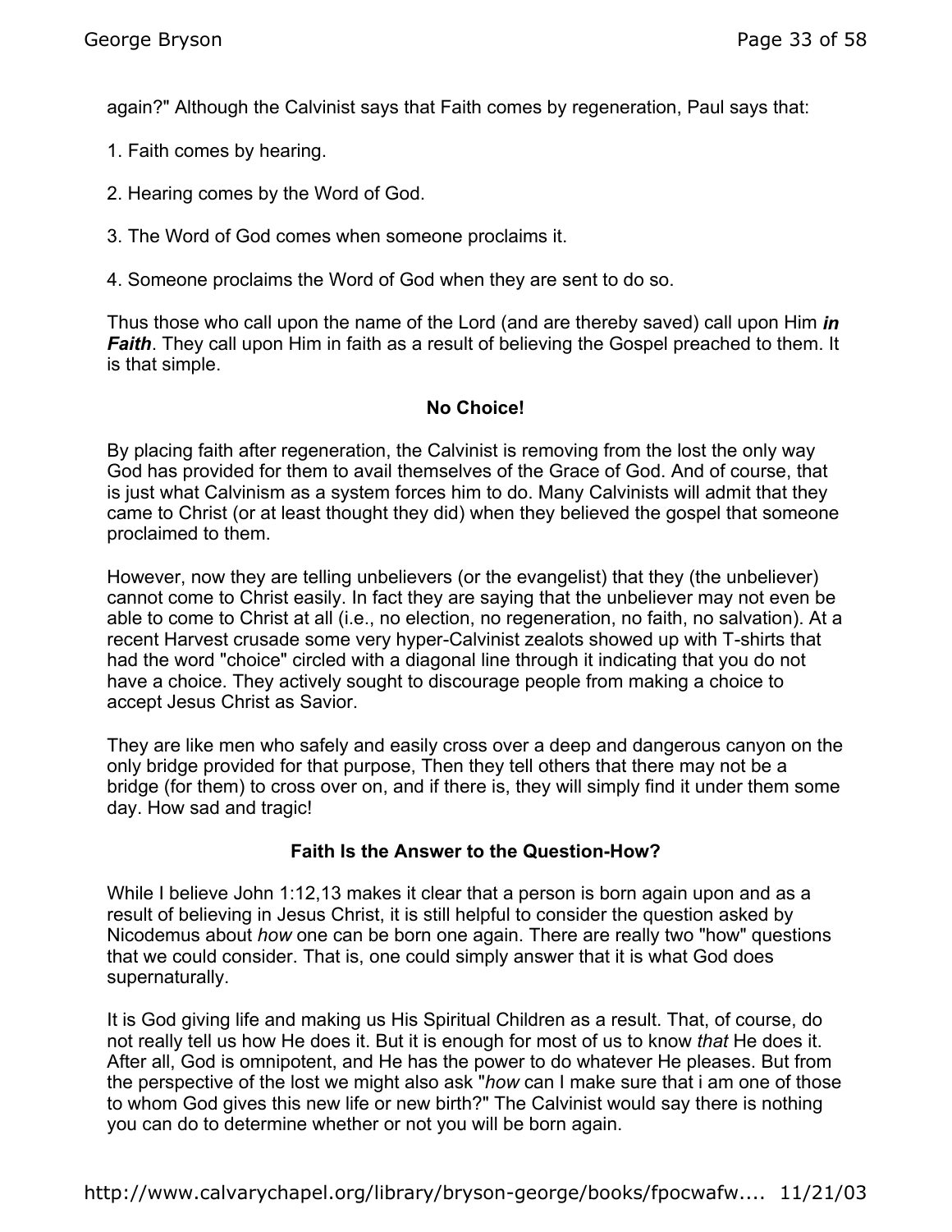again?" Although the Calvinist says that Faith comes by regeneration, Paul says that:

1. Faith comes by hearing.

2. Hearing comes by the Word of God.

3. The Word of God comes when someone proclaims it.

4. Someone proclaims the Word of God when they are sent to do so.

Thus those who call upon the name of the Lord (and are thereby saved) call upon Him ***in Faith***. They call upon Him in faith as a result of believing the Gospel preached to them. It is that simple.

### No Choice!

By placing faith after regeneration, the Calvinist is removing from the lost the only way God has provided for them to avail themselves of the Grace of God. And of course, that is just what Calvinism as a system forces him to do. Many Calvinists will admit that they came to Christ (or at least thought they did) when they believed the gospel that someone proclaimed to them.

However, now they are telling unbelievers (or the evangelist) that they (the unbeliever) cannot come to Christ easily. In fact they are saying that the unbeliever may not even be able to come to Christ at all (i.e., no election, no regeneration, no faith, no salvation). At a recent Harvest crusade some very hyper-Calvinist zealots showed up with T-shirts that had the word "choice" circled with a diagonal line through it indicating that you do not have a choice. They actively sought to discourage people from making a choice to accept Jesus Christ as Savior.

They are like men who safely and easily cross over a deep and dangerous canyon on the only bridge provided for that purpose, Then they tell others that there may not be a bridge (for them) to cross over on, and if there is, they will simply find it under them some day. How sad and tragic!

### Faith Is the Answer to the Question-How?

While I believe John 1:12,13 makes it clear that a person is born again upon and as a result of believing in Jesus Christ, it is still helpful to consider the question asked by Nicodemus about *how* one can be born one again. There are really two "how" questions that we could consider. That is, one could simply answer that it is what God does supernaturally.

It is God giving life and making us His Spiritual Children as a result. That, of course, do not really tell us how He does it. But it is enough for most of us to know *that* He does it. After all, God is omnipotent, and He has the power to do whatever He pleases. But from the perspective of the lost we might also ask "*how* can I make sure that i am one of those to whom God gives this new life or new birth?" The Calvinist would say there is nothing you can do to determine whether or not you will be born again.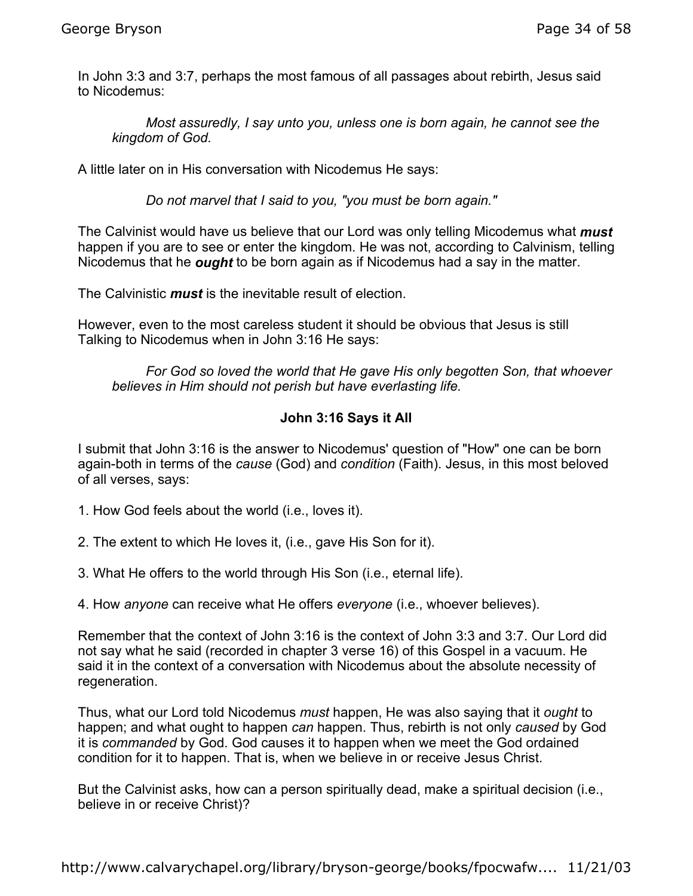In John 3:3 and 3:7, perhaps the most famous of all passages about rebirth, Jesus said to Nicodemus:

> *Most assuredly, I say unto you, unless one is born again, he cannot see the kingdom of God.*

A little later on in His conversation with Nicodemus He says:

> *Do not marvel that I said to you, "you must be born again."*

The Calvinist would have us believe that our Lord was only telling Micodemus what ***must*** happen if you are to see or enter the kingdom. He was not, according to Calvinism, telling Nicodemus that he ***ought*** to be born again as if Nicodemus had a say in the matter.

The Calvinistic ***must*** is the inevitable result of election.

However, even to the most careless student it should be obvious that Jesus is still Talking to Nicodemus when in John 3:16 He says:

> *For God so loved the world that He gave His only begotten Son, that whoever believes in Him should not perish but have everlasting life.*

### John 3:16 Says it All

I submit that John 3:16 is the answer to Nicodemus' question of "How" one can be born again-both in terms of the *cause* (God) and *condition* (Faith). Jesus, in this most beloved of all verses, says:

1. How God feels about the world (i.e., loves it).

2. The extent to which He loves it, (i.e., gave His Son for it).

3. What He offers to the world through His Son (i.e., eternal life).

4. How *anyone* can receive what He offers *everyone* (i.e., whoever believes).

Remember that the context of John 3:16 is the context of John 3:3 and 3:7. Our Lord did not say what he said (recorded in chapter 3 verse 16) of this Gospel in a vacuum. He said it in the context of a conversation with Nicodemus about the absolute necessity of regeneration.

Thus, what our Lord told Nicodemus *must* happen, He was also saying that it *ought* to happen; and what ought to happen *can* happen. Thus, rebirth is not only *caused* by God it is *commanded* by God. God causes it to happen when we meet the God ordained condition for it to happen. That is, when we believe in or receive Jesus Christ.

But the Calvinist asks, how can a person spiritually dead, make a spiritual decision (i.e., believe in or receive Christ)?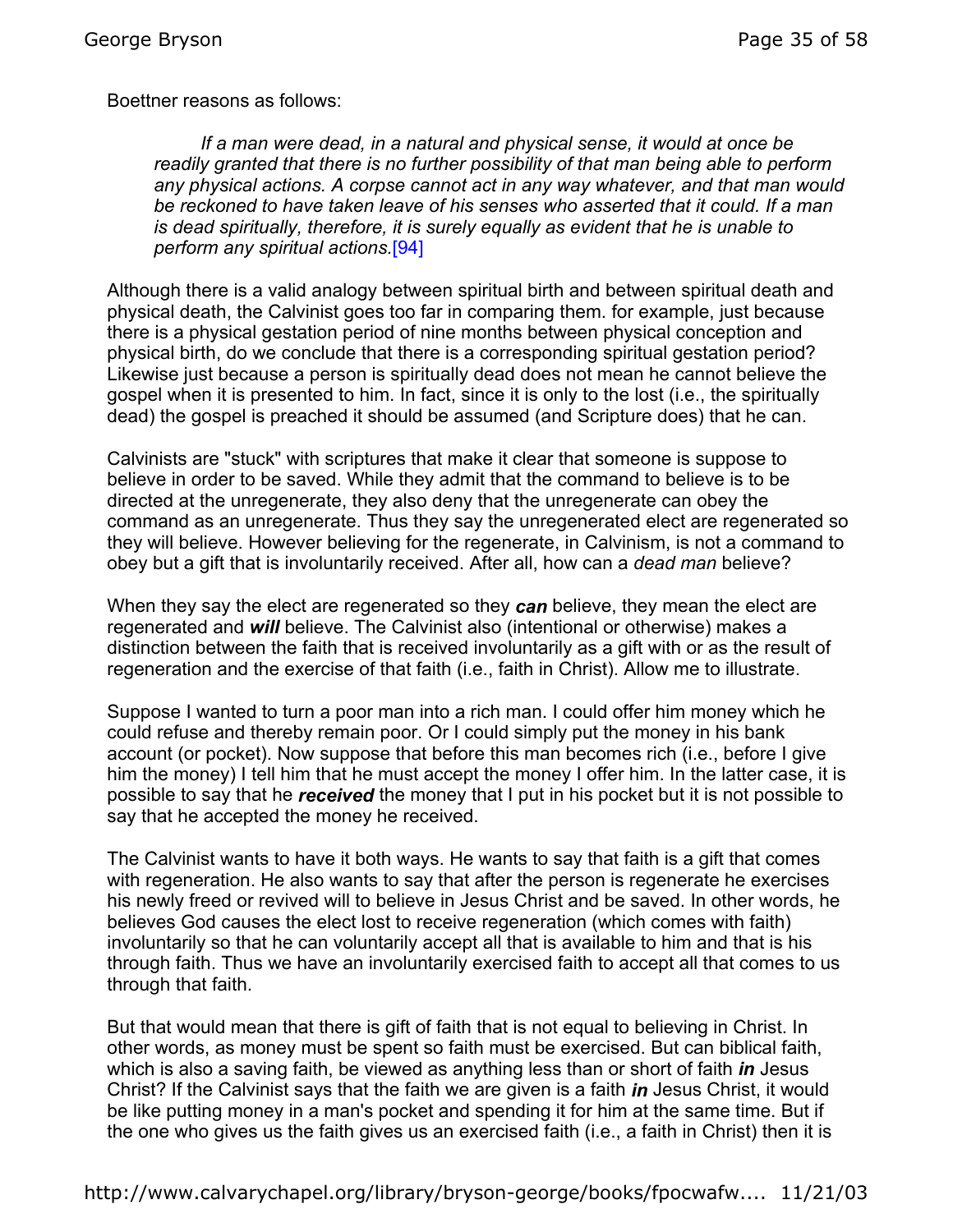Boettner reasons as follows:

> *If a man were dead, in a natural and physical sense, it would at once be readily granted that there is no further possibility of that man being able to perform any physical actions. A corpse cannot act in any way whatever, and that man would be reckoned to have taken leave of his senses who asserted that it could. If a man is dead spiritually, therefore, it is surely equally as evident that he is unable to perform any spiritual actions.*[94]

Although there is a valid analogy between spiritual birth and between spiritual death and physical death, the Calvinist goes too far in comparing them. for example, just because there is a physical gestation period of nine months between physical conception and physical birth, do we conclude that there is a corresponding spiritual gestation period? Likewise just because a person is spiritually dead does not mean he cannot believe the gospel when it is presented to him. In fact, since it is only to the lost (i.e., the spiritually dead) the gospel is preached it should be assumed (and Scripture does) that he can.

Calvinists are "stuck" with scriptures that make it clear that someone is suppose to believe in order to be saved. While they admit that the command to believe is to be directed at the unregenerate, they also deny that the unregenerate can obey the command as an unregenerate. Thus they say the unregenerated elect are regenerated so they will believe. However believing for the regenerate, in Calvinism, is not a command to obey but a gift that is involuntarily received. After all, how can a *dead man* believe?

When they say the elect are regenerated so they ***can*** believe, they mean the elect are regenerated and ***will*** believe. The Calvinist also (intentional or otherwise) makes a distinction between the faith that is received involuntarily as a gift with or as the result of regeneration and the exercise of that faith (i.e., faith in Christ). Allow me to illustrate.

Suppose I wanted to turn a poor man into a rich man. I could offer him money which he could refuse and thereby remain poor. Or I could simply put the money in his bank account (or pocket). Now suppose that before this man becomes rich (i.e., before I give him the money) I tell him that he must accept the money I offer him. In the latter case, it is possible to say that he ***received*** the money that I put in his pocket but it is not possible to say that he accepted the money he received.

The Calvinist wants to have it both ways. He wants to say that faith is a gift that comes with regeneration. He also wants to say that after the person is regenerate he exercises his newly freed or revived will to believe in Jesus Christ and be saved. In other words, he believes God causes the elect lost to receive regeneration (which comes with faith) involuntarily so that he can voluntarily accept all that is available to him and that is his through faith. Thus we have an involuntarily exercised faith to accept all that comes to us through that faith.

But that would mean that there is gift of faith that is not equal to believing in Christ. In other words, as money must be spent so faith must be exercised. But can biblical faith, which is also a saving faith, be viewed as anything less than or short of faith ***in*** Jesus Christ? If the Calvinist says that the faith we are given is a faith ***in*** Jesus Christ, it would be like putting money in a man's pocket and spending it for him at the same time. But if the one who gives us the faith gives us an exercised faith (i.e., a faith in Christ) then it is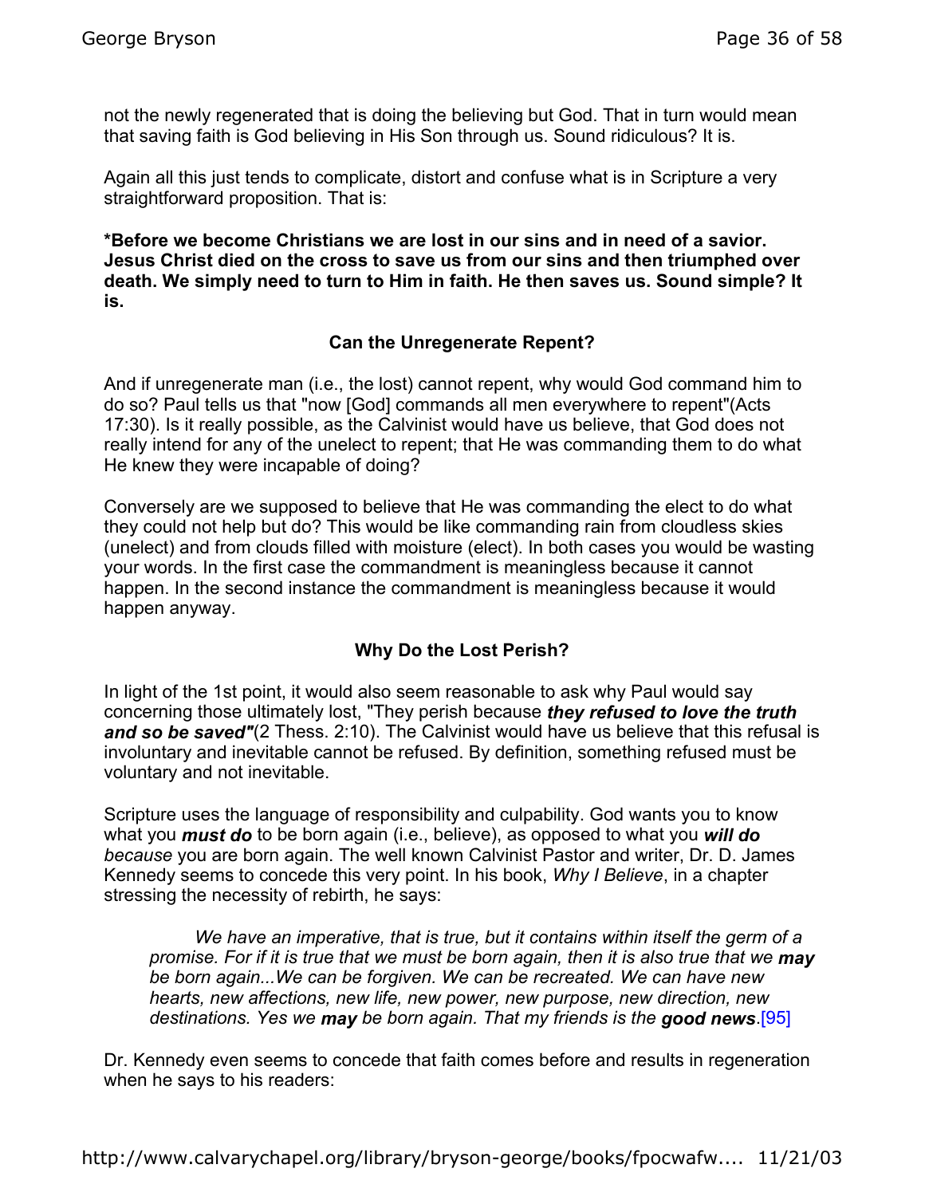not the newly regenerated that is doing the believing but God. That in turn would mean that saving faith is God believing in His Son through us. Sound ridiculous? It is.

Again all this just tends to complicate, distort and confuse what is in Scripture a very straightforward proposition. That is:

**\*Before we become Christians we are lost in our sins and in need of a savior. Jesus Christ died on the cross to save us from our sins and then triumphed over death. We simply need to turn to Him in faith. He then saves us. Sound simple? It is.**

### Can the Unregenerate Repent?

And if unregenerate man (i.e., the lost) cannot repent, why would God command him to do so? Paul tells us that "now [God] commands all men everywhere to repent"(Acts 17:30). Is it really possible, as the Calvinist would have us believe, that God does not really intend for any of the unelect to repent; that He was commanding them to do what He knew they were incapable of doing?

Conversely are we supposed to believe that He was commanding the elect to do what they could not help but do? This would be like commanding rain from cloudless skies (unelect) and from clouds filled with moisture (elect). In both cases you would be wasting your words. In the first case the commandment is meaningless because it cannot happen. In the second instance the commandment is meaningless because it would happen anyway.

### Why Do the Lost Perish?

In light of the 1st point, it would also seem reasonable to ask why Paul would say concerning those ultimately lost, "They perish because ***they refused to love the truth and so be saved"***(2 Thess. 2:10). The Calvinist would have us believe that this refusal is involuntary and inevitable cannot be refused. By definition, something refused must be voluntary and not inevitable.

Scripture uses the language of responsibility and culpability. God wants you to know what you ***must do*** to be born again (i.e., believe), as opposed to what you ***will do*** *because* you are born again. The well known Calvinist Pastor and writer, Dr. D. James Kennedy seems to concede this very point. In his book, *Why I Believe*, in a chapter stressing the necessity of rebirth, he says:

> *We have an imperative, that is true, but it contains within itself the germ of a promise. For if it is true that we must be born again, then it is also true that we **may** be born again...We can be forgiven. We can be recreated. We can have new hearts, new affections, new life, new power, new purpose, new direction, new destinations. Yes we **may** be born again. That my friends is the **good news**.*[95]

Dr. Kennedy even seems to concede that faith comes before and results in regeneration when he says to his readers: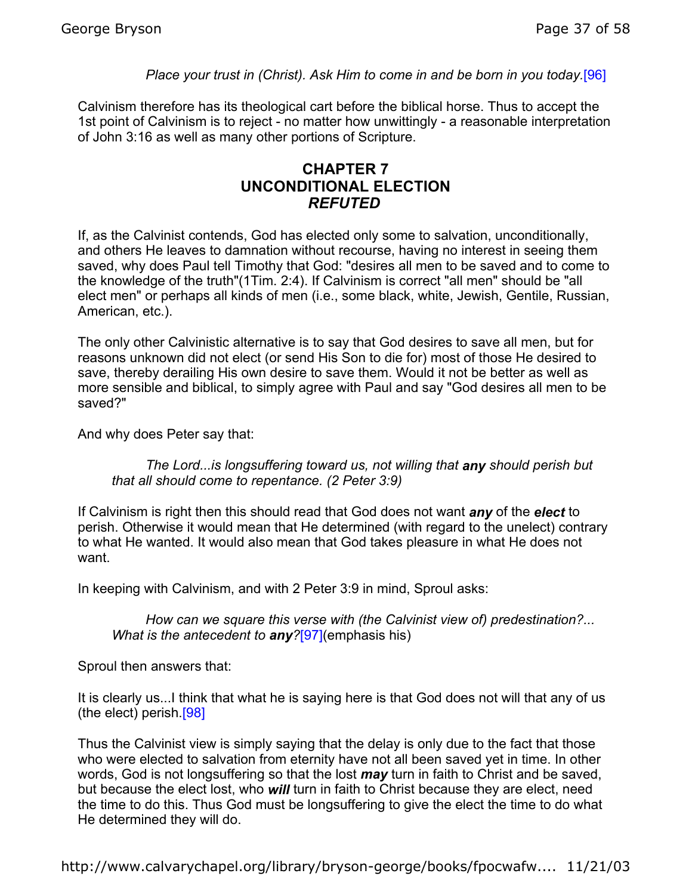*Place your trust in (Christ). Ask Him to come in and be born in you today.*[96]

Calvinism therefore has its theological cart before the biblical horse. Thus to accept the 1st point of Calvinism is to reject - no matter how unwittingly - a reasonable interpretation of John 3:16 as well as many other portions of Scripture.

## CHAPTER 7
## UNCONDITIONAL ELECTION
## *REFUTED*

If, as the Calvinist contends, God has elected only some to salvation, unconditionally, and others He leaves to damnation without recourse, having no interest in seeing them saved, why does Paul tell Timothy that God: "desires all men to be saved and to come to the knowledge of the truth"(1Tim. 2:4). If Calvinism is correct "all men" should be "all elect men" or perhaps all kinds of men (i.e., some black, white, Jewish, Gentile, Russian, American, etc.).

The only other Calvinistic alternative is to say that God desires to save all men, but for reasons unknown did not elect (or send His Son to die for) most of those He desired to save, thereby derailing His own desire to save them. Would it not be better as well as more sensible and biblical, to simply agree with Paul and say "God desires all men to be saved?"

And why does Peter say that:

> *The Lord...is longsuffering toward us, not willing that* ***any*** *should perish but that all should come to repentance. (2 Peter 3:9)*

If Calvinism is right then this should read that God does not want ***any*** of the ***elect*** to perish. Otherwise it would mean that He determined (with regard to the unelect) contrary to what He wanted. It would also mean that God takes pleasure in what He does not want.

In keeping with Calvinism, and with 2 Peter 3:9 in mind, Sproul asks:

> *How can we square this verse with (the Calvinist view of) predestination?... What is the antecedent to* ***any****?*[97](emphasis his)

Sproul then answers that:

It is clearly us...I think that what he is saying here is that God does not will that any of us (the elect) perish.[98]

Thus the Calvinist view is simply saying that the delay is only due to the fact that those who were elected to salvation from eternity have not all been saved yet in time. In other words, God is not longsuffering so that the lost ***may*** turn in faith to Christ and be saved, but because the elect lost, who ***will*** turn in faith to Christ because they are elect, need the time to do this. Thus God must be longsuffering to give the elect the time to do what He determined they will do.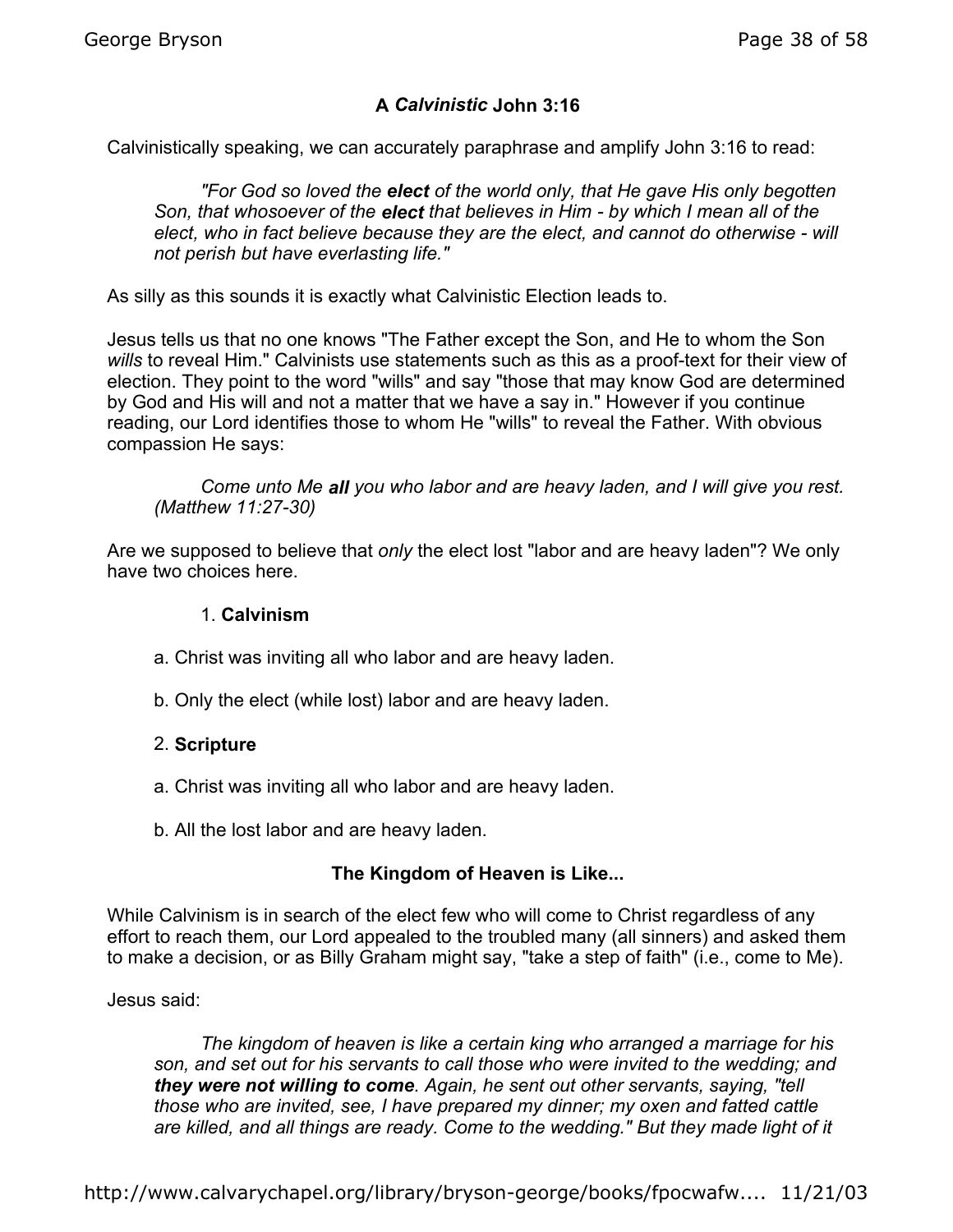## A *Calvinistic* John 3:16

Calvinistically speaking, we can accurately paraphrase and amplify John 3:16 to read:

> *"For God so loved the* ***elect*** *of the world only, that He gave His only begotten Son, that whosoever of the* ***elect*** *that believes in Him - by which I mean all of the elect, who in fact believe because they are the elect, and cannot do otherwise - will not perish but have everlasting life."*

As silly as this sounds it is exactly what Calvinistic Election leads to.

Jesus tells us that no one knows "The Father except the Son, and He to whom the Son *wills* to reveal Him." Calvinists use statements such as this as a proof-text for their view of election. They point to the word "wills" and say "those that may know God are determined by God and His will and not a matter that we have a say in." However if you continue reading, our Lord identifies those to whom He "wills" to reveal the Father. With obvious compassion He says:

> *Come unto Me* ***all*** *you who labor and are heavy laden, and I will give you rest. (Matthew 11:27-30)*

Are we supposed to believe that *only* the elect lost "labor and are heavy laden"? We only have two choices here.

1. **Calvinism**

a. Christ was inviting all who labor and are heavy laden.

b. Only the elect (while lost) labor and are heavy laden.

2. **Scripture**

a. Christ was inviting all who labor and are heavy laden.

b. All the lost labor and are heavy laden.

## The Kingdom of Heaven is Like...

While Calvinism is in search of the elect few who will come to Christ regardless of any effort to reach them, our Lord appealed to the troubled many (all sinners) and asked them to make a decision, or as Billy Graham might say, "take a step of faith" (i.e., come to Me).

Jesus said:

> *The kingdom of heaven is like a certain king who arranged a marriage for his son, and set out for his servants to call those who were invited to the wedding; and* ***they were not willing to come****. Again, he sent out other servants, saying, "tell those who are invited, see, I have prepared my dinner; my oxen and fatted cattle are killed, and all things are ready. Come to the wedding." But they made light of it*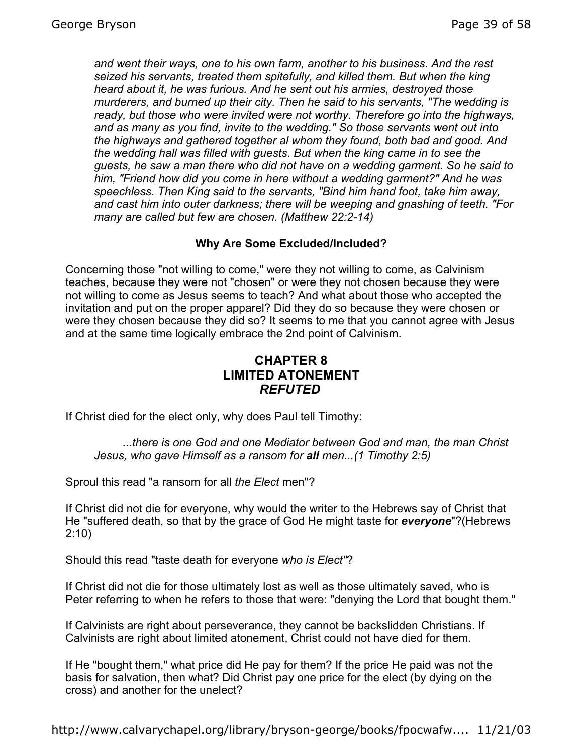*and went their ways, one to his own farm, another to his business. And the rest seized his servants, treated them spitefully, and killed them. But when the king heard about it, he was furious. And he sent out his armies, destroyed those murderers, and burned up their city. Then he said to his servants, "The wedding is ready, but those who were invited were not worthy. Therefore go into the highways, and as many as you find, invite to the wedding." So those servants went out into the highways and gathered together al whom they found, both bad and good. And the wedding hall was filled with guests. But when the king came in to see the guests, he saw a man there who did not have on a wedding garment. So he said to him, "Friend how did you come in here without a wedding garment?" And he was speechless. Then King said to the servants, "Bind him hand foot, take him away, and cast him into outer darkness; there will be weeping and gnashing of teeth. "For many are called but few are chosen. (Matthew 22:2-14)*

### Why Are Some Excluded/Included?

Concerning those "not willing to come," were they not willing to come, as Calvinism teaches, because they were not "chosen" or were they not chosen because they were not willing to come as Jesus seems to teach? And what about those who accepted the invitation and put on the proper apparel? Did they do so because they were chosen or were they chosen because they did so? It seems to me that you cannot agree with Jesus and at the same time logically embrace the 2nd point of Calvinism.

## CHAPTER 8
## LIMITED ATONEMENT
## *REFUTED*

If Christ died for the elect only, why does Paul tell Timothy:

> *...there is one God and one Mediator between God and man, the man Christ Jesus, who gave Himself as a ransom for **all** men...(1 Timothy 2:5)*

Sproul this read "a ransom for all *the Elect* men"?

If Christ did not die for everyone, why would the writer to the Hebrews say of Christ that He "suffered death, so that by the grace of God He might taste for ***everyone***"?(Hebrews 2:10)

Should this read "taste death for everyone *who is Elect"*?

If Christ did not die for those ultimately lost as well as those ultimately saved, who is Peter referring to when he refers to those that were: "denying the Lord that bought them."

If Calvinists are right about perseverance, they cannot be backslidden Christians. If Calvinists are right about limited atonement, Christ could not have died for them.

If He "bought them," what price did He pay for them? If the price He paid was not the basis for salvation, then what? Did Christ pay one price for the elect (by dying on the cross) and another for the unelect?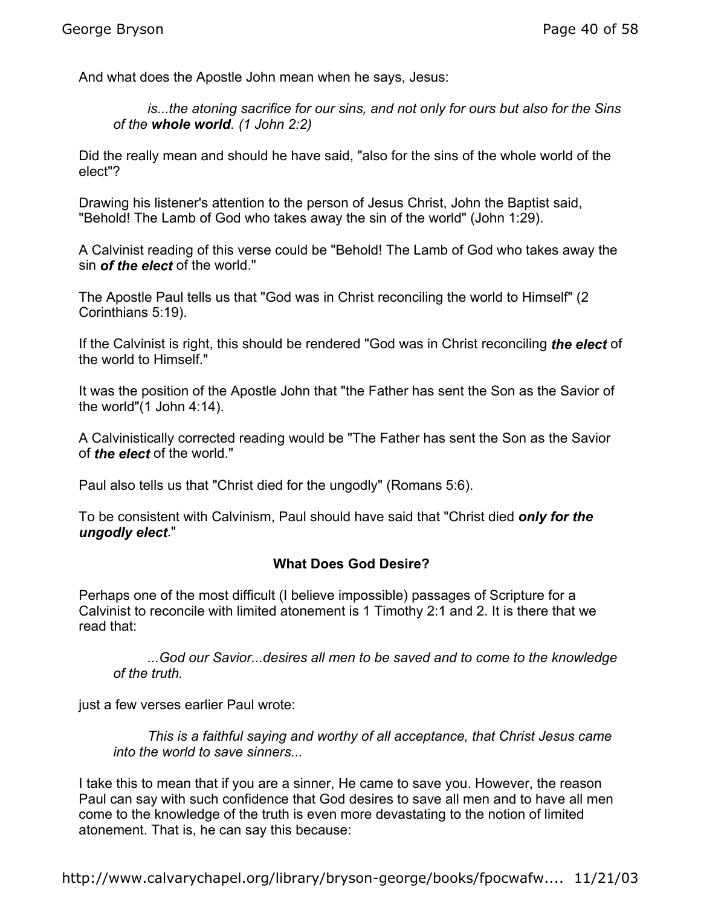And what does the Apostle John mean when he says, Jesus:

> *is...the atoning sacrifice for our sins, and not only for ours but also for the Sins of the **whole world**. (1 John 2:2)*

Did the really mean and should he have said, "also for the sins of the whole world of the elect"?

Drawing his listener's attention to the person of Jesus Christ, John the Baptist said, "Behold! The Lamb of God who takes away the sin of the world" (John 1:29).

A Calvinist reading of this verse could be "Behold! The Lamb of God who takes away the sin ***of the elect*** of the world."

The Apostle Paul tells us that "God was in Christ reconciling the world to Himself" (2 Corinthians 5:19).

If the Calvinist is right, this should be rendered "God was in Christ reconciling ***the elect*** of the world to Himself."

It was the position of the Apostle John that "the Father has sent the Son as the Savior of the world"(1 John 4:14).

A Calvinistically corrected reading would be "The Father has sent the Son as the Savior of ***the elect*** of the world."

Paul also tells us that "Christ died for the ungodly" (Romans 5:6).

To be consistent with Calvinism, Paul should have said that "Christ died ***only for the ungodly elect***."

## What Does God Desire?

Perhaps one of the most difficult (I believe impossible) passages of Scripture for a Calvinist to reconcile with limited atonement is 1 Timothy 2:1 and 2. It is there that we read that:

> *...God our Savior...desires all men to be saved and to come to the knowledge of the truth.*

just a few verses earlier Paul wrote:

> *This is a faithful saying and worthy of all acceptance, that Christ Jesus came into the world to save sinners...*

I take this to mean that if you are a sinner, He came to save you. However, the reason Paul can say with such confidence that God desires to save all men and to have all men come to the knowledge of the truth is even more devastating to the notion of limited atonement. That is, he can say this because: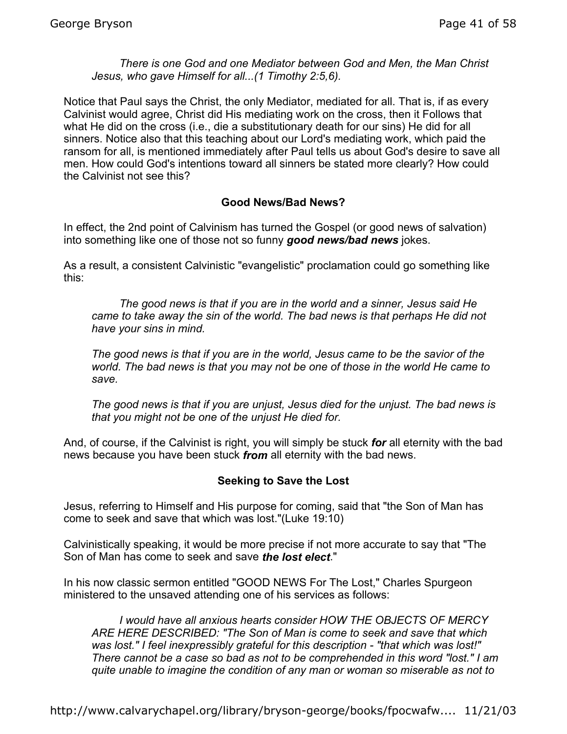*There is one God and one Mediator between God and Men, the Man Christ Jesus, who gave Himself for all...(1 Timothy 2:5,6).*

Notice that Paul says the Christ, the only Mediator, mediated for all. That is, if as every Calvinist would agree, Christ did His mediating work on the cross, then it Follows that what He did on the cross (i.e., die a substitutionary death for our sins) He did for all sinners. Notice also that this teaching about our Lord's mediating work, which paid the ransom for all, is mentioned immediately after Paul tells us about God's desire to save all men. How could God's intentions toward all sinners be stated more clearly? How could the Calvinist not see this?

**Good News/Bad News?**

In effect, the 2nd point of Calvinism has turned the Gospel (or good news of salvation) into something like one of those not so funny ***good news/bad news*** jokes.

As a result, a consistent Calvinistic "evangelistic" proclamation could go something like this:

*The good news is that if you are in the world and a sinner, Jesus said He came to take away the sin of the world. The bad news is that perhaps He did not have your sins in mind.*

*The good news is that if you are in the world, Jesus came to be the savior of the world. The bad news is that you may not be one of those in the world He came to save.*

*The good news is that if you are unjust, Jesus died for the unjust. The bad news is that you might not be one of the unjust He died for.*

And, of course, if the Calvinist is right, you will simply be stuck ***for*** all eternity with the bad news because you have been stuck ***from*** all eternity with the bad news.

**Seeking to Save the Lost**

Jesus, referring to Himself and His purpose for coming, said that "the Son of Man has come to seek and save that which was lost."(Luke 19:10)

Calvinistically speaking, it would be more precise if not more accurate to say that "The Son of Man has come to seek and save ***the lost elect***."

In his now classic sermon entitled "GOOD NEWS For The Lost," Charles Spurgeon ministered to the unsaved attending one of his services as follows:

*I would have all anxious hearts consider HOW THE OBJECTS OF MERCY ARE HERE DESCRIBED: "The Son of Man is come to seek and save that which was lost." I feel inexpressibly grateful for this description - "that which was lost!" There cannot be a case so bad as not to be comprehended in this word "lost." I am quite unable to imagine the condition of any man or woman so miserable as not to*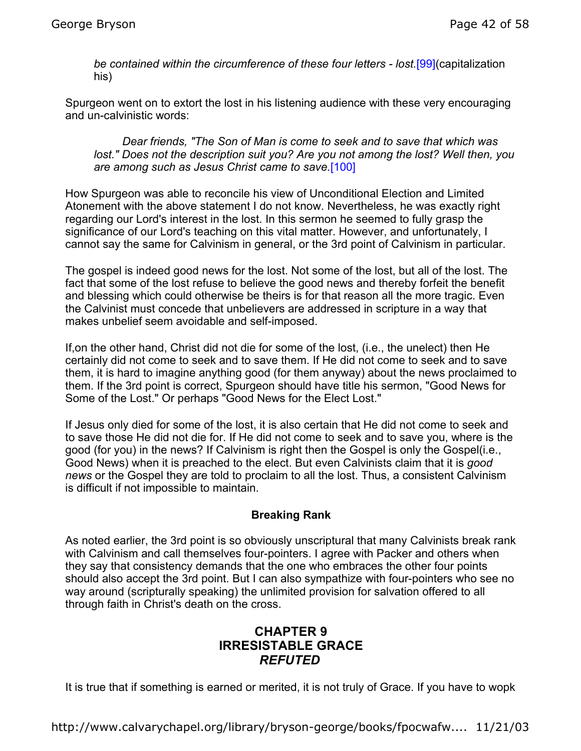*be contained within the circumference of these four letters - lost.*[99](capitalization his)

Spurgeon went on to extort the lost in his listening audience with these very encouraging and un-calvinistic words:

> *Dear friends, "The Son of Man is come to seek and to save that which was lost." Does not the description suit you? Are you not among the lost? Well then, you are among such as Jesus Christ came to save.*[100]

How Spurgeon was able to reconcile his view of Unconditional Election and Limited Atonement with the above statement I do not know. Nevertheless, he was exactly right regarding our Lord's interest in the lost. In this sermon he seemed to fully grasp the significance of our Lord's teaching on this vital matter. However, and unfortunately, I cannot say the same for Calvinism in general, or the 3rd point of Calvinism in particular.

The gospel is indeed good news for the lost. Not some of the lost, but all of the lost. The fact that some of the lost refuse to believe the good news and thereby forfeit the benefit and blessing which could otherwise be theirs is for that reason all the more tragic. Even the Calvinist must concede that unbelievers are addressed in scripture in a way that makes unbelief seem avoidable and self-imposed.

If,on the other hand, Christ did not die for some of the lost, (i.e., the unelect) then He certainly did not come to seek and to save them. If He did not come to seek and to save them, it is hard to imagine anything good (for them anyway) about the news proclaimed to them. If the 3rd point is correct, Spurgeon should have title his sermon, "Good News for Some of the Lost." Or perhaps "Good News for the Elect Lost."

If Jesus only died for some of the lost, it is also certain that He did not come to seek and to save those He did not die for. If He did not come to seek and to save you, where is the good (for you) in the news? If Calvinism is right then the Gospel is only the Gospel(i.e., Good News) when it is preached to the elect. But even Calvinists claim that it is *good news* or the Gospel they are told to proclaim to all the lost. Thus, a consistent Calvinism is difficult if not impossible to maintain.

### Breaking Rank

As noted earlier, the 3rd point is so obviously unscriptural that many Calvinists break rank with Calvinism and call themselves four-pointers. I agree with Packer and others when they say that consistency demands that the one who embraces the other four points should also accept the 3rd point. But I can also sympathize with four-pointers who see no way around (scripturally speaking) the unlimited provision for salvation offered to all through faith in Christ's death on the cross.

## CHAPTER 9
## IRRESISTABLE GRACE
## *REFUTED*

It is true that if something is earned or merited, it is not truly of Grace. If you have to wopk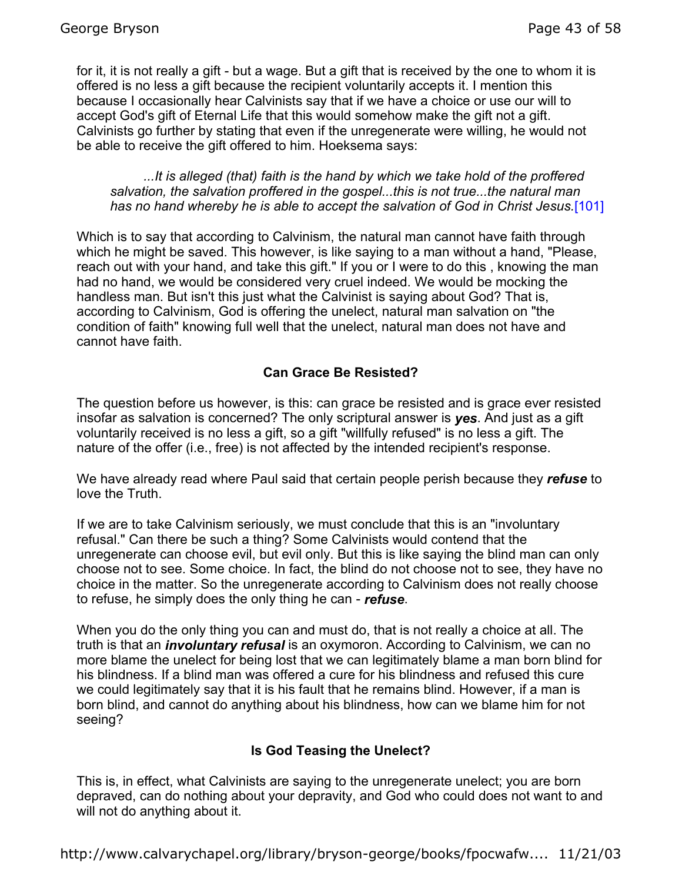for it, it is not really a gift - but a wage. But a gift that is received by the one to whom it is offered is no less a gift because the recipient voluntarily accepts it. I mention this because I occasionally hear Calvinists say that if we have a choice or use our will to accept God's gift of Eternal Life that this would somehow make the gift not a gift. Calvinists go further by stating that even if the unregenerate were willing, he would not be able to receive the gift offered to him. Hoeksema says:

> *...It is alleged (that) faith is the hand by which we take hold of the proffered salvation, the salvation proffered in the gospel...this is not true...the natural man has no hand whereby he is able to accept the salvation of God in Christ Jesus.*[101]

Which is to say that according to Calvinism, the natural man cannot have faith through which he might be saved. This however, is like saying to a man without a hand, "Please, reach out with your hand, and take this gift." If you or I were to do this , knowing the man had no hand, we would be considered very cruel indeed. We would be mocking the handless man. But isn't this just what the Calvinist is saying about God? That is, according to Calvinism, God is offering the unelect, natural man salvation on "the condition of faith" knowing full well that the unelect, natural man does not have and cannot have faith.

### Can Grace Be Resisted?

The question before us however, is this: can grace be resisted and is grace ever resisted insofar as salvation is concerned? The only scriptural answer is ***yes***. And just as a gift voluntarily received is no less a gift, so a gift "willfully refused" is no less a gift. The nature of the offer (i.e., free) is not affected by the intended recipient's response.

We have already read where Paul said that certain people perish because they ***refuse*** to love the Truth.

If we are to take Calvinism seriously, we must conclude that this is an "involuntary refusal." Can there be such a thing? Some Calvinists would contend that the unregenerate can choose evil, but evil only. But this is like saying the blind man can only choose not to see. Some choice. In fact, the blind do not choose not to see, they have no choice in the matter. So the unregenerate according to Calvinism does not really choose to refuse, he simply does the only thing he can - ***refuse***.

When you do the only thing you can and must do, that is not really a choice at all. The truth is that an ***involuntary refusal*** is an oxymoron. According to Calvinism, we can no more blame the unelect for being lost that we can legitimately blame a man born blind for his blindness. If a blind man was offered a cure for his blindness and refused this cure we could legitimately say that it is his fault that he remains blind. However, if a man is born blind, and cannot do anything about his blindness, how can we blame him for not seeing?

### Is God Teasing the Unelect?

This is, in effect, what Calvinists are saying to the unregenerate unelect; you are born depraved, can do nothing about your depravity, and God who could does not want to and will not do anything about it.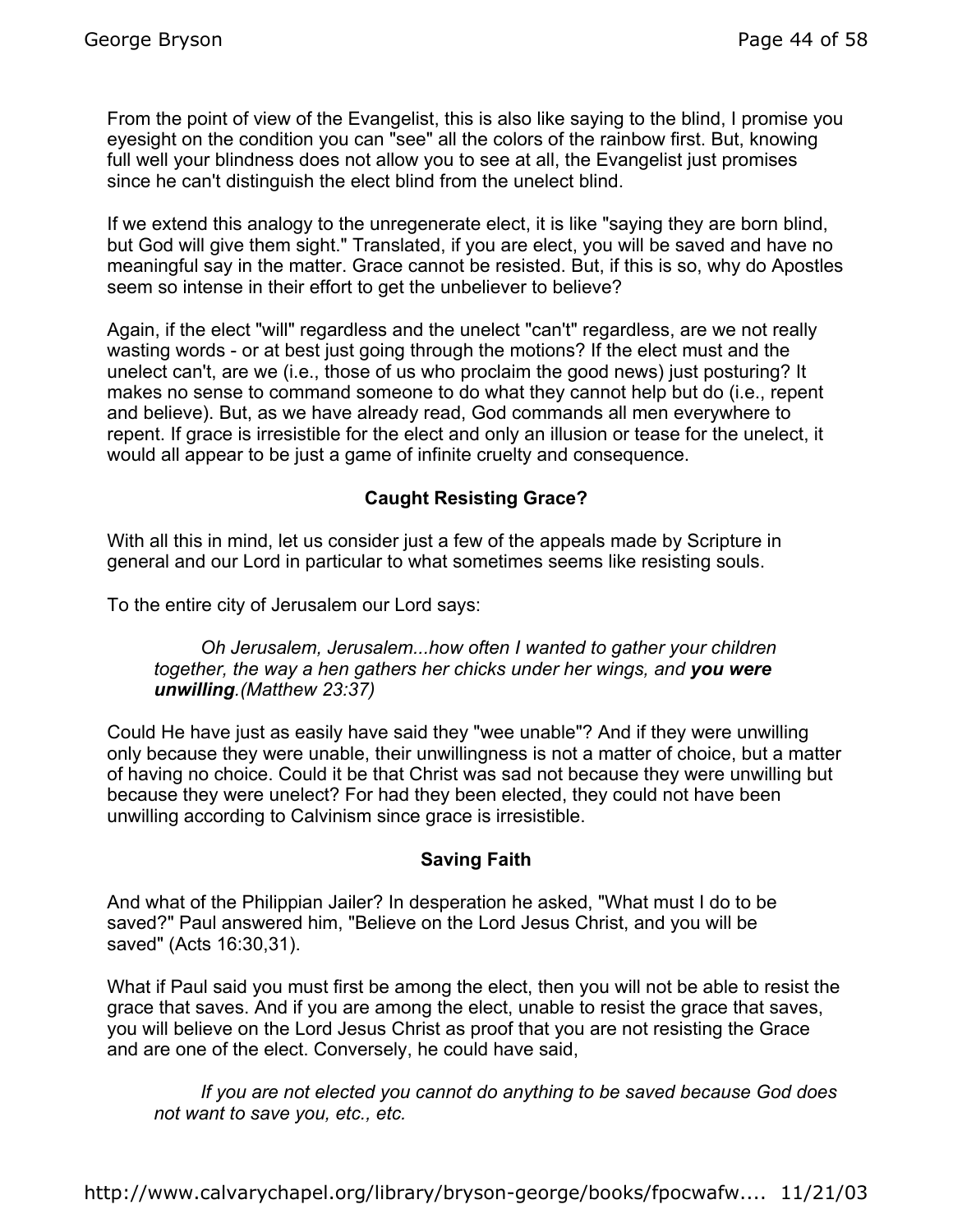From the point of view of the Evangelist, this is also like saying to the blind, I promise you eyesight on the condition you can "see" all the colors of the rainbow first. But, knowing full well your blindness does not allow you to see at all, the Evangelist just promises since he can't distinguish the elect blind from the unelect blind.

If we extend this analogy to the unregenerate elect, it is like "saying they are born blind, but God will give them sight." Translated, if you are elect, you will be saved and have no meaningful say in the matter. Grace cannot be resisted. But, if this is so, why do Apostles seem so intense in their effort to get the unbeliever to believe?

Again, if the elect "will" regardless and the unelect "can't" regardless, are we not really wasting words - or at best just going through the motions? If the elect must and the unelect can't, are we (i.e., those of us who proclaim the good news) just posturing? It makes no sense to command someone to do what they cannot help but do (i.e., repent and believe). But, as we have already read, God commands all men everywhere to repent. If grace is irresistible for the elect and only an illusion or tease for the unelect, it would all appear to be just a game of infinite cruelty and consequence.

### Caught Resisting Grace?

With all this in mind, let us consider just a few of the appeals made by Scripture in general and our Lord in particular to what sometimes seems like resisting souls.

To the entire city of Jerusalem our Lord says:

> *Oh Jerusalem, Jerusalem...how often I wanted to gather your children together, the way a hen gathers her chicks under her wings, and **you were unwilling**.(Matthew 23:37)*

Could He have just as easily have said they "wee unable"? And if they were unwilling only because they were unable, their unwillingness is not a matter of choice, but a matter of having no choice. Could it be that Christ was sad not because they were unwilling but because they were unelect? For had they been elected, they could not have been unwilling according to Calvinism since grace is irresistible.

### Saving Faith

And what of the Philippian Jailer? In desperation he asked, "What must I do to be saved?" Paul answered him, "Believe on the Lord Jesus Christ, and you will be saved" (Acts 16:30,31).

What if Paul said you must first be among the elect, then you will not be able to resist the grace that saves. And if you are among the elect, unable to resist the grace that saves, you will believe on the Lord Jesus Christ as proof that you are not resisting the Grace and are one of the elect. Conversely, he could have said,

> *If you are not elected you cannot do anything to be saved because God does not want to save you, etc., etc.*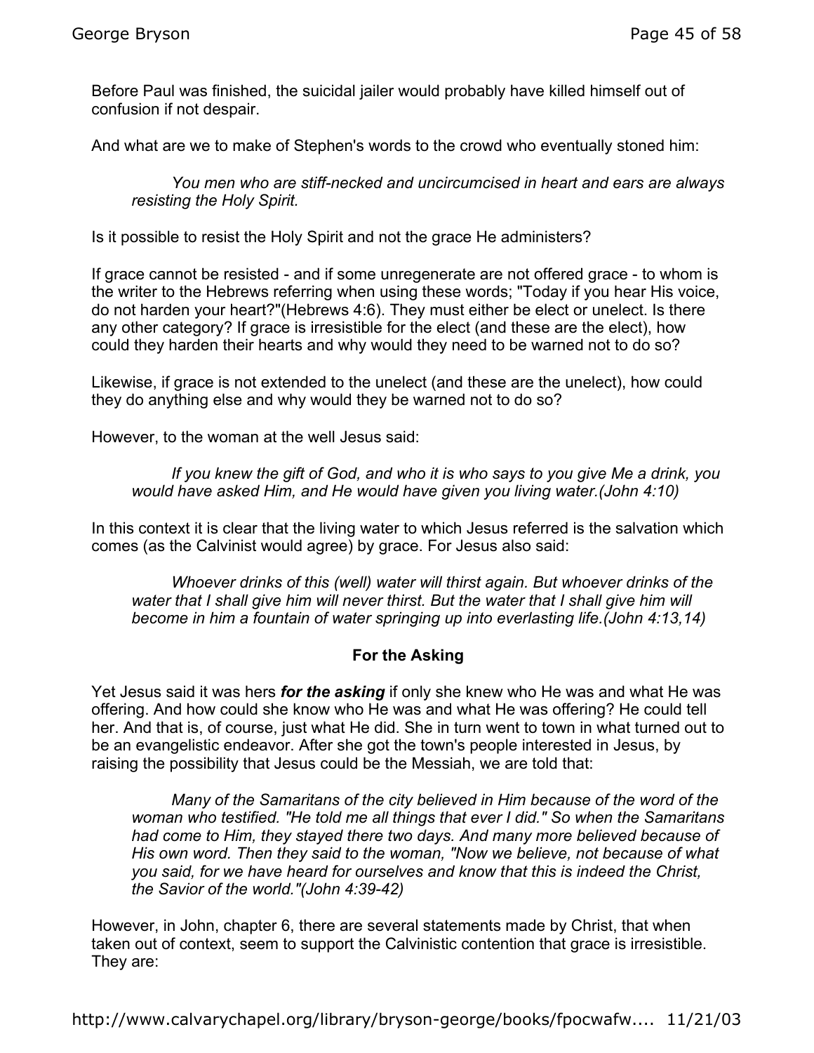Before Paul was finished, the suicidal jailer would probably have killed himself out of confusion if not despair.

And what are we to make of Stephen's words to the crowd who eventually stoned him:

> *You men who are stiff-necked and uncircumcised in heart and ears are always resisting the Holy Spirit.*

Is it possible to resist the Holy Spirit and not the grace He administers?

If grace cannot be resisted - and if some unregenerate are not offered grace - to whom is the writer to the Hebrews referring when using these words; "Today if you hear His voice, do not harden your heart?"(Hebrews 4:6). They must either be elect or unelect. Is there any other category? If grace is irresistible for the elect (and these are the elect), how could they harden their hearts and why would they need to be warned not to do so?

Likewise, if grace is not extended to the unelect (and these are the unelect), how could they do anything else and why would they be warned not to do so?

However, to the woman at the well Jesus said:

> *If you knew the gift of God, and who it is who says to you give Me a drink, you would have asked Him, and He would have given you living water.(John 4:10)*

In this context it is clear that the living water to which Jesus referred is the salvation which comes (as the Calvinist would agree) by grace. For Jesus also said:

> *Whoever drinks of this (well) water will thirst again. But whoever drinks of the water that I shall give him will never thirst. But the water that I shall give him will become in him a fountain of water springing up into everlasting life.(John 4:13,14)*

### For the Asking

Yet Jesus said it was hers ***for the asking*** if only she knew who He was and what He was offering. And how could she know who He was and what He was offering? He could tell her. And that is, of course, just what He did. She in turn went to town in what turned out to be an evangelistic endeavor. After she got the town's people interested in Jesus, by raising the possibility that Jesus could be the Messiah, we are told that:

> *Many of the Samaritans of the city believed in Him because of the word of the woman who testified. "He told me all things that ever I did." So when the Samaritans had come to Him, they stayed there two days. And many more believed because of His own word. Then they said to the woman, "Now we believe, not because of what you said, for we have heard for ourselves and know that this is indeed the Christ, the Savior of the world."(John 4:39-42)*

However, in John, chapter 6, there are several statements made by Christ, that when taken out of context, seem to support the Calvinistic contention that grace is irresistible. They are: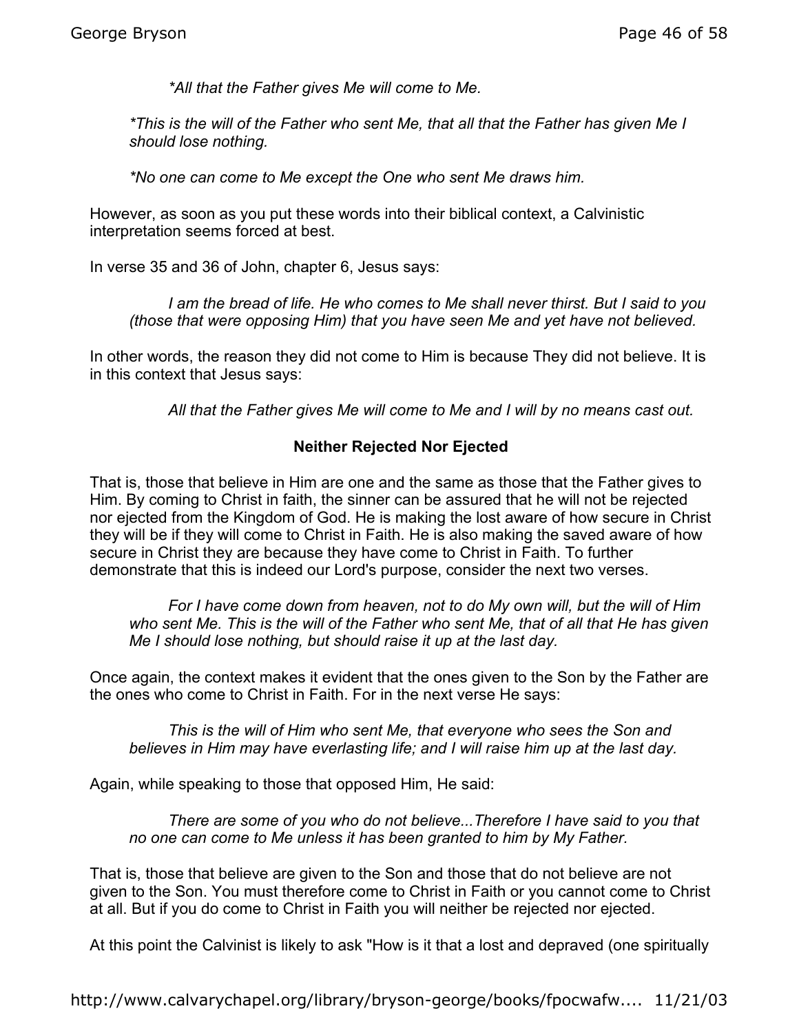*\*All that the Father gives Me will come to Me.*

*\*This is the will of the Father who sent Me, that all that the Father has given Me I should lose nothing.*

*\*No one can come to Me except the One who sent Me draws him.*

However, as soon as you put these words into their biblical context, a Calvinistic interpretation seems forced at best.

In verse 35 and 36 of John, chapter 6, Jesus says:

> *I am the bread of life. He who comes to Me shall never thirst. But I said to you (those that were opposing Him) that you have seen Me and yet have not believed.*

In other words, the reason they did not come to Him is because They did not believe. It is in this context that Jesus says:

> *All that the Father gives Me will come to Me and I will by no means cast out.*

**Neither Rejected Nor Ejected**

That is, those that believe in Him are one and the same as those that the Father gives to Him. By coming to Christ in faith, the sinner can be assured that he will not be rejected nor ejected from the Kingdom of God. He is making the lost aware of how secure in Christ they will be if they will come to Christ in Faith. He is also making the saved aware of how secure in Christ they are because they have come to Christ in Faith. To further demonstrate that this is indeed our Lord's purpose, consider the next two verses.

> *For I have come down from heaven, not to do My own will, but the will of Him who sent Me. This is the will of the Father who sent Me, that of all that He has given Me I should lose nothing, but should raise it up at the last day.*

Once again, the context makes it evident that the ones given to the Son by the Father are the ones who come to Christ in Faith. For in the next verse He says:

> *This is the will of Him who sent Me, that everyone who sees the Son and believes in Him may have everlasting life; and I will raise him up at the last day.*

Again, while speaking to those that opposed Him, He said:

> *There are some of you who do not believe...Therefore I have said to you that no one can come to Me unless it has been granted to him by My Father.*

That is, those that believe are given to the Son and those that do not believe are not given to the Son. You must therefore come to Christ in Faith or you cannot come to Christ at all. But if you do come to Christ in Faith you will neither be rejected nor ejected.

At this point the Calvinist is likely to ask "How is it that a lost and depraved (one spiritually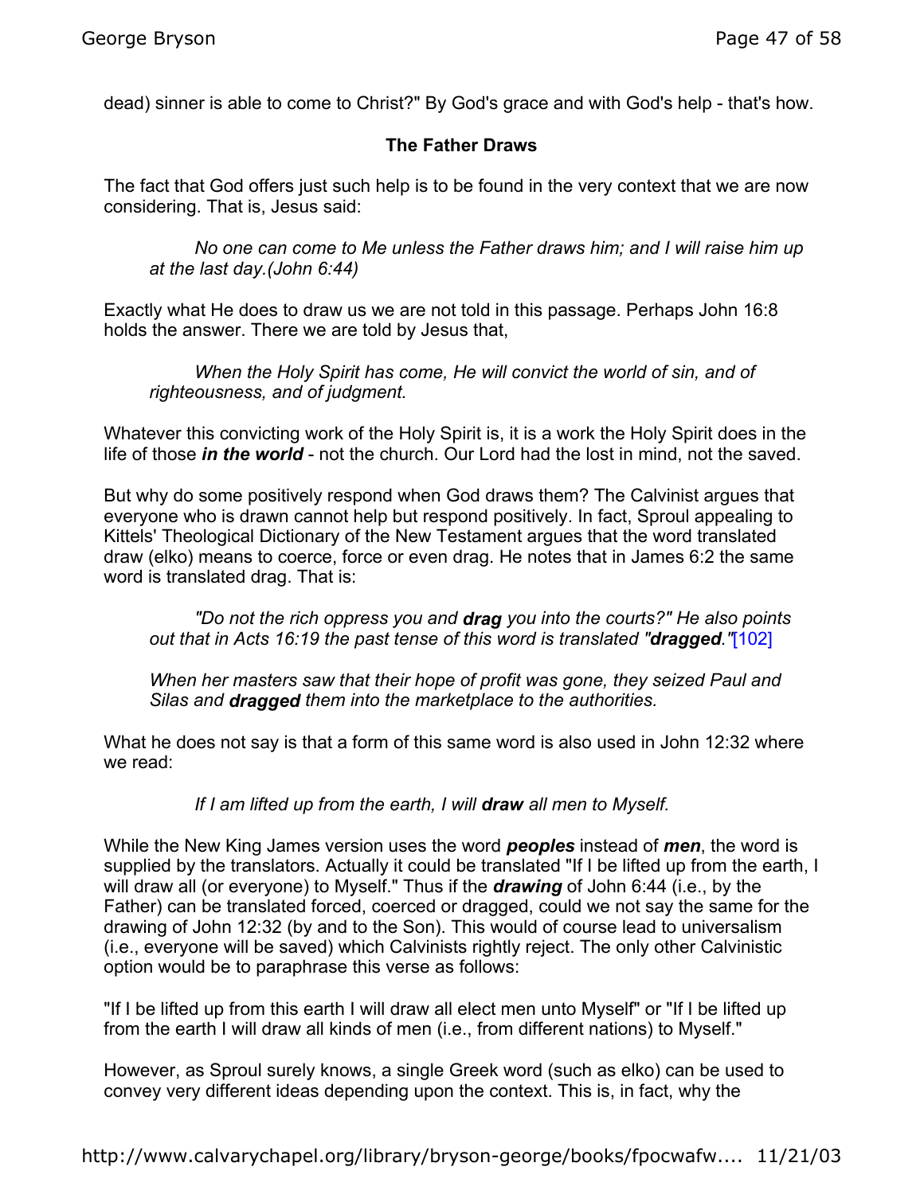dead) sinner is able to come to Christ?" By God's grace and with God's help - that's how.

### The Father Draws

The fact that God offers just such help is to be found in the very context that we are now considering. That is, Jesus said:

> *No one can come to Me unless the Father draws him; and I will raise him up at the last day.(John 6:44)*

Exactly what He does to draw us we are not told in this passage. Perhaps John 16:8 holds the answer. There we are told by Jesus that,

> *When the Holy Spirit has come, He will convict the world of sin, and of righteousness, and of judgment.*

Whatever this convicting work of the Holy Spirit is, it is a work the Holy Spirit does in the life of those ***in the world*** - not the church. Our Lord had the lost in mind, not the saved.

But why do some positively respond when God draws them? The Calvinist argues that everyone who is drawn cannot help but respond positively. In fact, Sproul appealing to Kittels' Theological Dictionary of the New Testament argues that the word translated draw (elko) means to coerce, force or even drag. He notes that in James 6:2 the same word is translated drag. That is:

> *"Do not the rich oppress you and **drag** you into the courts?" He also points out that in Acts 16:19 the past tense of this word is translated "**dragged**."*[102]

> *When her masters saw that their hope of profit was gone, they seized Paul and Silas and **dragged** them into the marketplace to the authorities.*

What he does not say is that a form of this same word is also used in John 12:32 where we read:

> *If I am lifted up from the earth, I will **draw** all men to Myself.*

While the New King James version uses the word ***peoples*** instead of ***men***, the word is supplied by the translators. Actually it could be translated "If I be lifted up from the earth, I will draw all (or everyone) to Myself." Thus if the ***drawing*** of John 6:44 (i.e., by the Father) can be translated forced, coerced or dragged, could we not say the same for the drawing of John 12:32 (by and to the Son). This would of course lead to universalism (i.e., everyone will be saved) which Calvinists rightly reject. The only other Calvinistic option would be to paraphrase this verse as follows:

"If I be lifted up from this earth I will draw all elect men unto Myself" or "If I be lifted up from the earth I will draw all kinds of men (i.e., from different nations) to Myself."

However, as Sproul surely knows, a single Greek word (such as elko) can be used to convey very different ideas depending upon the context. This is, in fact, why the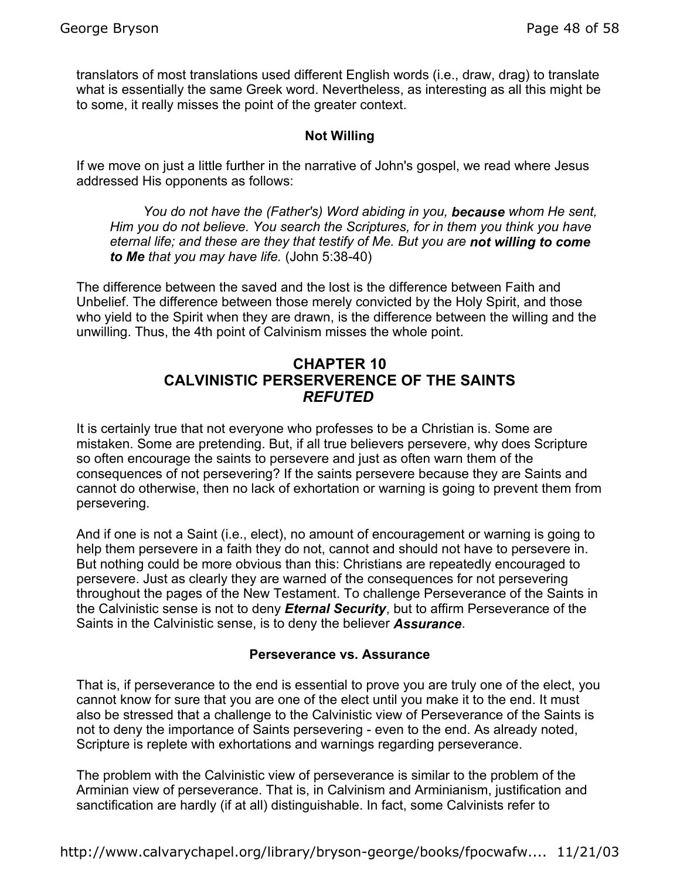translators of most translations used different English words (i.e., draw, drag) to translate what is essentially the same Greek word. Nevertheless, as interesting as all this might be to some, it really misses the point of the greater context.

### Not Willing

If we move on just a little further in the narrative of John's gospel, we read where Jesus addressed His opponents as follows:

> *You do not have the (Father's) Word abiding in you,* ***because*** *whom He sent, Him you do not believe. You search the Scriptures, for in them you think you have eternal life; and these are they that testify of Me. But you are* ***not willing to come to Me*** *that you may have life.* (John 5:38-40)

The difference between the saved and the lost is the difference between Faith and Unbelief. The difference between those merely convicted by the Holy Spirit, and those who yield to the Spirit when they are drawn, is the difference between the willing and the unwilling. Thus, the 4th point of Calvinism misses the whole point.

## CHAPTER 10
## CALVINISTIC PERSERVERENCE OF THE SAINTS
## *REFUTED*

It is certainly true that not everyone who professes to be a Christian is. Some are mistaken. Some are pretending. But, if all true believers persevere, why does Scripture so often encourage the saints to persevere and just as often warn them of the consequences of not persevering? If the saints persevere because they are Saints and cannot do otherwise, then no lack of exhortation or warning is going to prevent them from persevering.

And if one is not a Saint (i.e., elect), no amount of encouragement or warning is going to help them persevere in a faith they do not, cannot and should not have to persevere in. But nothing could be more obvious than this: Christians are repeatedly encouraged to persevere. Just as clearly they are warned of the consequences for not persevering throughout the pages of the New Testament. To challenge Perseverance of the Saints in the Calvinistic sense is not to deny ***Eternal Security***, but to affirm Perseverance of the Saints in the Calvinistic sense, is to deny the believer ***Assurance***.

### Perseverance vs. Assurance

That is, if perseverance to the end is essential to prove you are truly one of the elect, you cannot know for sure that you are one of the elect until you make it to the end. It must also be stressed that a challenge to the Calvinistic view of Perseverance of the Saints is not to deny the importance of Saints persevering - even to the end. As already noted, Scripture is replete with exhortations and warnings regarding perseverance.

The problem with the Calvinistic view of perseverance is similar to the problem of the Arminian view of perseverance. That is, in Calvinism and Arminianism, justification and sanctification are hardly (if at all) distinguishable. In fact, some Calvinists refer to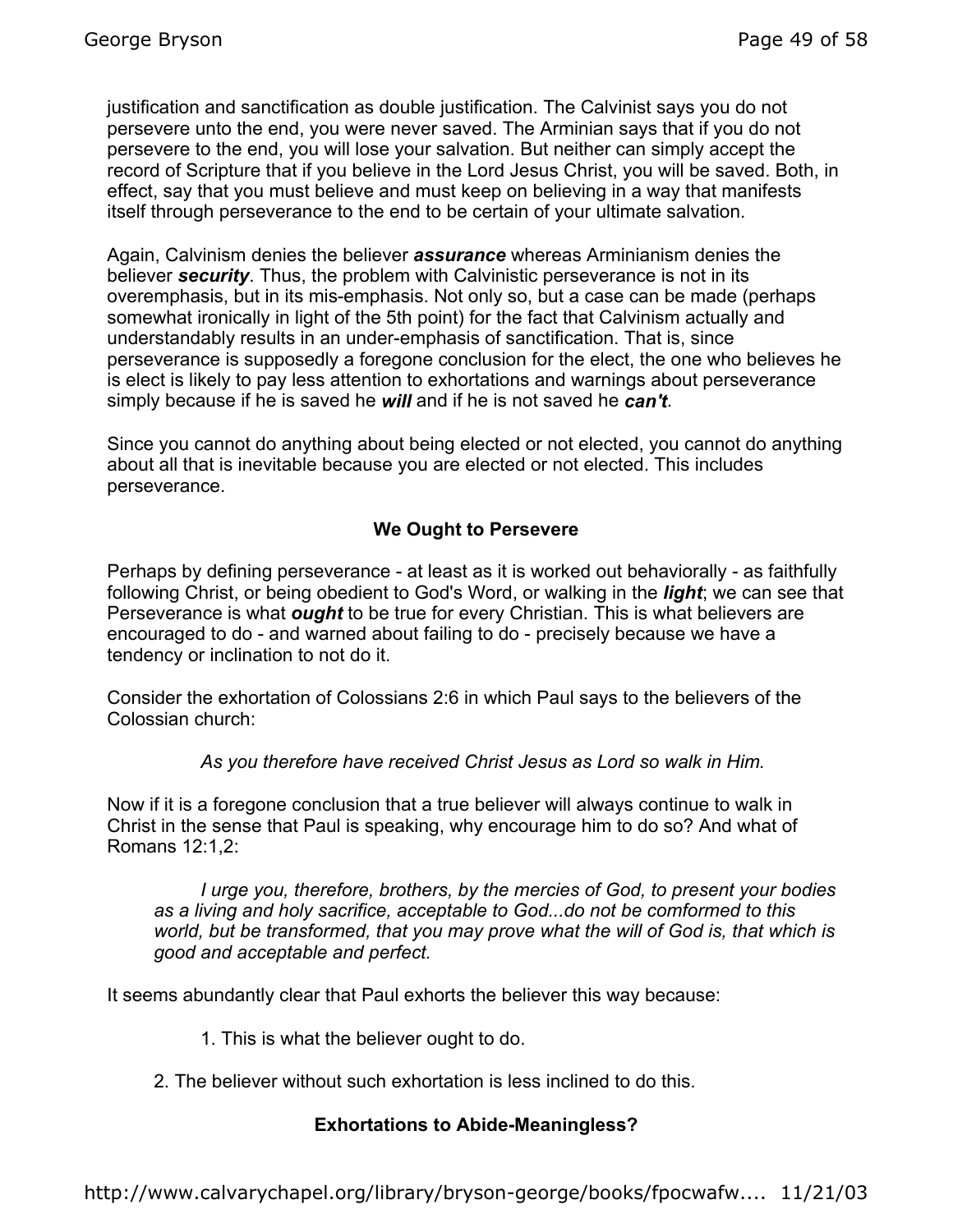justification and sanctification as double justification. The Calvinist says you do not persevere unto the end, you were never saved. The Arminian says that if you do not persevere to the end, you will lose your salvation. But neither can simply accept the record of Scripture that if you believe in the Lord Jesus Christ, you will be saved. Both, in effect, say that you must believe and must keep on believing in a way that manifests itself through perseverance to the end to be certain of your ultimate salvation.

Again, Calvinism denies the believer ***assurance*** whereas Arminianism denies the believer ***security***. Thus, the problem with Calvinistic perseverance is not in its overemphasis, but in its mis-emphasis. Not only so, but a case can be made (perhaps somewhat ironically in light of the 5th point) for the fact that Calvinism actually and understandably results in an under-emphasis of sanctification. That is, since perseverance is supposedly a foregone conclusion for the elect, the one who believes he is elect is likely to pay less attention to exhortations and warnings about perseverance simply because if he is saved he ***will*** and if he is not saved he ***can't***.

Since you cannot do anything about being elected or not elected, you cannot do anything about all that is inevitable because you are elected or not elected. This includes perseverance.

### We Ought to Persevere

Perhaps by defining perseverance - at least as it is worked out behaviorally - as faithfully following Christ, or being obedient to God's Word, or walking in the ***light***; we can see that Perseverance is what ***ought*** to be true for every Christian. This is what believers are encouraged to do - and warned about failing to do - precisely because we have a tendency or inclination to not do it.

Consider the exhortation of Colossians 2:6 in which Paul says to the believers of the Colossian church:

> *As you therefore have received Christ Jesus as Lord so walk in Him.*

Now if it is a foregone conclusion that a true believer will always continue to walk in Christ in the sense that Paul is speaking, why encourage him to do so? And what of Romans 12:1,2:

> *I urge you, therefore, brothers, by the mercies of God, to present your bodies as a living and holy sacrifice, acceptable to God...do not be comformed to this world, but be transformed, that you may prove what the will of God is, that which is good and acceptable and perfect.*

It seems abundantly clear that Paul exhorts the believer this way because:

1. This is what the believer ought to do.
2. The believer without such exhortation is less inclined to do this.

### Exhortations to Abide-Meaningless?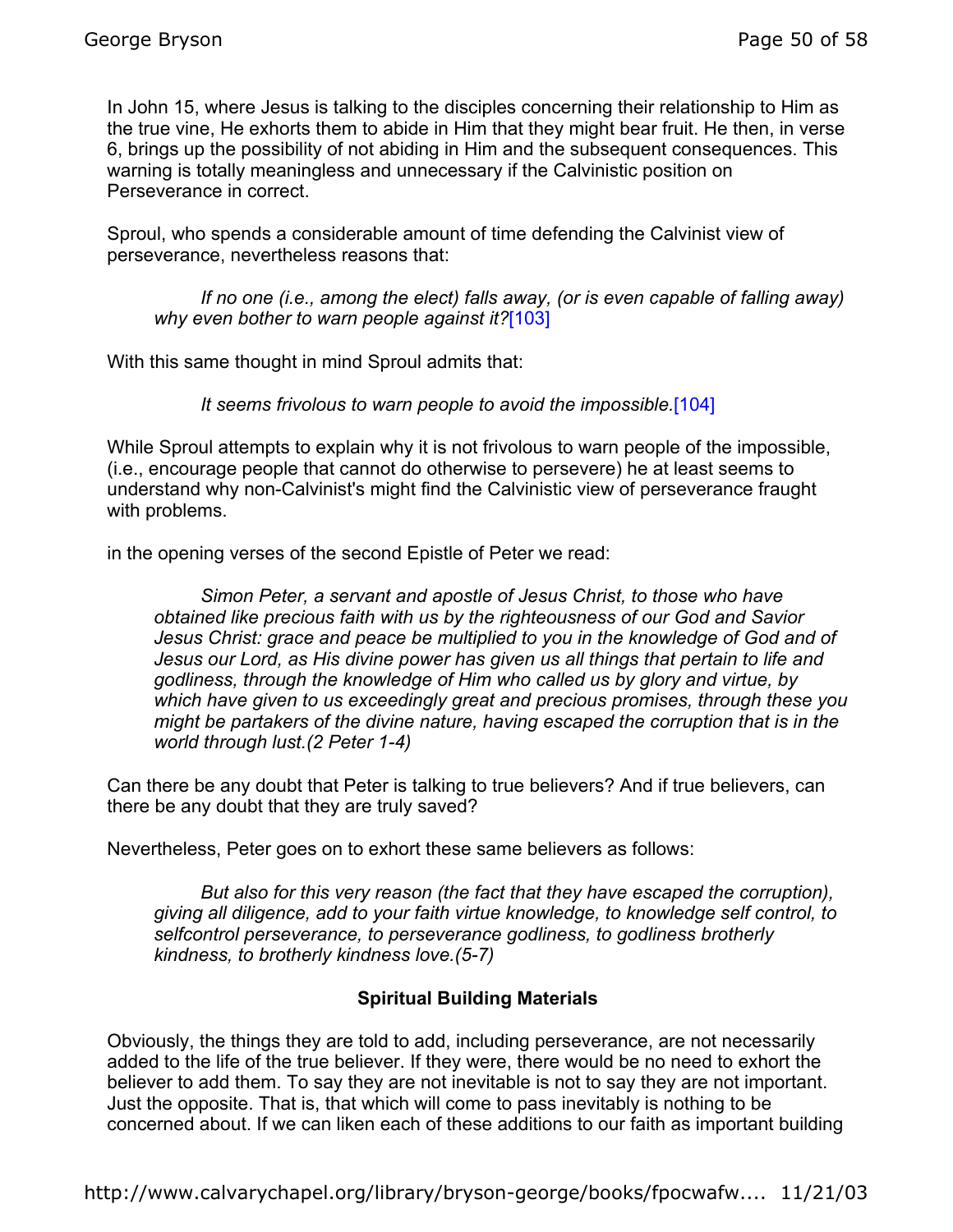In John 15, where Jesus is talking to the disciples concerning their relationship to Him as the true vine, He exhorts them to abide in Him that they might bear fruit. He then, in verse 6, brings up the possibility of not abiding in Him and the subsequent consequences. This warning is totally meaningless and unnecessary if the Calvinistic position on Perseverance in correct.

Sproul, who spends a considerable amount of time defending the Calvinist view of perseverance, nevertheless reasons that:

> *If no one (i.e., among the elect) falls away, (or is even capable of falling away) why even bother to warn people against it?*[103]

With this same thought in mind Sproul admits that:

> *It seems frivolous to warn people to avoid the impossible.*[104]

While Sproul attempts to explain why it is not frivolous to warn people of the impossible, (i.e., encourage people that cannot do otherwise to persevere) he at least seems to understand why non-Calvinist's might find the Calvinistic view of perseverance fraught with problems.

in the opening verses of the second Epistle of Peter we read:

> *Simon Peter, a servant and apostle of Jesus Christ, to those who have obtained like precious faith with us by the righteousness of our God and Savior Jesus Christ: grace and peace be multiplied to you in the knowledge of God and of Jesus our Lord, as His divine power has given us all things that pertain to life and godliness, through the knowledge of Him who called us by glory and virtue, by which have given to us exceedingly great and precious promises, through these you might be partakers of the divine nature, having escaped the corruption that is in the world through lust.(2 Peter 1-4)*

Can there be any doubt that Peter is talking to true believers? And if true believers, can there be any doubt that they are truly saved?

Nevertheless, Peter goes on to exhort these same believers as follows:

> *But also for this very reason (the fact that they have escaped the corruption), giving all diligence, add to your faith virtue knowledge, to knowledge self control, to selfcontrol perseverance, to perseverance godliness, to godliness brotherly kindness, to brotherly kindness love.(5-7)*

### Spiritual Building Materials

Obviously, the things they are told to add, including perseverance, are not necessarily added to the life of the true believer. If they were, there would be no need to exhort the believer to add them. To say they are not inevitable is not to say they are not important. Just the opposite. That is, that which will come to pass inevitably is nothing to be concerned about. If we can liken each of these additions to our faith as important building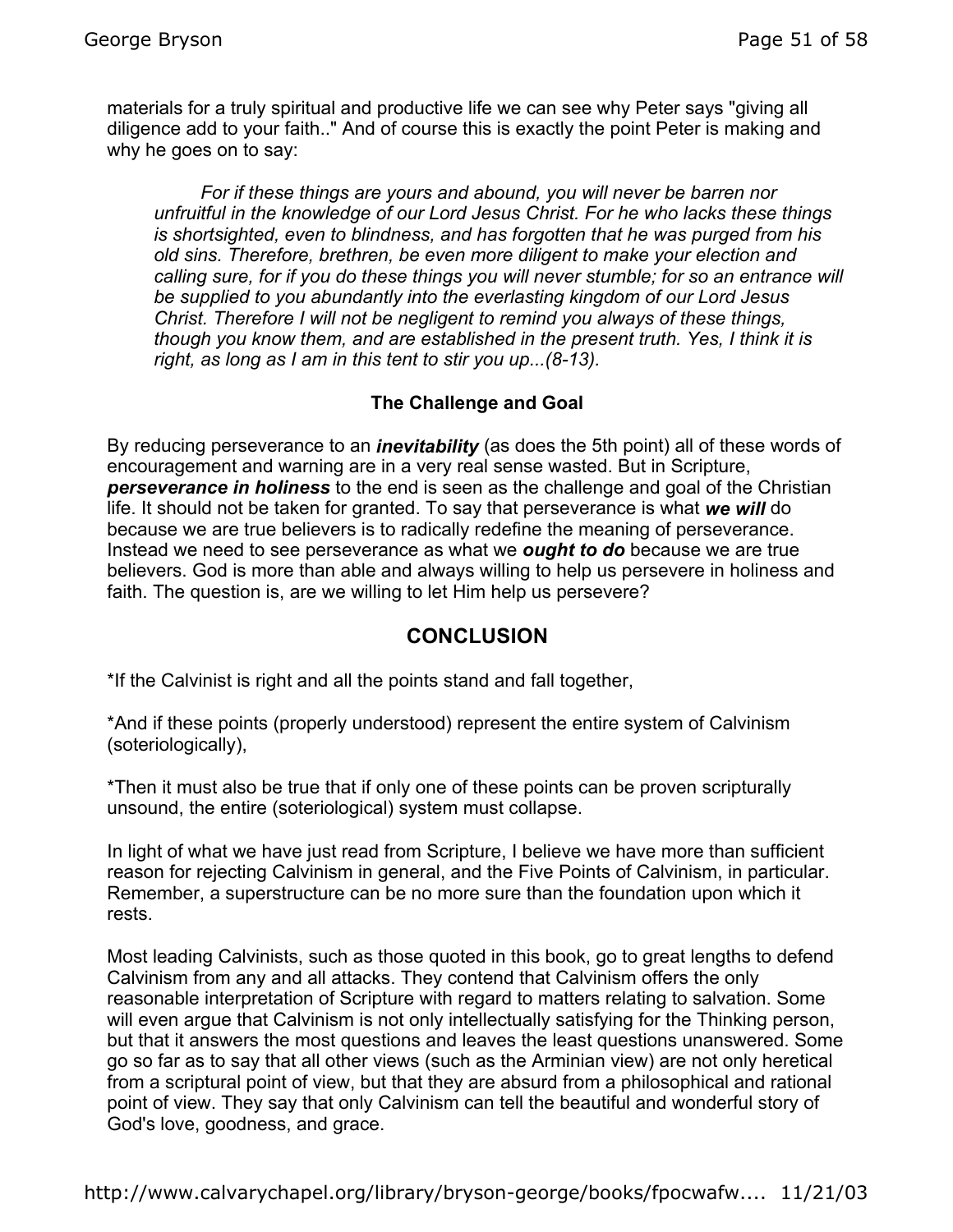materials for a truly spiritual and productive life we can see why Peter says "giving all diligence add to your faith.." And of course this is exactly the point Peter is making and why he goes on to say:

> *For if these things are yours and abound, you will never be barren nor unfruitful in the knowledge of our Lord Jesus Christ. For he who lacks these things is shortsighted, even to blindness, and has forgotten that he was purged from his old sins. Therefore, brethren, be even more diligent to make your election and calling sure, for if you do these things you will never stumble; for so an entrance will be supplied to you abundantly into the everlasting kingdom of our Lord Jesus Christ. Therefore I will not be negligent to remind you always of these things, though you know them, and are established in the present truth. Yes, I think it is right, as long as I am in this tent to stir you up...(8-13).*

### The Challenge and Goal

By reducing perseverance to an ***inevitability*** (as does the 5th point) all of these words of encouragement and warning are in a very real sense wasted. But in Scripture, ***perseverance in holiness*** to the end is seen as the challenge and goal of the Christian life. It should not be taken for granted. To say that perseverance is what ***we will*** do because we are true believers is to radically redefine the meaning of perseverance. Instead we need to see perseverance as what we ***ought to do*** because we are true believers. God is more than able and always willing to help us persevere in holiness and faith. The question is, are we willing to let Him help us persevere?

## CONCLUSION

*If the Calvinist is right and all the points stand and fall together,

*And if these points (properly understood) represent the entire system of Calvinism (soteriologically),

*Then it must also be true that if only one of these points can be proven scripturally unsound, the entire (soteriological) system must collapse.

In light of what we have just read from Scripture, I believe we have more than sufficient reason for rejecting Calvinism in general, and the Five Points of Calvinism, in particular. Remember, a superstructure can be no more sure than the foundation upon which it rests.

Most leading Calvinists, such as those quoted in this book, go to great lengths to defend Calvinism from any and all attacks. They contend that Calvinism offers the only reasonable interpretation of Scripture with regard to matters relating to salvation. Some will even argue that Calvinism is not only intellectually satisfying for the Thinking person, but that it answers the most questions and leaves the least questions unanswered. Some go so far as to say that all other views (such as the Arminian view) are not only heretical from a scriptural point of view, but that they are absurd from a philosophical and rational point of view. They say that only Calvinism can tell the beautiful and wonderful story of God's love, goodness, and grace.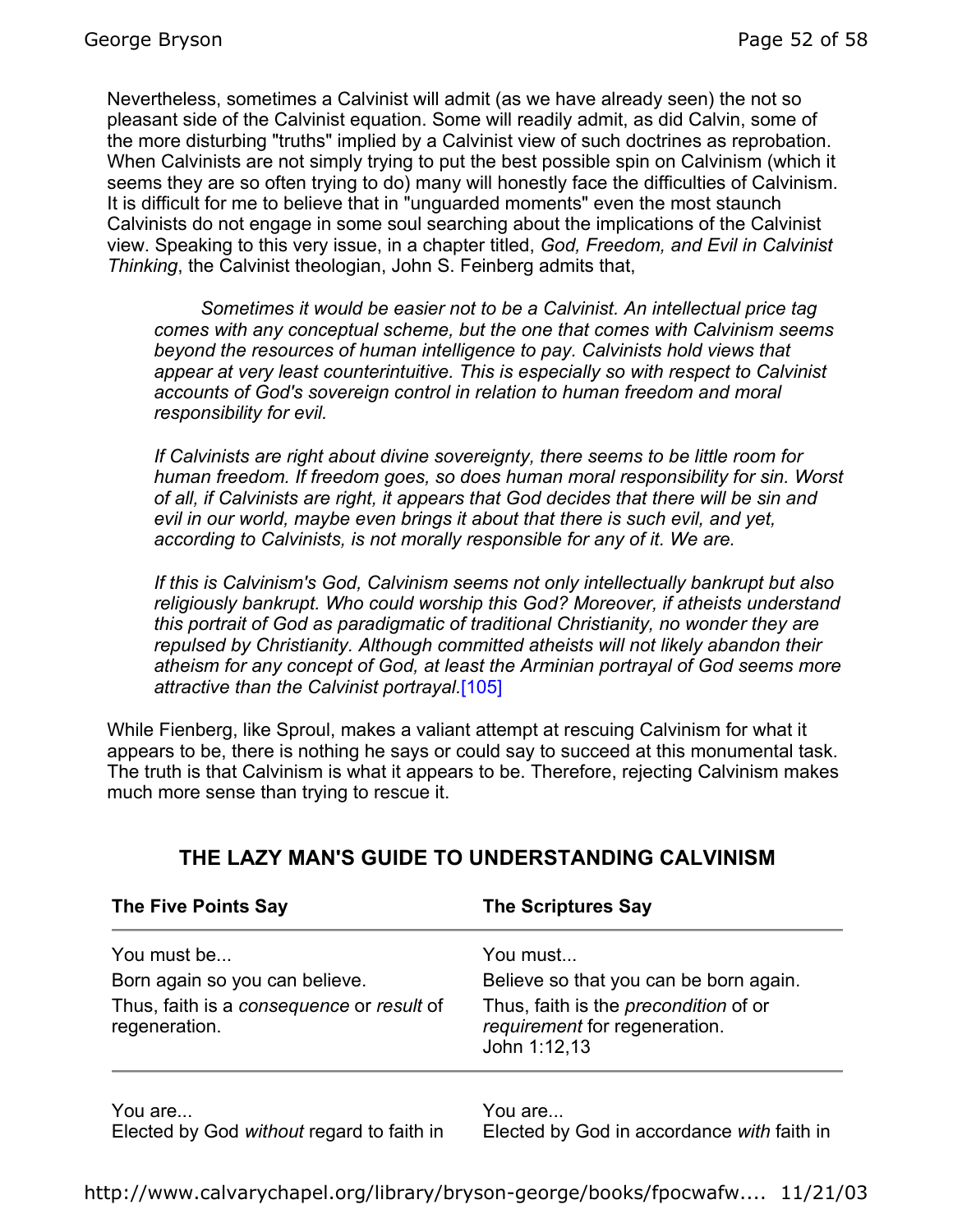Nevertheless, sometimes a Calvinist will admit (as we have already seen) the not so pleasant side of the Calvinist equation. Some will readily admit, as did Calvin, some of the more disturbing "truths" implied by a Calvinist view of such doctrines as reprobation. When Calvinists are not simply trying to put the best possible spin on Calvinism (which it seems they are so often trying to do) many will honestly face the difficulties of Calvinism. It is difficult for me to believe that in "unguarded moments" even the most staunch Calvinists do not engage in some soul searching about the implications of the Calvinist view. Speaking to this very issue, in a chapter titled, *God, Freedom, and Evil in Calvinist Thinking*, the Calvinist theologian, John S. Feinberg admits that,

> *Sometimes it would be easier not to be a Calvinist. An intellectual price tag comes with any conceptual scheme, but the one that comes with Calvinism seems beyond the resources of human intelligence to pay. Calvinists hold views that appear at very least counterintuitive. This is especially so with respect to Calvinist accounts of God's sovereign control in relation to human freedom and moral responsibility for evil.*
>
> *If Calvinists are right about divine sovereignty, there seems to be little room for human freedom. If freedom goes, so does human moral responsibility for sin. Worst of all, if Calvinists are right, it appears that God decides that there will be sin and evil in our world, maybe even brings it about that there is such evil, and yet, according to Calvinists, is not morally responsible for any of it. We are.*
>
> *If this is Calvinism's God, Calvinism seems not only intellectually bankrupt but also religiously bankrupt. Who could worship this God? Moreover, if atheists understand this portrait of God as paradigmatic of traditional Christianity, no wonder they are repulsed by Christianity. Although committed atheists will not likely abandon their atheism for any concept of God, at least the Arminian portrayal of God seems more attractive than the Calvinist portrayal.*[105]

While Fienberg, like Sproul, makes a valiant attempt at rescuing Calvinism for what it appears to be, there is nothing he says or could say to succeed at this monumental task. The truth is that Calvinism is what it appears to be. Therefore, rejecting Calvinism makes much more sense than trying to rescue it.

## THE LAZY MAN'S GUIDE TO UNDERSTANDING CALVINISM

| The Five Points Say | The Scriptures Say |
|---|---|
| You must be...<br>Born again so you can believe.<br>Thus, faith is a *consequence* or *result* of regeneration. | You must...<br>Believe so that you can be born again.<br>Thus, faith is the *precondition* of or *requirement* for regeneration.<br>John 1:12,13 |
| You are...<br>Elected by God *without* regard to faith in | You are...<br>Elected by God in accordance *with* faith in |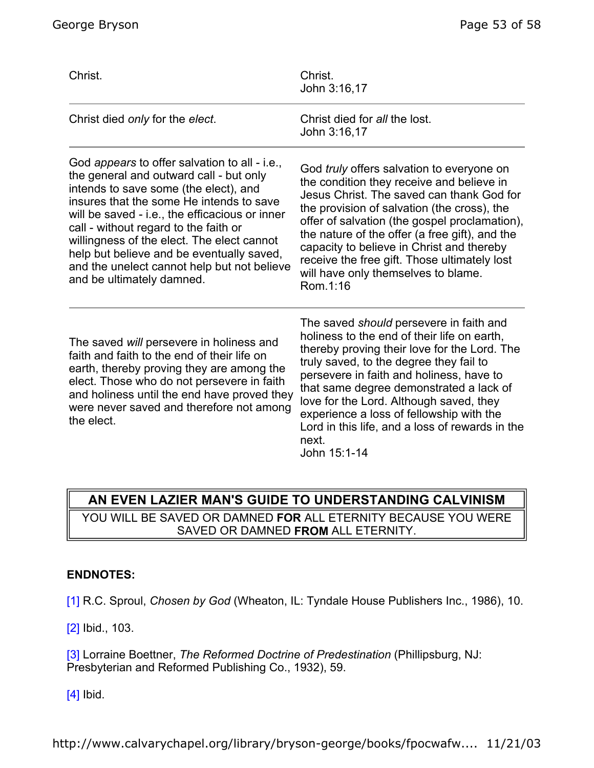| | |
|---|---|
| Christ. | Christ.<br>John 3:16,17 |
| Christ died *only* for the *elect*. | Christ died for *all* the lost.<br>John 3:16,17 |
| God *appears* to offer salvation to all - i.e., the general and outward call - but only intends to save some (the elect), and insures that the some He intends to save will be saved - i.e., the efficacious or inner call - without regard to the faith or willingness of the elect. The elect cannot help but believe and be eventually saved, and the unelect cannot help but not believe and be ultimately damned. | God *truly* offers salvation to everyone on the condition they receive and believe in Jesus Christ. The saved can thank God for the provision of salvation (the cross), the offer of salvation (the gospel proclamation), the nature of the offer (a free gift), and the capacity to believe in Christ and thereby receive the free gift. Those ultimately lost will have only themselves to blame.<br>Rom.1:16 |
| The saved *will* persevere in holiness and faith and faith to the end of their life on earth, thereby proving they are among the elect. Those who do not persevere in faith and holiness until the end have proved they were never saved and therefore not among the elect. | The saved *should* persevere in faith and holiness to the end of their life on earth, thereby proving their love for the Lord. The truly saved, to the degree they fail to persevere in faith and holiness, have to that same degree demonstrated a lack of love for the Lord. Although saved, they experience a loss of fellowship with the Lord in this life, and a loss of rewards in the next.<br>John 15:1-14 |

| AN EVEN LAZIER MAN'S GUIDE TO UNDERSTANDING CALVINISM |
|---|
| YOU WILL BE SAVED OR DAMNED **FOR** ALL ETERNITY BECAUSE YOU WERE SAVED OR DAMNED **FROM** ALL ETERNITY. |

**ENDNOTES:**

[1] R.C. Sproul, *Chosen by God* (Wheaton, IL: Tyndale House Publishers Inc., 1986), 10.

[2] Ibid., 103.

[3] Lorraine Boettner, *The Reformed Doctrine of Predestination* (Phillipsburg, NJ: Presbyterian and Reformed Publishing Co., 1932), 59.

[4] Ibid.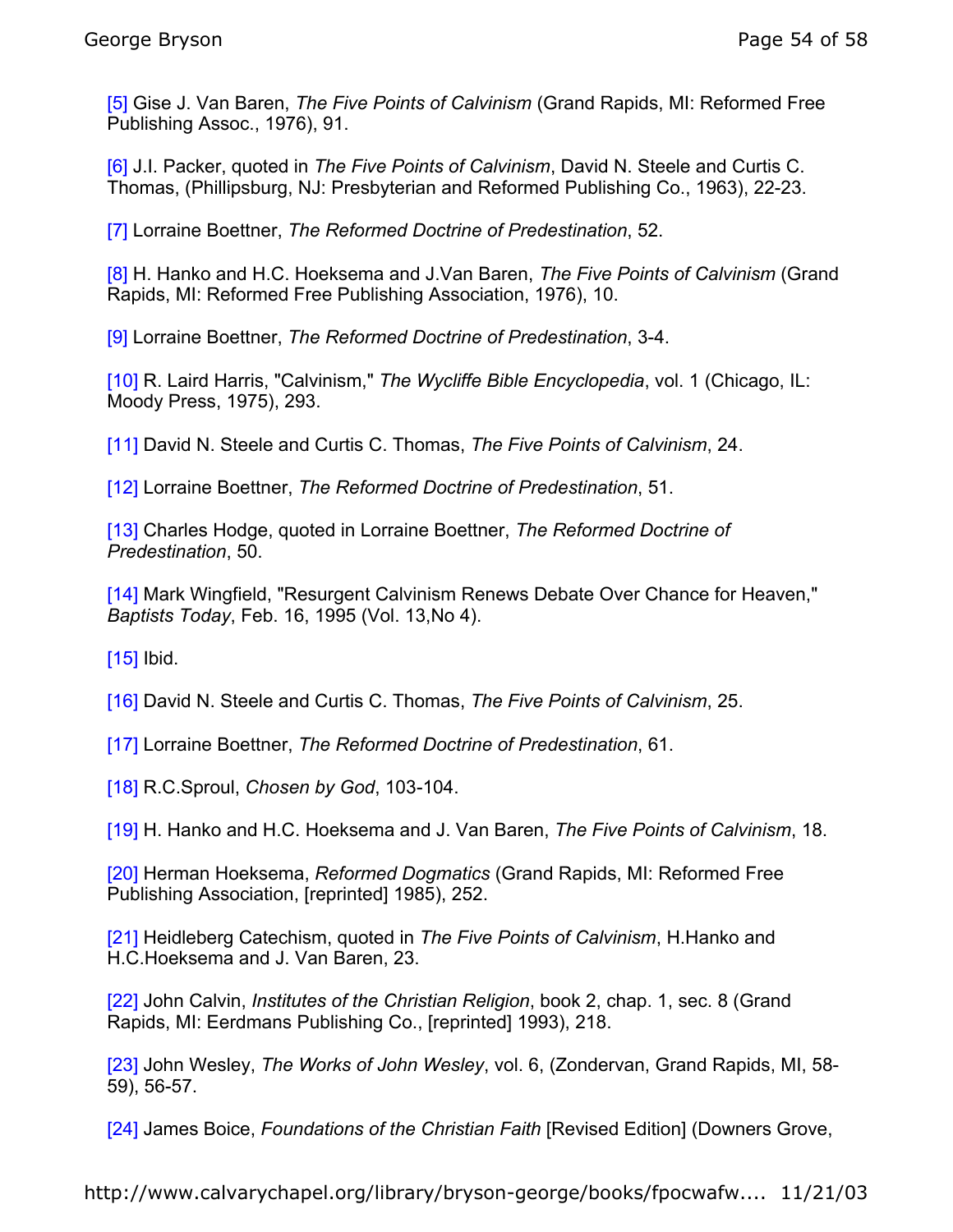[5] Gise J. Van Baren, *The Five Points of Calvinism* (Grand Rapids, MI: Reformed Free Publishing Assoc., 1976), 91.

[6] J.I. Packer, quoted in *The Five Points of Calvinism*, David N. Steele and Curtis C. Thomas, (Phillipsburg, NJ: Presbyterian and Reformed Publishing Co., 1963), 22-23.

[7] Lorraine Boettner, *The Reformed Doctrine of Predestination*, 52.

[8] H. Hanko and H.C. Hoeksema and J.Van Baren, *The Five Points of Calvinism* (Grand Rapids, MI: Reformed Free Publishing Association, 1976), 10.

[9] Lorraine Boettner, *The Reformed Doctrine of Predestination*, 3-4.

[10] R. Laird Harris, "Calvinism," *The Wycliffe Bible Encyclopedia*, vol. 1 (Chicago, IL: Moody Press, 1975), 293.

[11] David N. Steele and Curtis C. Thomas, *The Five Points of Calvinism*, 24.

[12] Lorraine Boettner, *The Reformed Doctrine of Predestination*, 51.

[13] Charles Hodge, quoted in Lorraine Boettner, *The Reformed Doctrine of Predestination*, 50.

[14] Mark Wingfield, "Resurgent Calvinism Renews Debate Over Chance for Heaven," *Baptists Today*, Feb. 16, 1995 (Vol. 13,No 4).

[15] Ibid.

[16] David N. Steele and Curtis C. Thomas, *The Five Points of Calvinism*, 25.

[17] Lorraine Boettner, *The Reformed Doctrine of Predestination*, 61.

[18] R.C.Sproul, *Chosen by God*, 103-104.

[19] H. Hanko and H.C. Hoeksema and J. Van Baren, *The Five Points of Calvinism*, 18.

[20] Herman Hoeksema, *Reformed Dogmatics* (Grand Rapids, MI: Reformed Free Publishing Association, [reprinted] 1985), 252.

[21] Heidleberg Catechism, quoted in *The Five Points of Calvinism*, H.Hanko and H.C.Hoeksema and J. Van Baren, 23.

[22] John Calvin, *Institutes of the Christian Religion*, book 2, chap. 1, sec. 8 (Grand Rapids, MI: Eerdmans Publishing Co., [reprinted] 1993), 218.

[23] John Wesley, *The Works of John Wesley*, vol. 6, (Zondervan, Grand Rapids, MI, 58-59), 56-57.

[24] James Boice, *Foundations of the Christian Faith* [Revised Edition] (Downers Grove,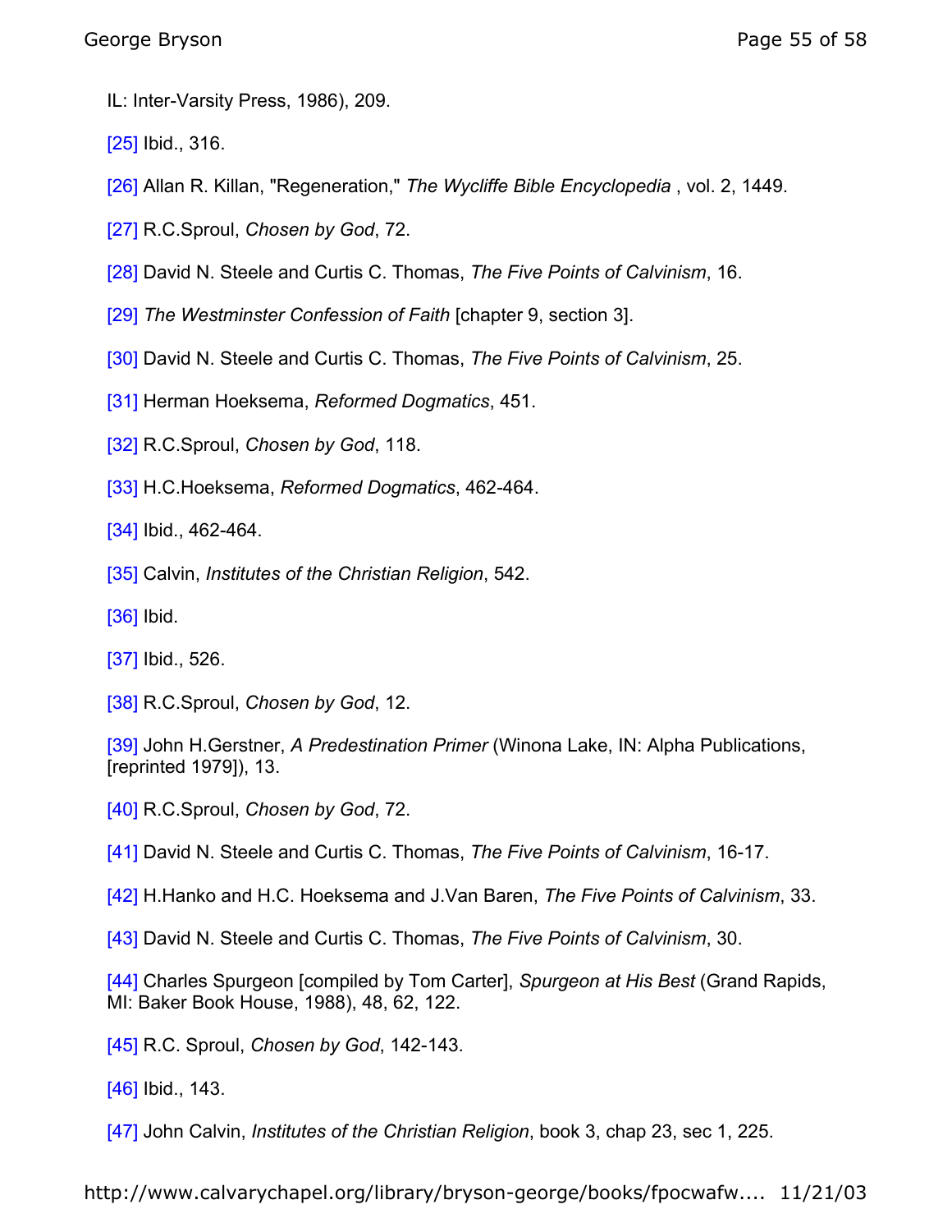IL: Inter-Varsity Press, 1986), 209.

[25] Ibid., 316.

[26] Allan R. Killan, "Regeneration," *The Wycliffe Bible Encyclopedia* , vol. 2, 1449.

[27] R.C.Sproul, *Chosen by God*, 72.

[28] David N. Steele and Curtis C. Thomas, *The Five Points of Calvinism*, 16.

[29] *The Westminster Confession of Faith* [chapter 9, section 3].

[30] David N. Steele and Curtis C. Thomas, *The Five Points of Calvinism*, 25.

[31] Herman Hoeksema, *Reformed Dogmatics*, 451.

[32] R.C.Sproul, *Chosen by God*, 118.

[33] H.C.Hoeksema, *Reformed Dogmatics*, 462-464.

[34] Ibid., 462-464.

[35] Calvin, *Institutes of the Christian Religion*, 542.

[36] Ibid.

[37] Ibid., 526.

[38] R.C.Sproul, *Chosen by God*, 12.

[39] John H.Gerstner, *A Predestination Primer* (Winona Lake, IN: Alpha Publications, [reprinted 1979]), 13.

[40] R.C.Sproul, *Chosen by God*, 72.

[41] David N. Steele and Curtis C. Thomas, *The Five Points of Calvinism*, 16-17.

[42] H.Hanko and H.C. Hoeksema and J.Van Baren, *The Five Points of Calvinism*, 33.

[43] David N. Steele and Curtis C. Thomas, *The Five Points of Calvinism*, 30.

[44] Charles Spurgeon [compiled by Tom Carter], *Spurgeon at His Best* (Grand Rapids, MI: Baker Book House, 1988), 48, 62, 122.

[45] R.C. Sproul, *Chosen by God*, 142-143.

[46] Ibid., 143.

[47] John Calvin, *Institutes of the Christian Religion*, book 3, chap 23, sec 1, 225.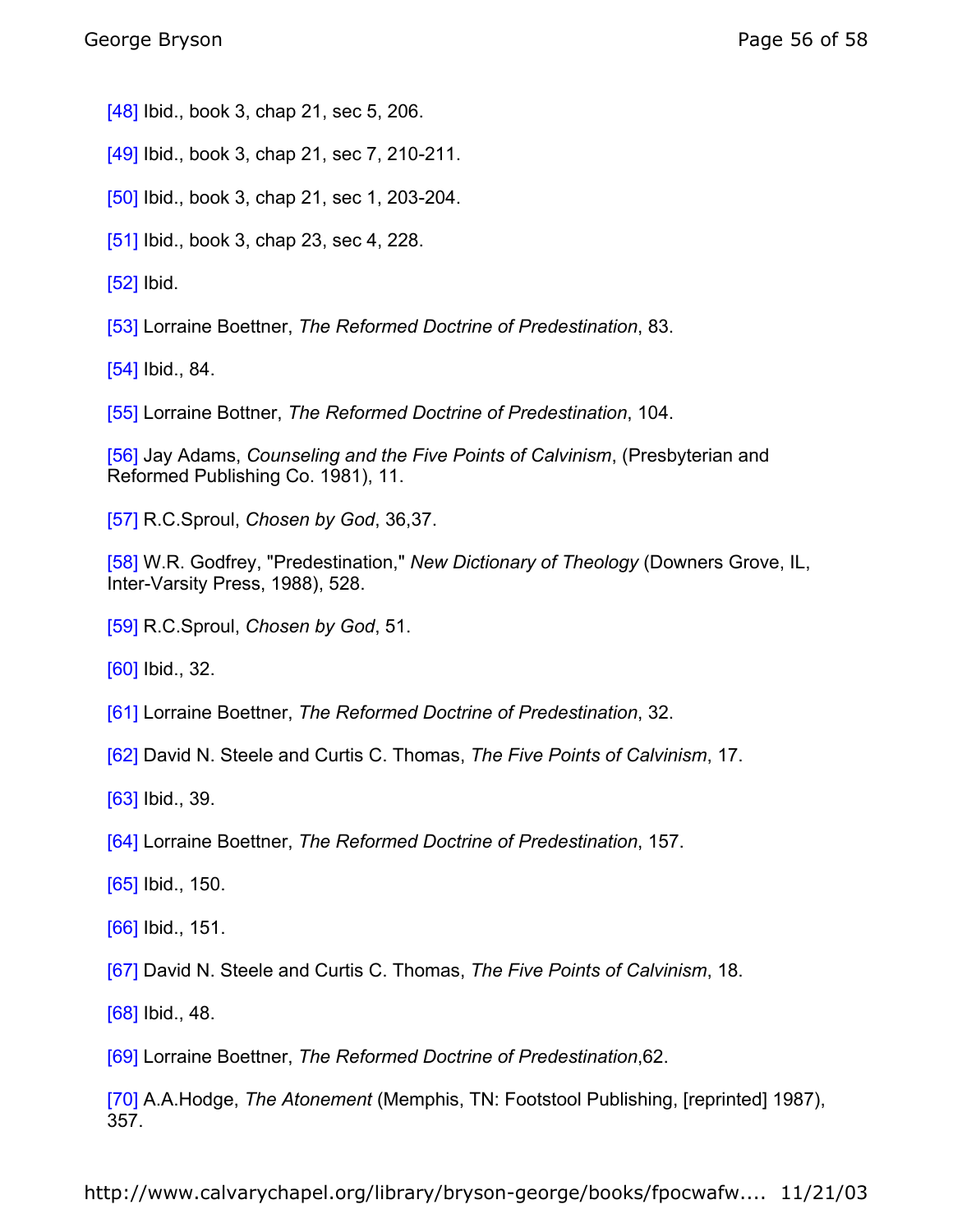[48] Ibid., book 3, chap 21, sec 5, 206.

[49] Ibid., book 3, chap 21, sec 7, 210-211.

[50] Ibid., book 3, chap 21, sec 1, 203-204.

[51] Ibid., book 3, chap 23, sec 4, 228.

[52] Ibid.

[53] Lorraine Boettner, *The Reformed Doctrine of Predestination*, 83.

[54] Ibid., 84.

[55] Lorraine Bottner, *The Reformed Doctrine of Predestination*, 104.

[56] Jay Adams, *Counseling and the Five Points of Calvinism*, (Presbyterian and Reformed Publishing Co. 1981), 11.

[57] R.C.Sproul, *Chosen by God*, 36,37.

[58] W.R. Godfrey, "Predestination," *New Dictionary of Theology* (Downers Grove, IL, Inter-Varsity Press, 1988), 528.

[59] R.C.Sproul, *Chosen by God*, 51.

[60] Ibid., 32.

[61] Lorraine Boettner, *The Reformed Doctrine of Predestination*, 32.

[62] David N. Steele and Curtis C. Thomas, *The Five Points of Calvinism*, 17.

[63] Ibid., 39.

[64] Lorraine Boettner, *The Reformed Doctrine of Predestination*, 157.

[65] Ibid., 150.

[66] Ibid., 151.

[67] David N. Steele and Curtis C. Thomas, *The Five Points of Calvinism*, 18.

[68] Ibid., 48.

[69] Lorraine Boettner, *The Reformed Doctrine of Predestination*,62.

[70] A.A.Hodge, *The Atonement* (Memphis, TN: Footstool Publishing, [reprinted] 1987), 357.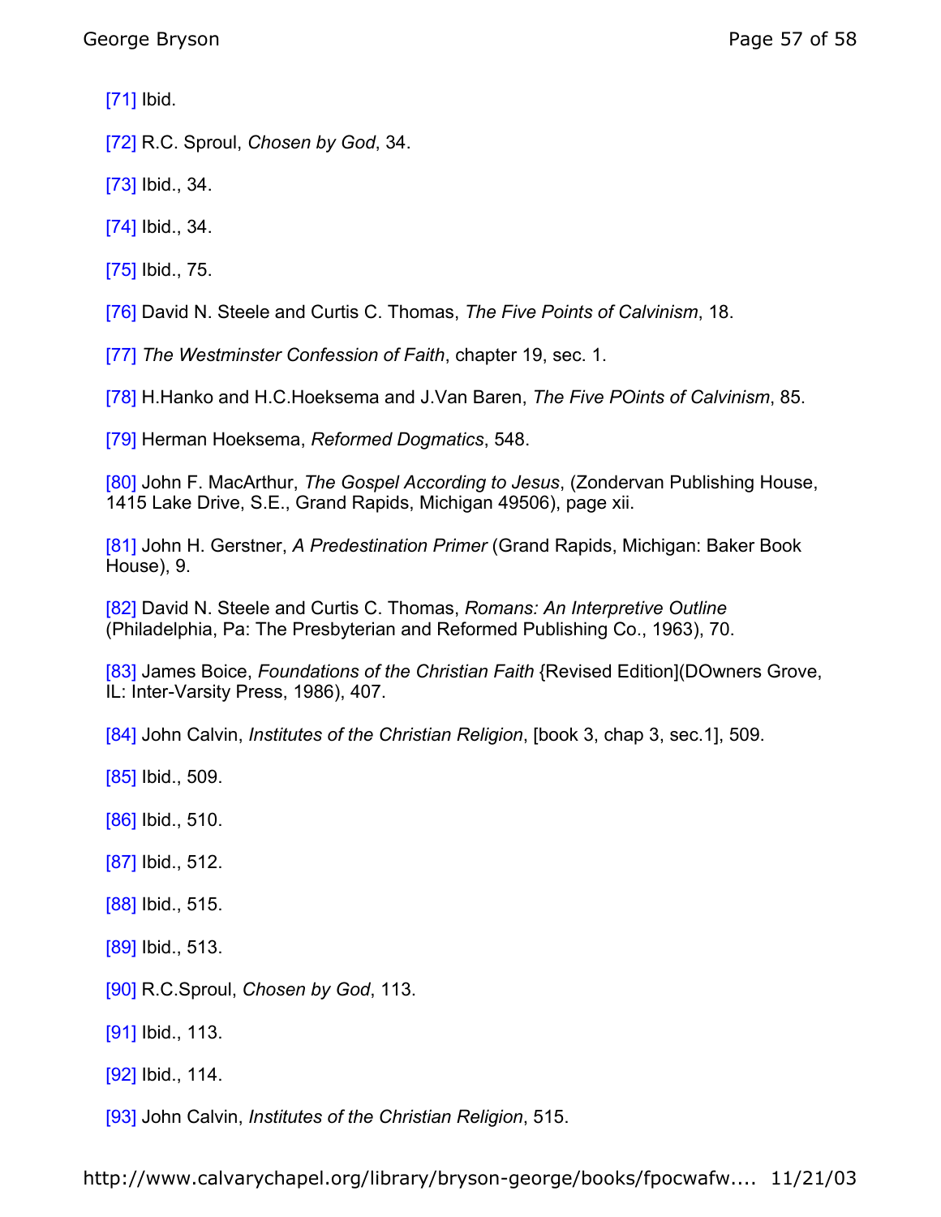[71] Ibid.

[72] R.C. Sproul, *Chosen by God*, 34.

[73] Ibid., 34.

[74] Ibid., 34.

[75] Ibid., 75.

[76] David N. Steele and Curtis C. Thomas, *The Five Points of Calvinism*, 18.

[77] *The Westminster Confession of Faith*, chapter 19, sec. 1.

[78] H.Hanko and H.C.Hoeksema and J.Van Baren, *The Five POints of Calvinism*, 85.

[79] Herman Hoeksema, *Reformed Dogmatics*, 548.

[80] John F. MacArthur, *The Gospel According to Jesus*, (Zondervan Publishing House, 1415 Lake Drive, S.E., Grand Rapids, Michigan 49506), page xii.

[81] John H. Gerstner, *A Predestination Primer* (Grand Rapids, Michigan: Baker Book House), 9.

[82] David N. Steele and Curtis C. Thomas, *Romans: An Interpretive Outline* (Philadelphia, Pa: The Presbyterian and Reformed Publishing Co., 1963), 70.

[83] James Boice, *Foundations of the Christian Faith* {Revised Edition](DOwners Grove, IL: Inter-Varsity Press, 1986), 407.

[84] John Calvin, *Institutes of the Christian Religion*, [book 3, chap 3, sec.1], 509.

[85] Ibid., 509.

[86] Ibid., 510.

[87] Ibid., 512.

[88] Ibid., 515.

[89] Ibid., 513.

[90] R.C.Sproul, *Chosen by God*, 113.

[91] Ibid., 113.

[92] Ibid., 114.

[93] John Calvin, *Institutes of the Christian Religion*, 515.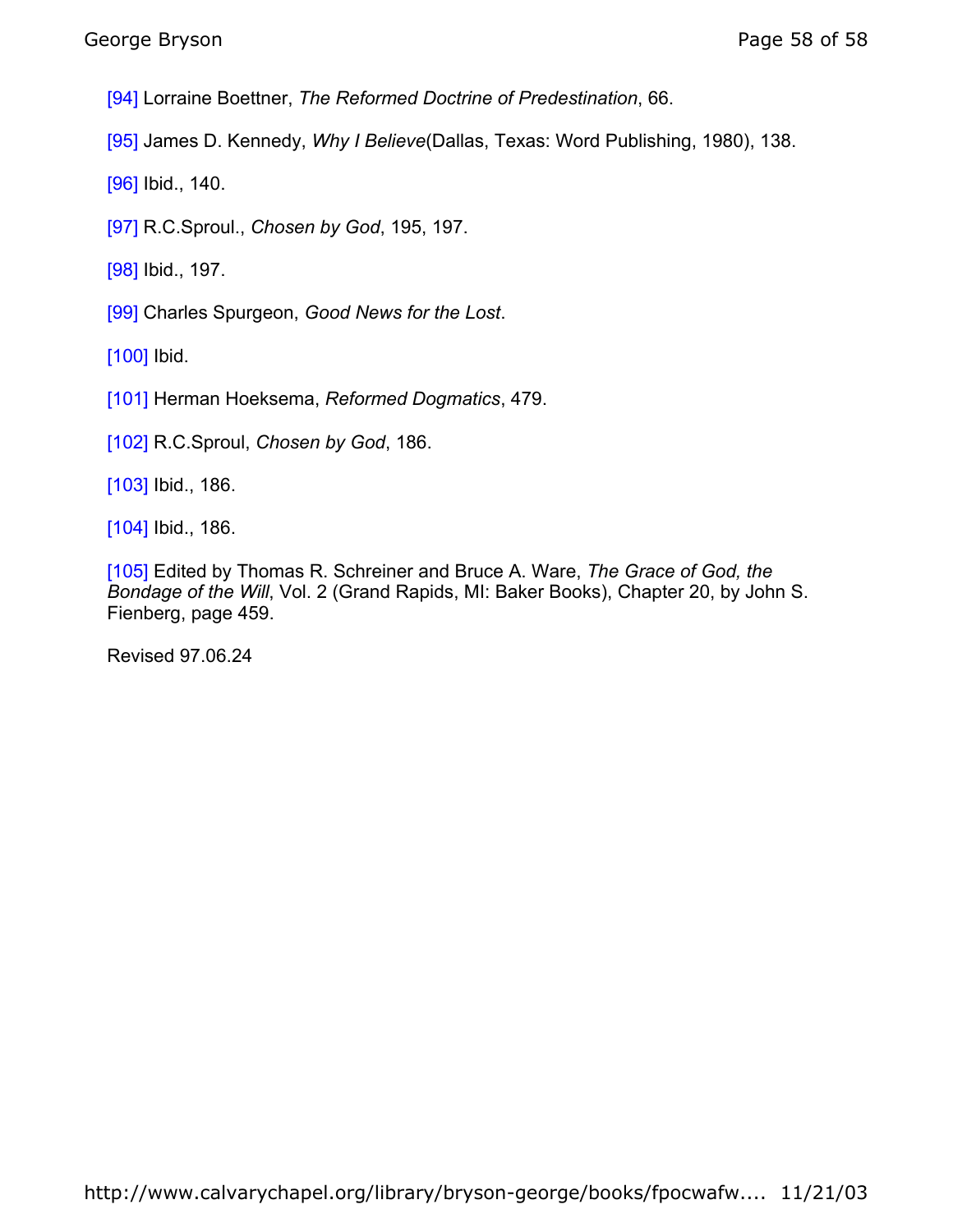[94] Lorraine Boettner, *The Reformed Doctrine of Predestination*, 66.

[95] James D. Kennedy, *Why I Believe*(Dallas, Texas: Word Publishing, 1980), 138.

[96] Ibid., 140.

[97] R.C.Sproul., *Chosen by God*, 195, 197.

[98] Ibid., 197.

[99] Charles Spurgeon, *Good News for the Lost*.

[100] Ibid.

[101] Herman Hoeksema, *Reformed Dogmatics*, 479.

[102] R.C.Sproul, *Chosen by God*, 186.

[103] Ibid., 186.

[104] Ibid., 186.

[105] Edited by Thomas R. Schreiner and Bruce A. Ware, *The Grace of God, the Bondage of the Will*, Vol. 2 (Grand Rapids, MI: Baker Books), Chapter 20, by John S. Fienberg, page 459.

Revised 97.06.24